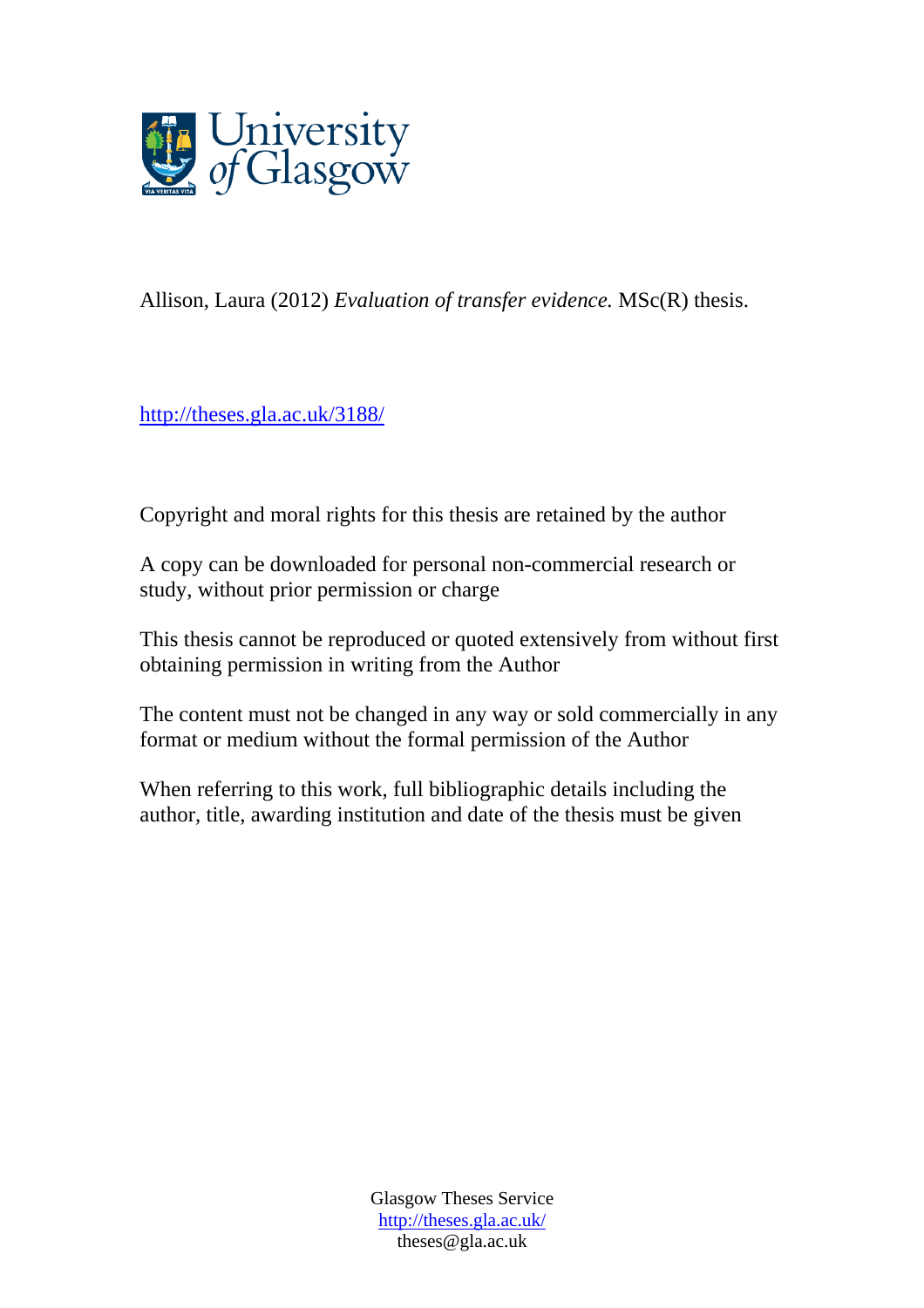Allison, Laura (2012) *Evaluation of transfer evidence.* MSc(R) thesis.

http://theses.gla.ac.uk/3188/

Copyright and moral rights for this thesis are retained by the author

A copy can be downloaded for personal non-commercial research or study, without prior permission or charge

This thesis cannot be reproduced or quoted extensively from without first obtaining permission in writing from the Author

The content must not be changed in any way or sold commercially in any format or medium without the formal permission of the Author

When referring to this work, full bibliographic details including the author, title, awarding institution and date of the thesis must be given

Glasgow Theses Service
http://theses.gla.ac.uk/
theses@gla.ac.uk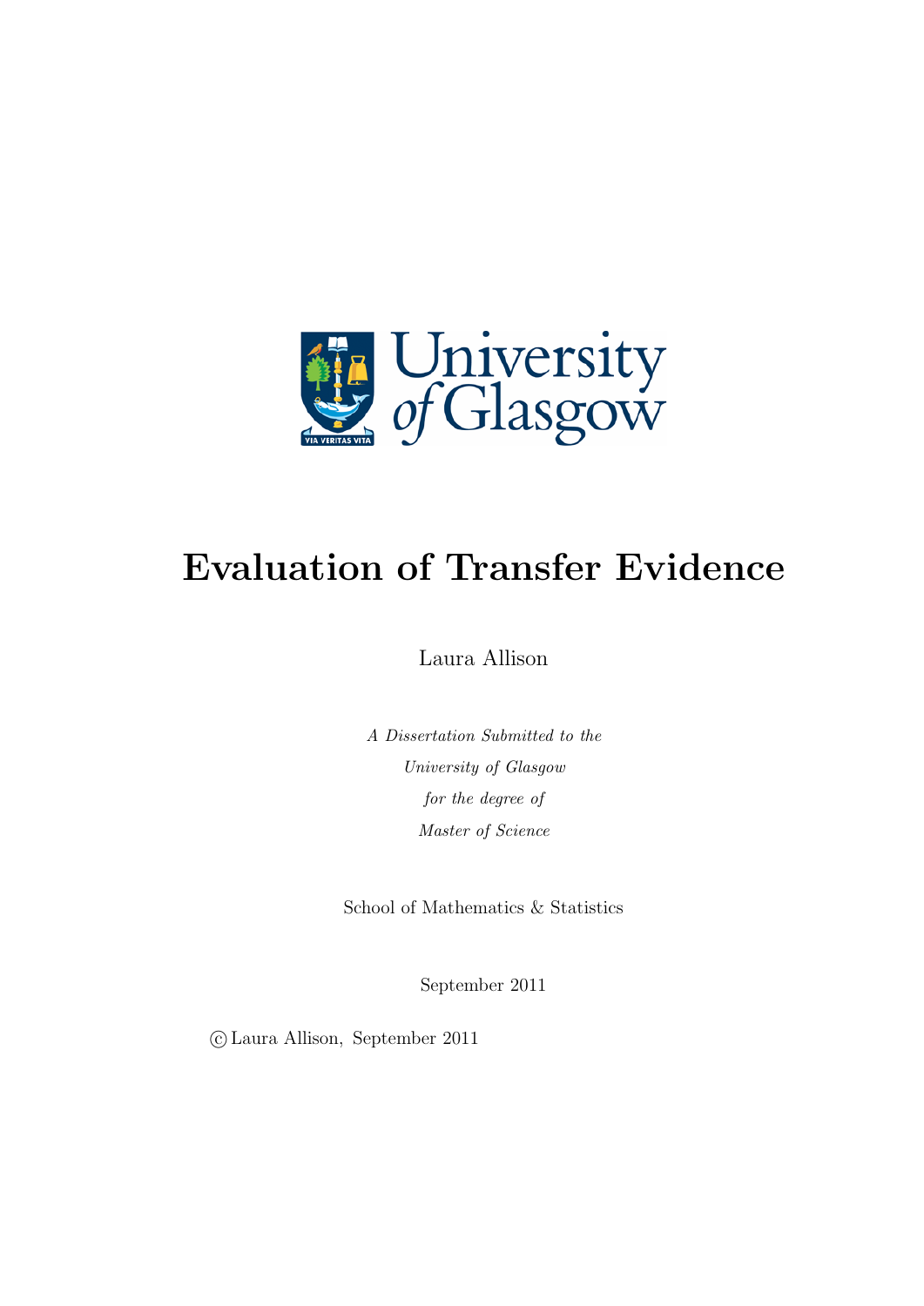# Evaluation of Transfer Evidence

Laura Allison

*A Dissertation Submitted to the*

*University of Glasgow*

*for the degree of*

*Master of Science*

School of Mathematics & Statistics

September 2011

© Laura Allison, September 2011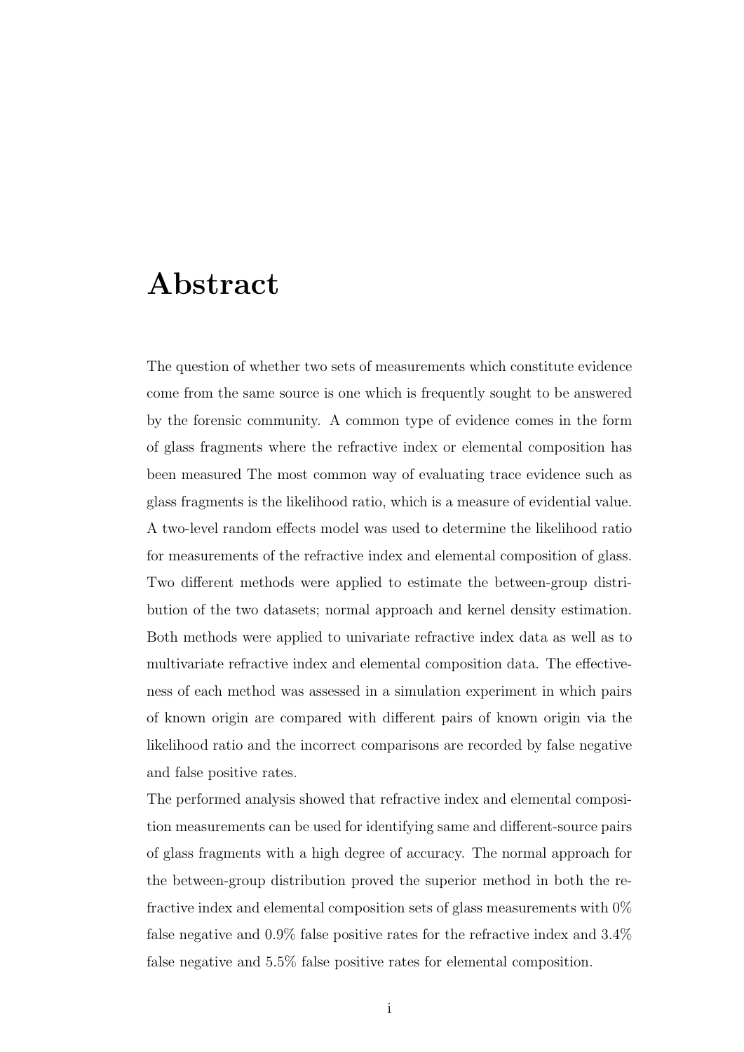# Abstract

The question of whether two sets of measurements which constitute evidence come from the same source is one which is frequently sought to be answered by the forensic community. A common type of evidence comes in the form of glass fragments where the refractive index or elemental composition has been measured The most common way of evaluating trace evidence such as glass fragments is the likelihood ratio, which is a measure of evidential value. A two-level random effects model was used to determine the likelihood ratio for measurements of the refractive index and elemental composition of glass. Two different methods were applied to estimate the between-group distribution of the two datasets; normal approach and kernel density estimation. Both methods were applied to univariate refractive index data as well as to multivariate refractive index and elemental composition data. The effectiveness of each method was assessed in a simulation experiment in which pairs of known origin are compared with different pairs of known origin via the likelihood ratio and the incorrect comparisons are recorded by false negative and false positive rates.

The performed analysis showed that refractive index and elemental composition measurements can be used for identifying same and different-source pairs of glass fragments with a high degree of accuracy. The normal approach for the between-group distribution proved the superior method in both the refractive index and elemental composition sets of glass measurements with 0% false negative and 0.9% false positive rates for the refractive index and 3.4% false negative and 5.5% false positive rates for elemental composition.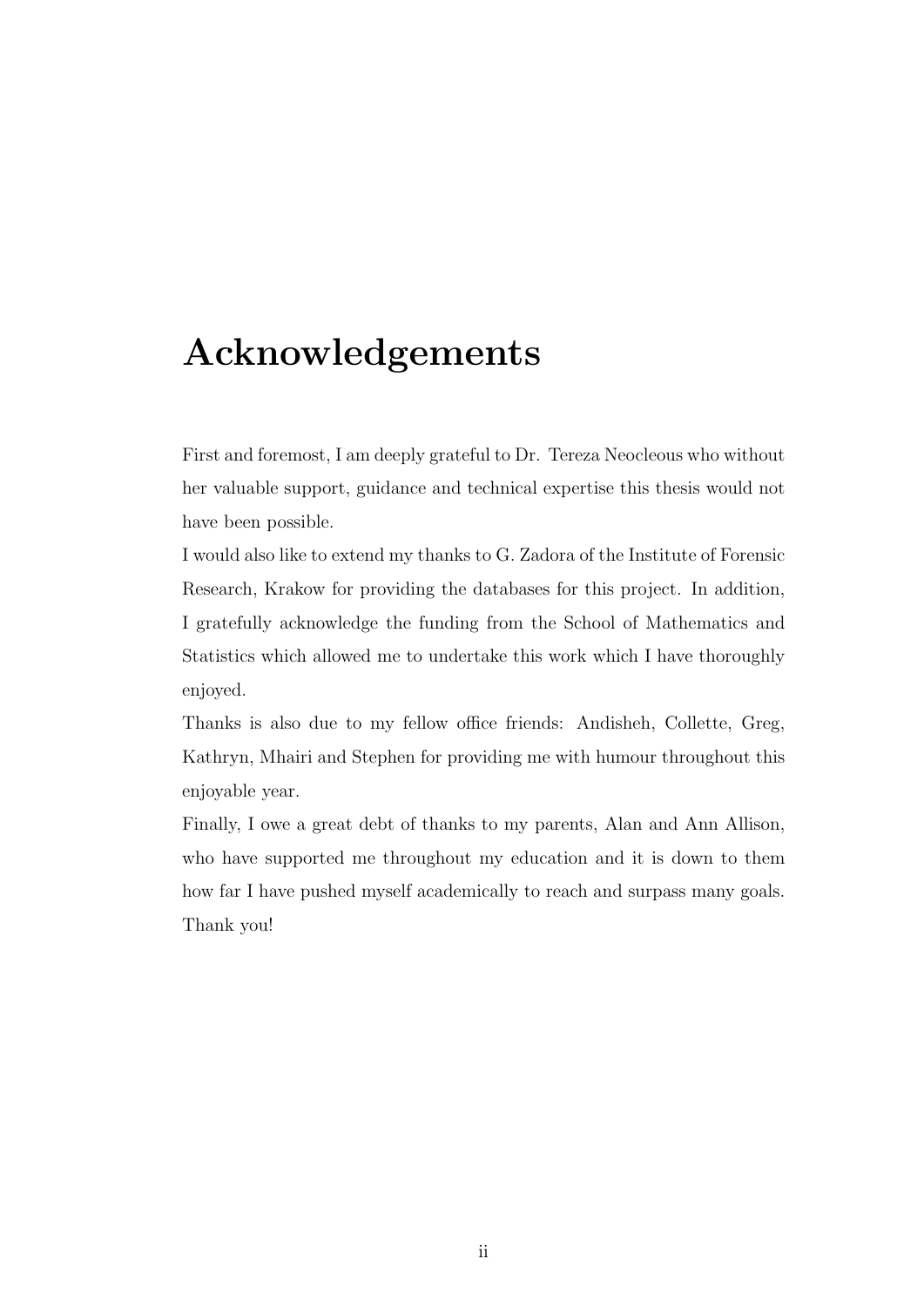# Acknowledgements

First and foremost, I am deeply grateful to Dr. Tereza Neocleous who without her valuable support, guidance and technical expertise this thesis would not have been possible.

I would also like to extend my thanks to G. Zadora of the Institute of Forensic Research, Krakow for providing the databases for this project. In addition, I gratefully acknowledge the funding from the School of Mathematics and Statistics which allowed me to undertake this work which I have thoroughly enjoyed.

Thanks is also due to my fellow office friends: Andisheh, Collette, Greg, Kathryn, Mhairi and Stephen for providing me with humour throughout this enjoyable year.

Finally, I owe a great debt of thanks to my parents, Alan and Ann Allison, who have supported me throughout my education and it is down to them how far I have pushed myself academically to reach and surpass many goals. Thank you!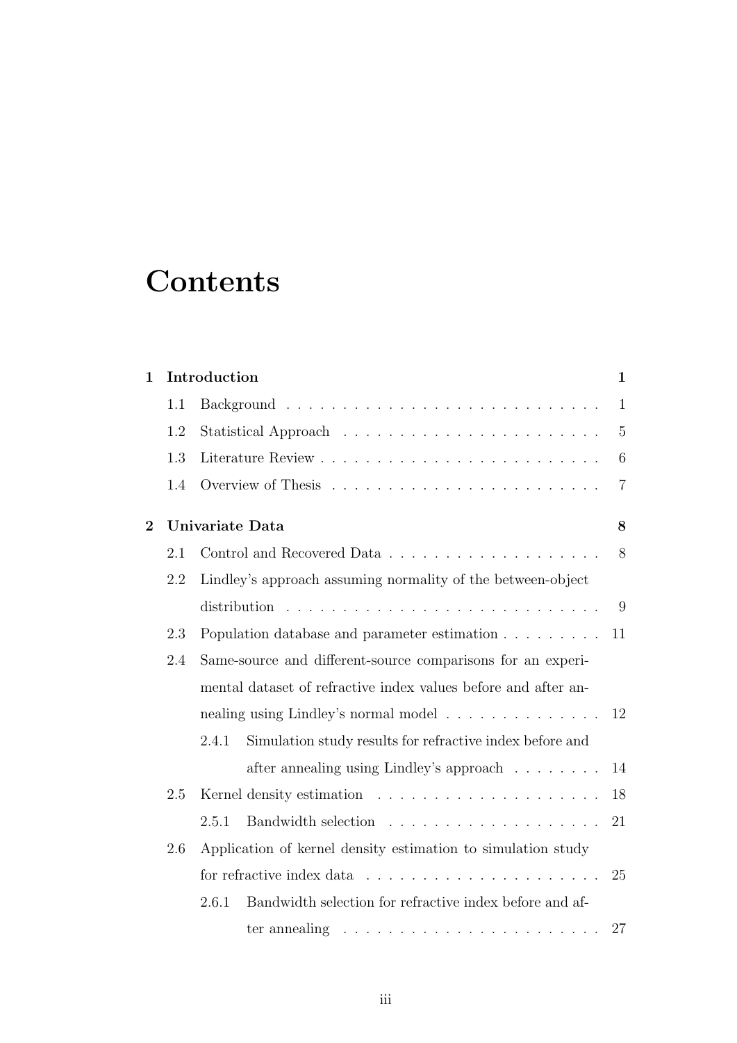# Contents

**1 Introduction** **1**

- 1.1 Background . . . . . . . . . . . . . . . . . . . . . . . . . . . . 1
- 1.2 Statistical Approach . . . . . . . . . . . . . . . . . . . . . . . 5
- 1.3 Literature Review . . . . . . . . . . . . . . . . . . . . . . . . . 6
- 1.4 Overview of Thesis . . . . . . . . . . . . . . . . . . . . . . . . 7

**2 Univariate Data** **8**

- 2.1 Control and Recovered Data . . . . . . . . . . . . . . . . . . . 8
- 2.2 Lindley's approach assuming normality of the between-object distribution . . . . . . . . . . . . . . . . . . . . . . . . . . . . 9
- 2.3 Population database and parameter estimation . . . . . . . . . 11
- 2.4 Same-source and different-source comparisons for an experimental dataset of refractive index values before and after annealing using Lindley's normal model . . . . . . . . . . . . . . 12
  - 2.4.1 Simulation study results for refractive index before and after annealing using Lindley's approach . . . . . . . . 14
- 2.5 Kernel density estimation . . . . . . . . . . . . . . . . . . . . 18
  - 2.5.1 Bandwidth selection . . . . . . . . . . . . . . . . . . . 21
- 2.6 Application of kernel density estimation to simulation study for refractive index data . . . . . . . . . . . . . . . . . . . . . 25
  - 2.6.1 Bandwidth selection for refractive index before and after annealing . . . . . . . . . . . . . . . . . . . . . . . 27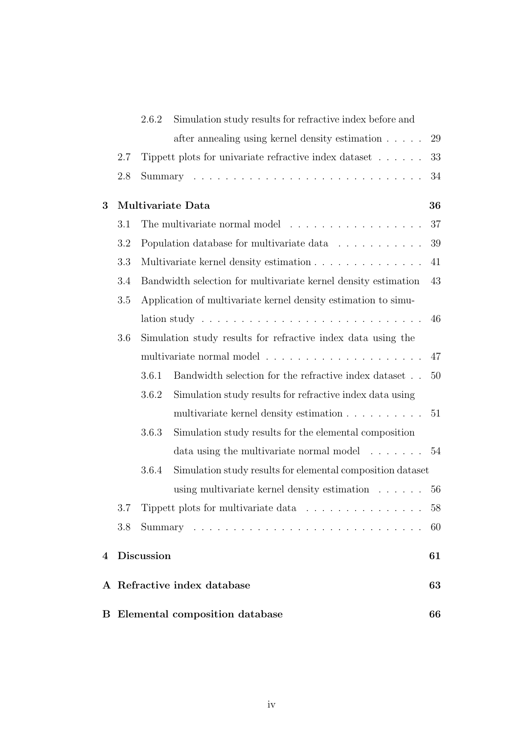- 2.6.2 Simulation study results for refractive index before and after annealing using kernel density estimation . . . . . 29
- 2.7 Tippett plots for univariate refractive index dataset . . . . . . 33
- 2.8 Summary . . . . . . . . . . . . . . . . . . . . . . . . . . . . 34

**3 Multivariate Data** **36**

- 3.1 The multivariate normal model . . . . . . . . . . . . . . . . . 37
- 3.2 Population database for multivariate data . . . . . . . . . . . 39
- 3.3 Multivariate kernel density estimation . . . . . . . . . . . . . . 41
- 3.4 Bandwidth selection for multivariate kernel density estimation 43
- 3.5 Application of multivariate kernel density estimation to simulation study . . . . . . . . . . . . . . . . . . . . . . . . . . . 46
- 3.6 Simulation study results for refractive index data using the multivariate normal model . . . . . . . . . . . . . . . . . . . . 47
  - 3.6.1 Bandwidth selection for the refractive index dataset . . 50
  - 3.6.2 Simulation study results for refractive index data using multivariate kernel density estimation . . . . . . . . . . 51
  - 3.6.3 Simulation study results for the elemental composition data using the multivariate normal model . . . . . . . 54
  - 3.6.4 Simulation study results for elemental composition dataset using multivariate kernel density estimation . . . . . . 56
- 3.7 Tippett plots for multivariate data . . . . . . . . . . . . . . . 58
- 3.8 Summary . . . . . . . . . . . . . . . . . . . . . . . . . . . . 60

**4 Discussion** **61**

**A Refractive index database** **63**

**B Elemental composition database** **66**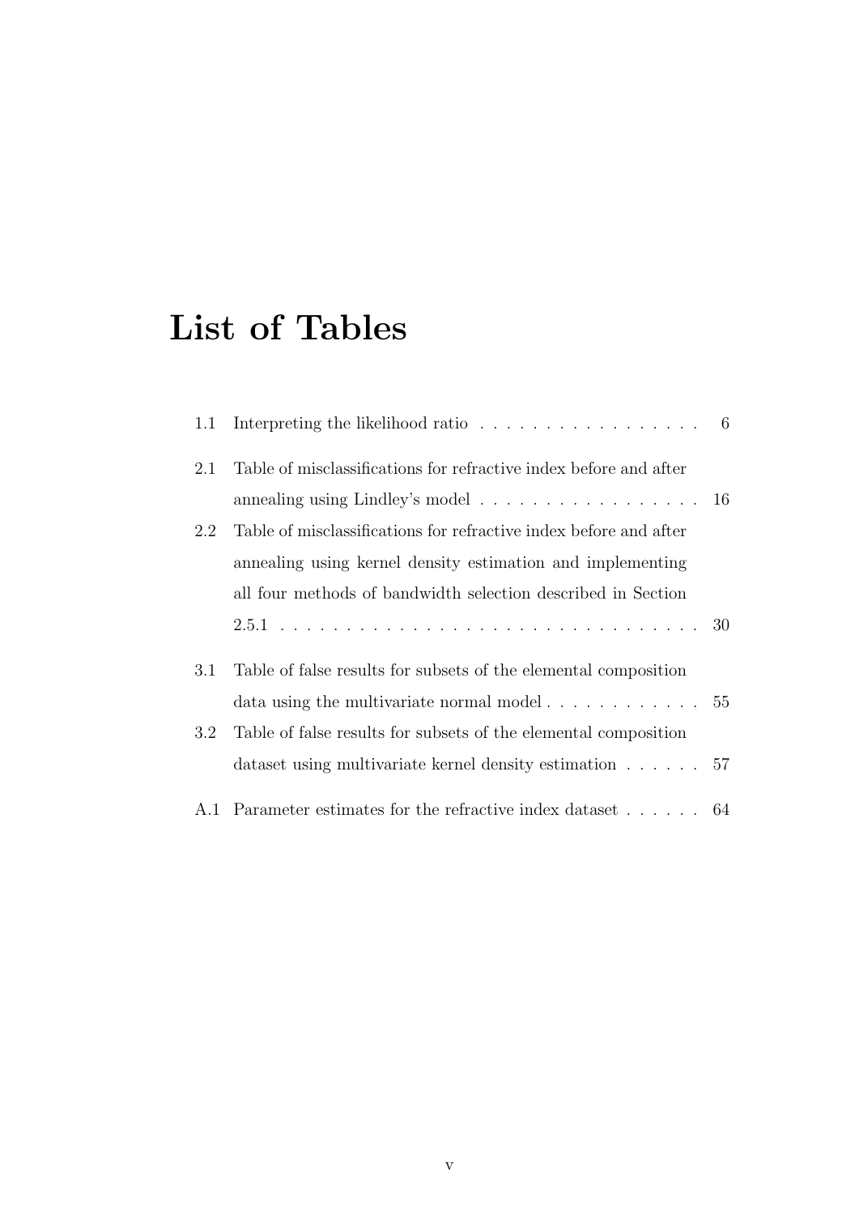# List of Tables

1.1 Interpreting the likelihood ratio . . . . . . . . . . . . . . . . . . 6

2.1 Table of misclassifications for refractive index before and after annealing using Lindley's model . . . . . . . . . . . . . . . . . . 16

2.2 Table of misclassifications for refractive index before and after annealing using kernel density estimation and implementing all four methods of bandwidth selection described in Section 2.5.1 . . . . . . . . . . . . . . . . . . . . . . . . . . . . . . . . 30

3.1 Table of false results for subsets of the elemental composition data using the multivariate normal model . . . . . . . . . . . . 55

3.2 Table of false results for subsets of the elemental composition dataset using multivariate kernel density estimation . . . . . . 57

A.1 Parameter estimates for the refractive index dataset . . . . . . 64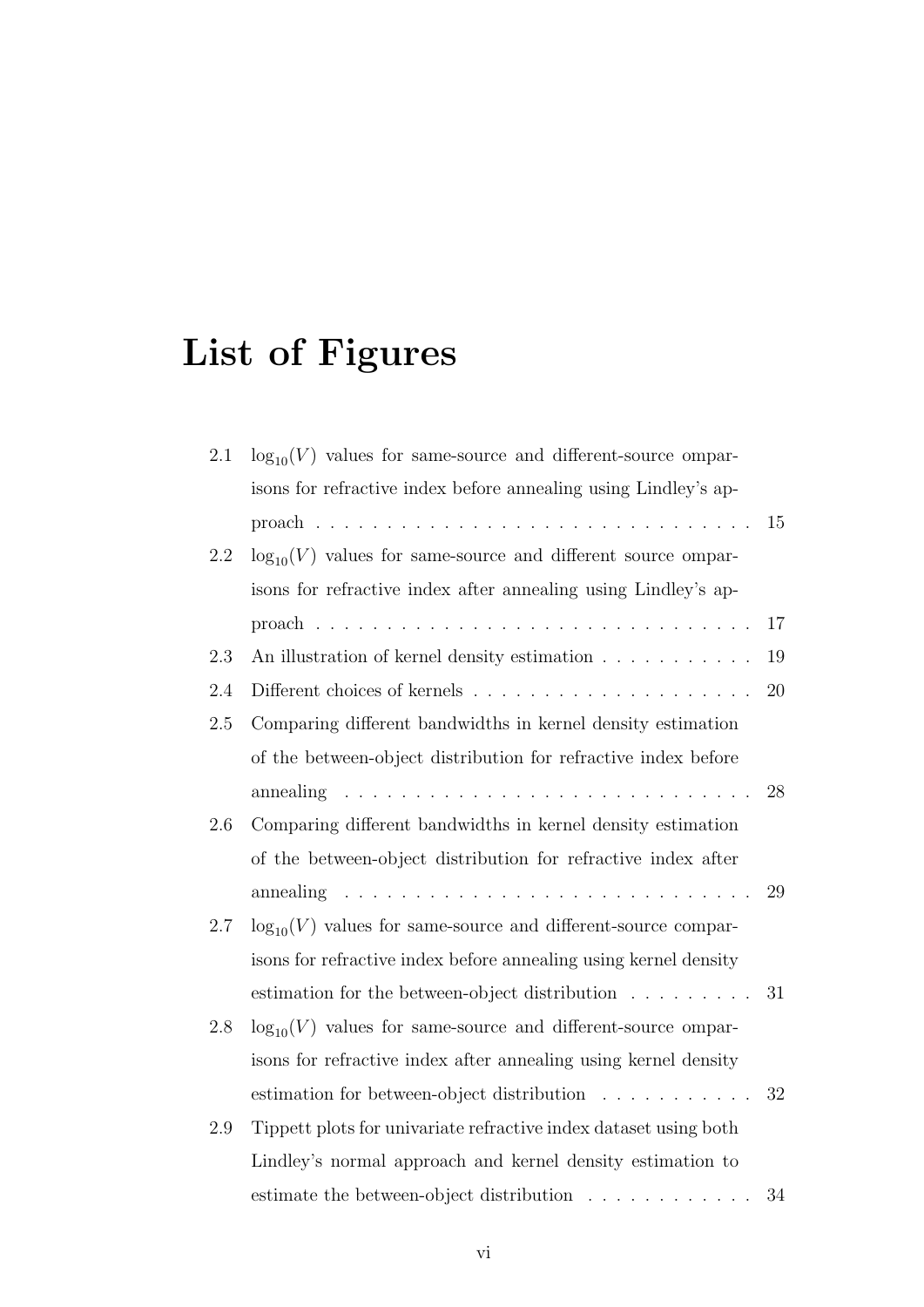# List of Figures

| | | |
|---|---|---|
| 2.1 | $\log_{10}(V)$ values for same-source and different-source omparisons for refractive index before annealing using Lindley's approach | 15 |
| 2.2 | $\log_{10}(V)$ values for same-source and different source omparisons for refractive index after annealing using Lindley's approach | 17 |
| 2.3 | An illustration of kernel density estimation | 19 |
| 2.4 | Different choices of kernels | 20 |
| 2.5 | Comparing different bandwidths in kernel density estimation of the between-object distribution for refractive index before annealing | 28 |
| 2.6 | Comparing different bandwidths in kernel density estimation of the between-object distribution for refractive index after annealing | 29 |
| 2.7 | $\log_{10}(V)$ values for same-source and different-source comparisons for refractive index before annealing using kernel density estimation for the between-object distribution | 31 |
| 2.8 | $\log_{10}(V)$ values for same-source and different-source omparisons for refractive index after annealing using kernel density estimation for between-object distribution | 32 |
| 2.9 | Tippett plots for univariate refractive index dataset using both Lindley's normal approach and kernel density estimation to estimate the between-object distribution | 34 |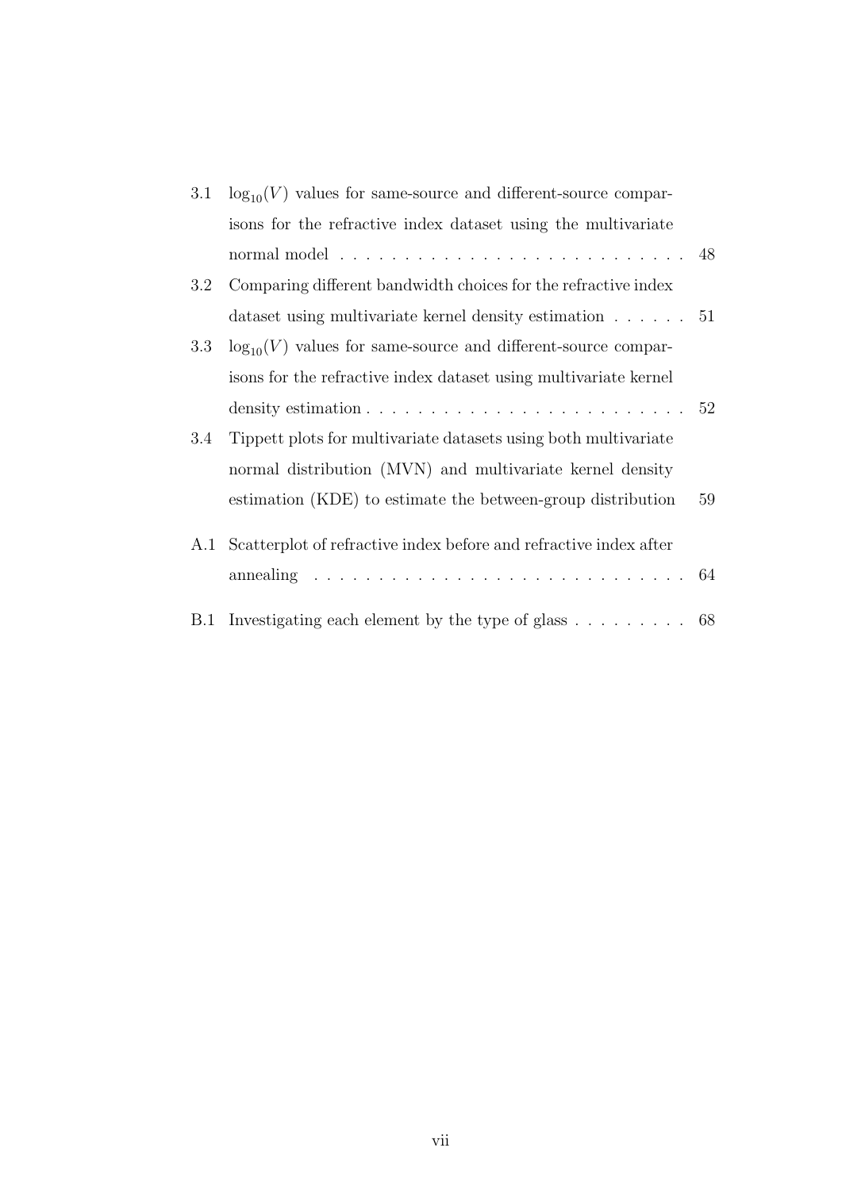3.1 $\log_{10}(V)$ values for same-source and different-source comparisons for the refractive index dataset using the multivariate normal model . . . . . . . . . . . . . . . . . . . . . . . . . . 48

3.2 Comparing different bandwidth choices for the refractive index dataset using multivariate kernel density estimation . . . . . . 51

3.3 $\log_{10}(V)$ values for same-source and different-source comparisons for the refractive index dataset using multivariate kernel density estimation . . . . . . . . . . . . . . . . . . . . . . . . . 52

3.4 Tippett plots for multivariate datasets using both multivariate normal distribution (MVN) and multivariate kernel density estimation (KDE) to estimate the between-group distribution 59

A.1 Scatterplot of refractive index before and refractive index after annealing . . . . . . . . . . . . . . . . . . . . . . . . . . . . . 64

B.1 Investigating each element by the type of glass . . . . . . . . . 68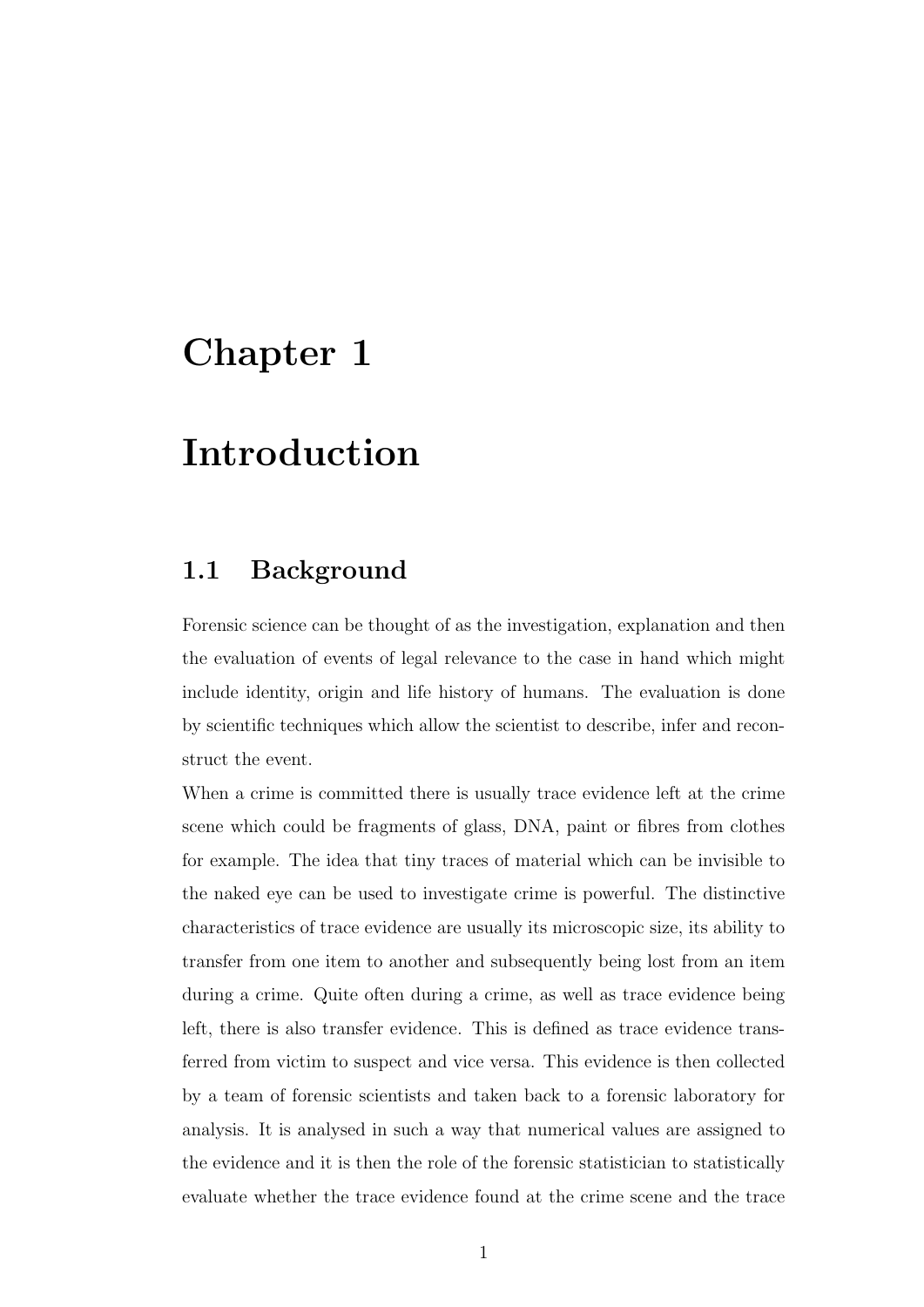# Chapter 1

# Introduction

## 1.1 Background

Forensic science can be thought of as the investigation, explanation and then the evaluation of events of legal relevance to the case in hand which might include identity, origin and life history of humans. The evaluation is done by scientific techniques which allow the scientist to describe, infer and reconstruct the event.

When a crime is committed there is usually trace evidence left at the crime scene which could be fragments of glass, DNA, paint or fibres from clothes for example. The idea that tiny traces of material which can be invisible to the naked eye can be used to investigate crime is powerful. The distinctive characteristics of trace evidence are usually its microscopic size, its ability to transfer from one item to another and subsequently being lost from an item during a crime. Quite often during a crime, as well as trace evidence being left, there is also transfer evidence. This is defined as trace evidence transferred from victim to suspect and vice versa. This evidence is then collected by a team of forensic scientists and taken back to a forensic laboratory for analysis. It is analysed in such a way that numerical values are assigned to the evidence and it is then the role of the forensic statistician to statistically evaluate whether the trace evidence found at the crime scene and the trace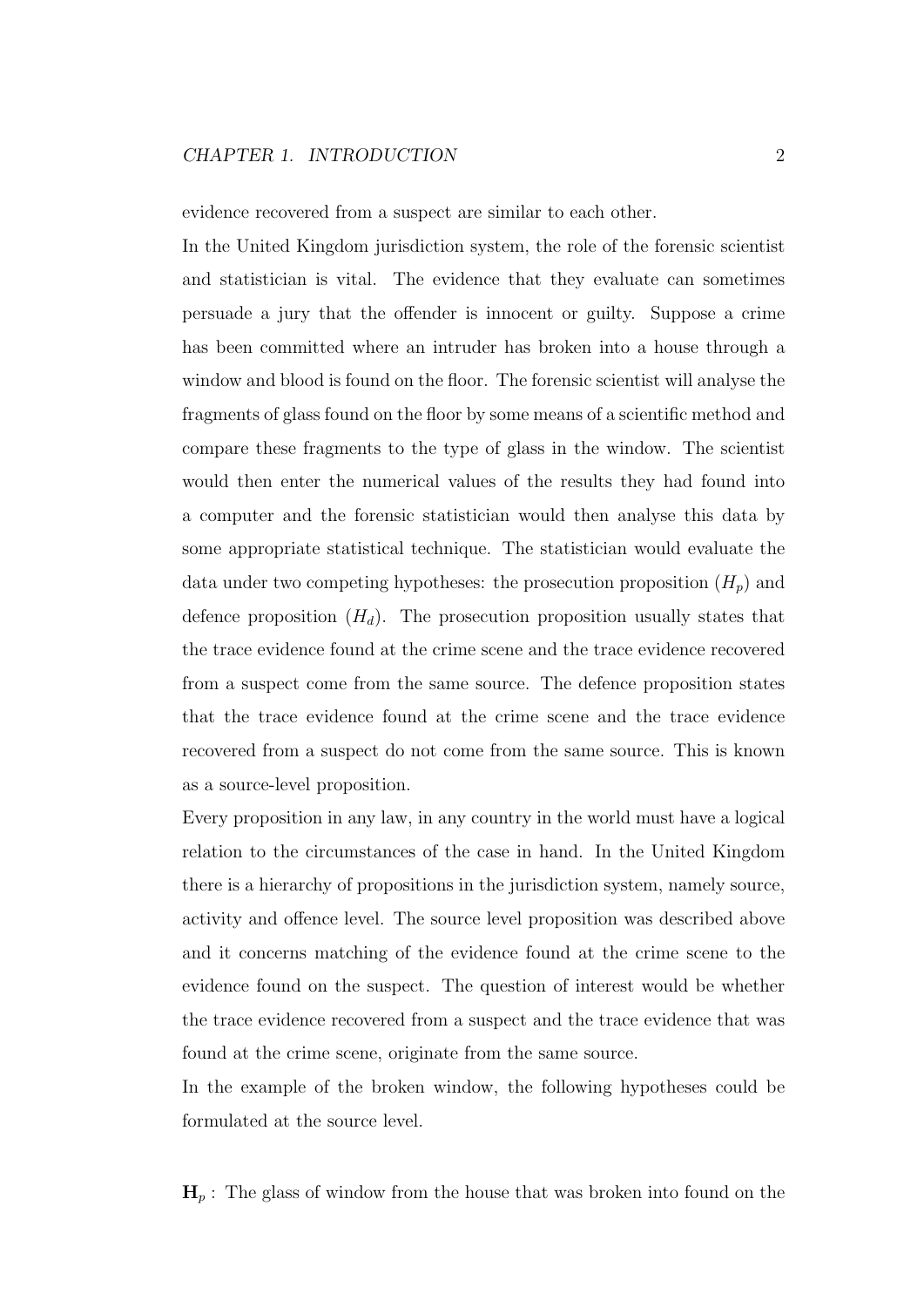evidence recovered from a suspect are similar to each other.

In the United Kingdom jurisdiction system, the role of the forensic scientist and statistician is vital. The evidence that they evaluate can sometimes persuade a jury that the offender is innocent or guilty. Suppose a crime has been committed where an intruder has broken into a house through a window and blood is found on the floor. The forensic scientist will analyse the fragments of glass found on the floor by some means of a scientific method and compare these fragments to the type of glass in the window. The scientist would then enter the numerical values of the results they had found into a computer and the forensic statistician would then analyse this data by some appropriate statistical technique. The statistician would evaluate the data under two competing hypotheses: the prosecution proposition ($H_p$) and defence proposition ($H_d$). The prosecution proposition usually states that the trace evidence found at the crime scene and the trace evidence recovered from a suspect come from the same source. The defence proposition states that the trace evidence found at the crime scene and the trace evidence recovered from a suspect do not come from the same source. This is known as a source-level proposition.

Every proposition in any law, in any country in the world must have a logical relation to the circumstances of the case in hand. In the United Kingdom there is a hierarchy of propositions in the jurisdiction system, namely source, activity and offence level. The source level proposition was described above and it concerns matching of the evidence found at the crime scene to the evidence found on the suspect. The question of interest would be whether the trace evidence recovered from a suspect and the trace evidence that was found at the crime scene, originate from the same source.

In the example of the broken window, the following hypotheses could be formulated at the source level.

$\mathbf{H}_p$ : The glass of window from the house that was broken into found on the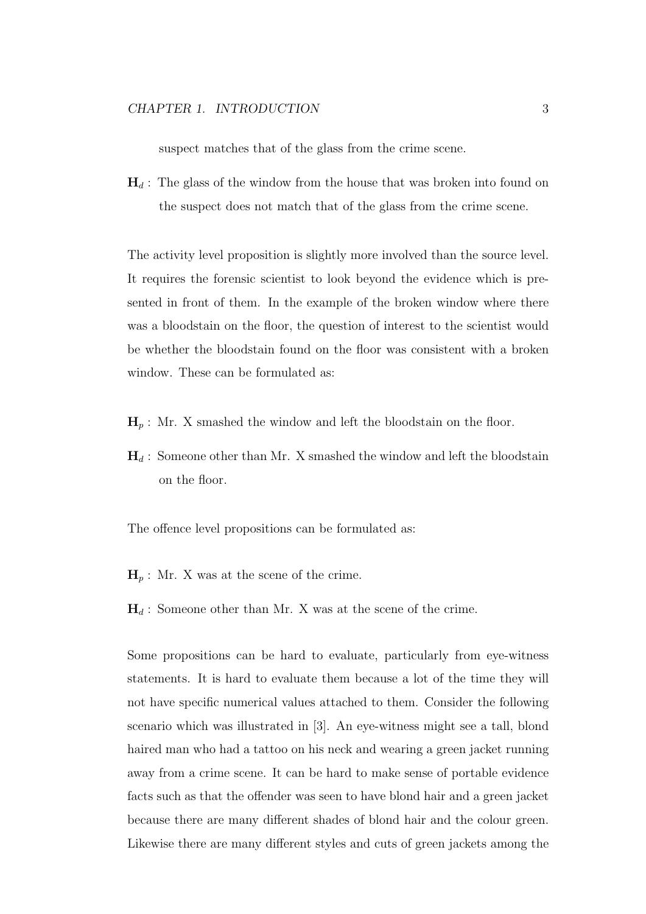suspect matches that of the glass from the crime scene.

$\mathbf{H}_d$ : The glass of the window from the house that was broken into found on the suspect does not match that of the glass from the crime scene.

The activity level proposition is slightly more involved than the source level. It requires the forensic scientist to look beyond the evidence which is presented in front of them. In the example of the broken window where there was a bloodstain on the floor, the question of interest to the scientist would be whether the bloodstain found on the floor was consistent with a broken window. These can be formulated as:

$\mathbf{H}_p$ : Mr. X smashed the window and left the bloodstain on the floor.

$\mathbf{H}_d$ : Someone other than Mr. X smashed the window and left the bloodstain on the floor.

The offence level propositions can be formulated as:

$\mathbf{H}_p$ : Mr. X was at the scene of the crime.

$\mathbf{H}_d$ : Someone other than Mr. X was at the scene of the crime.

Some propositions can be hard to evaluate, particularly from eye-witness statements. It is hard to evaluate them because a lot of the time they will not have specific numerical values attached to them. Consider the following scenario which was illustrated in [3]. An eye-witness might see a tall, blond haired man who had a tattoo on his neck and wearing a green jacket running away from a crime scene. It can be hard to make sense of portable evidence facts such as that the offender was seen to have blond hair and a green jacket because there are many different shades of blond hair and the colour green. Likewise there are many different styles and cuts of green jackets among the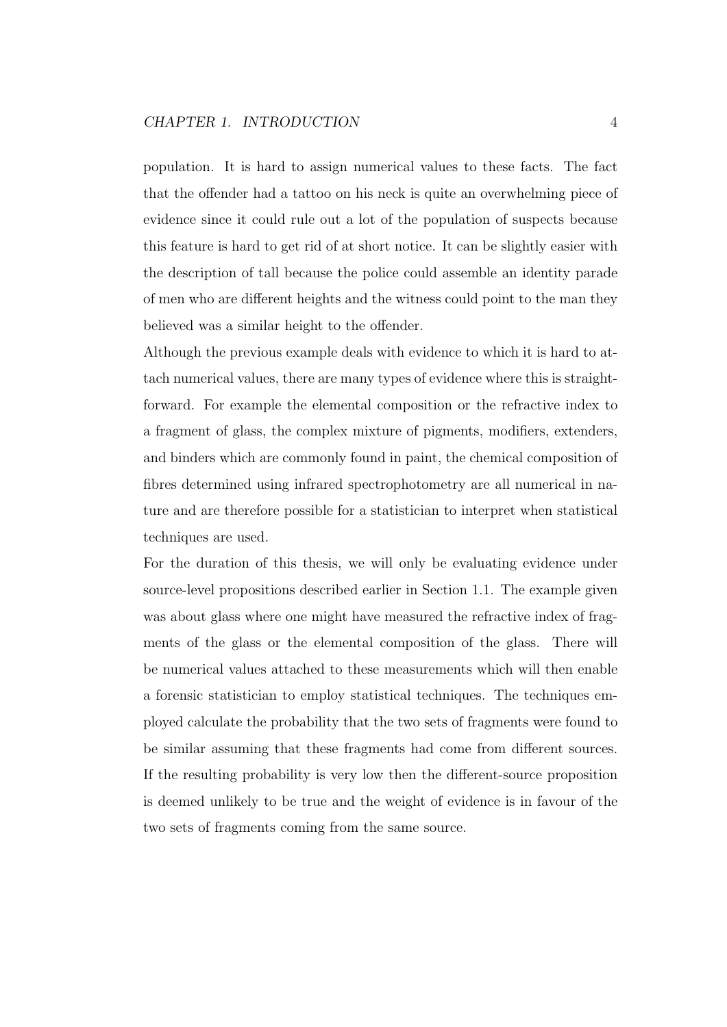population. It is hard to assign numerical values to these facts. The fact that the offender had a tattoo on his neck is quite an overwhelming piece of evidence since it could rule out a lot of the population of suspects because this feature is hard to get rid of at short notice. It can be slightly easier with the description of tall because the police could assemble an identity parade of men who are different heights and the witness could point to the man they believed was a similar height to the offender.

Although the previous example deals with evidence to which it is hard to attach numerical values, there are many types of evidence where this is straightforward. For example the elemental composition or the refractive index to a fragment of glass, the complex mixture of pigments, modifiers, extenders, and binders which are commonly found in paint, the chemical composition of fibres determined using infrared spectrophotometry are all numerical in nature and are therefore possible for a statistician to interpret when statistical techniques are used.

For the duration of this thesis, we will only be evaluating evidence under source-level propositions described earlier in Section 1.1. The example given was about glass where one might have measured the refractive index of fragments of the glass or the elemental composition of the glass. There will be numerical values attached to these measurements which will then enable a forensic statistician to employ statistical techniques. The techniques employed calculate the probability that the two sets of fragments were found to be similar assuming that these fragments had come from different sources. If the resulting probability is very low then the different-source proposition is deemed unlikely to be true and the weight of evidence is in favour of the two sets of fragments coming from the same source.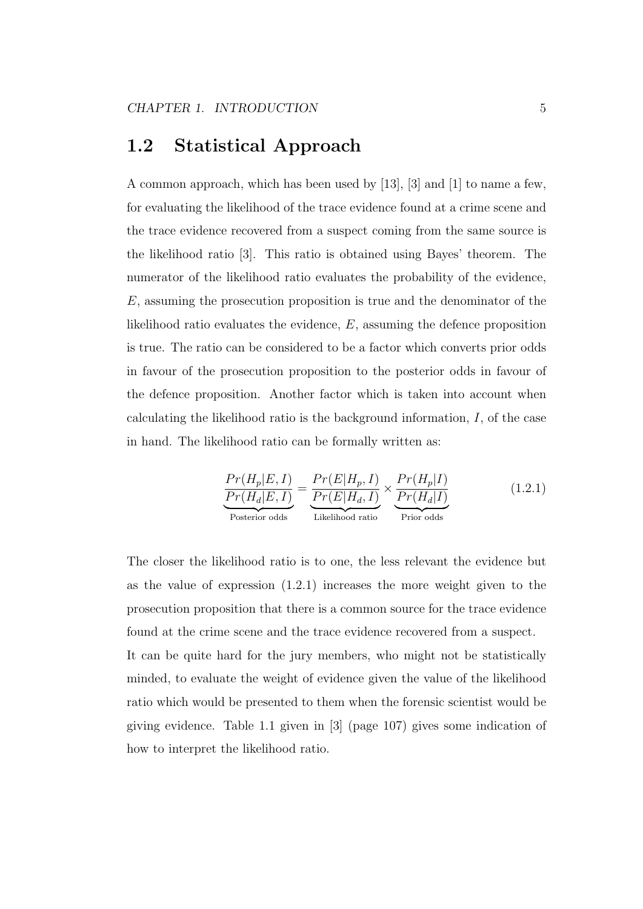## 1.2 Statistical Approach

A common approach, which has been used by [13], [3] and [1] to name a few, for evaluating the likelihood of the trace evidence found at a crime scene and the trace evidence recovered from a suspect coming from the same source is the likelihood ratio [3]. This ratio is obtained using Bayes' theorem. The numerator of the likelihood ratio evaluates the probability of the evidence, $E$, assuming the prosecution proposition is true and the denominator of the likelihood ratio evaluates the evidence, $E$, assuming the defence proposition is true. The ratio can be considered to be a factor which converts prior odds in favour of the prosecution proposition to the posterior odds in favour of the defence proposition. Another factor which is taken into account when calculating the likelihood ratio is the background information, $I$, of the case in hand. The likelihood ratio can be formally written as:

$$\underbrace{\frac{Pr(H_p|E,I)}{Pr(H_d|E,I)}}_{\text{Posterior odds}} = \underbrace{\frac{Pr(E|H_p,I)}{Pr(E|H_d,I)}}_{\text{Likelihood ratio}} \times \underbrace{\frac{Pr(H_p|I)}{Pr(H_d|I)}}_{\text{Prior odds}} \tag{1.2.1}$$

The closer the likelihood ratio is to one, the less relevant the evidence but as the value of expression (1.2.1) increases the more weight given to the prosecution proposition that there is a common source for the trace evidence found at the crime scene and the trace evidence recovered from a suspect.

It can be quite hard for the jury members, who might not be statistically minded, to evaluate the weight of evidence given the value of the likelihood ratio which would be presented to them when the forensic scientist would be giving evidence. Table 1.1 given in [3] (page 107) gives some indication of how to interpret the likelihood ratio.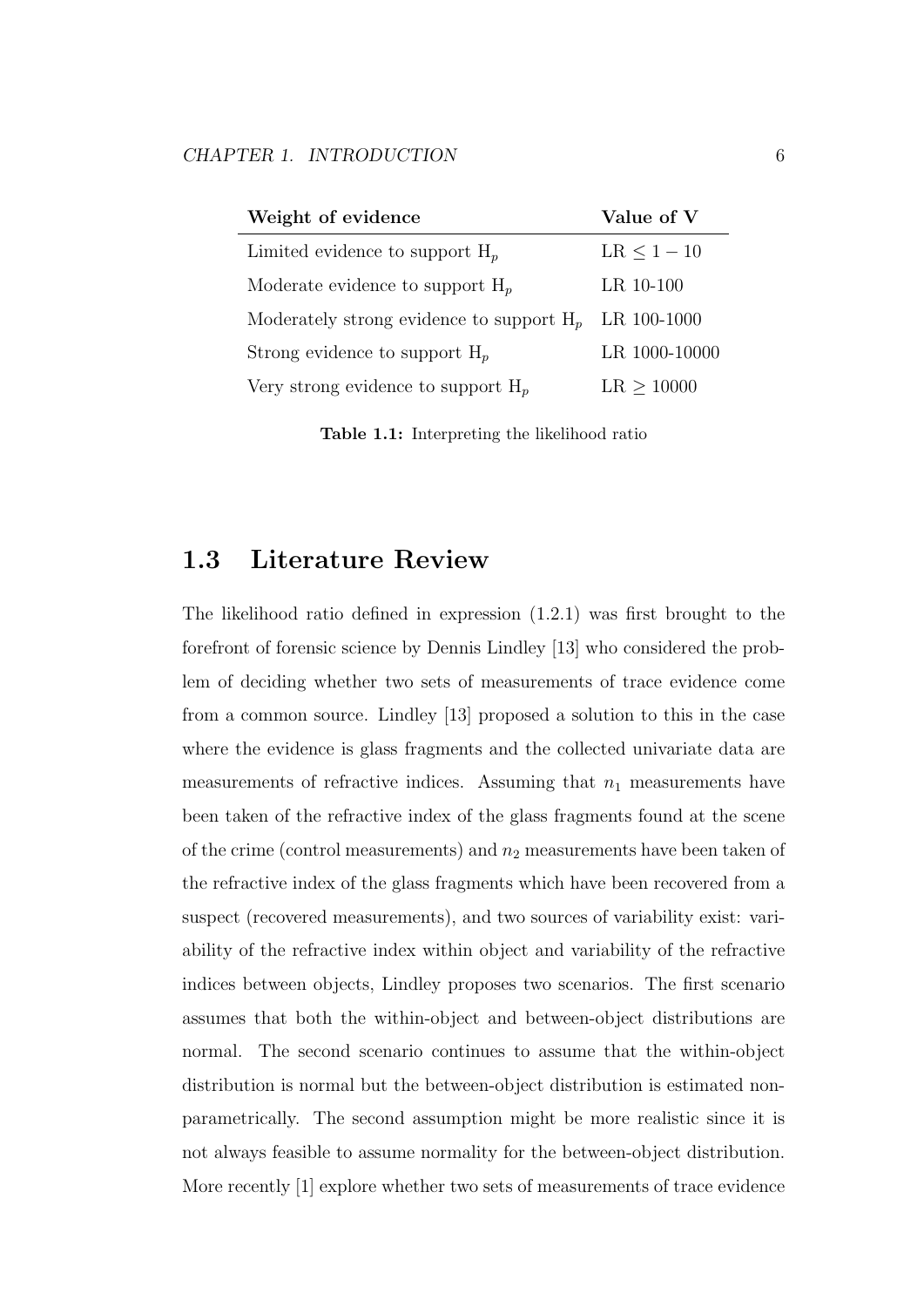| **Weight of evidence** | **Value of V** |
|---|---|
| Limited evidence to support $H_p$ | LR $\leq 1 - 10$ |
| Moderate evidence to support $H_p$ | LR 10-100 |
| Moderately strong evidence to support $H_p$ | LR 100-1000 |
| Strong evidence to support $H_p$ | LR 1000-10000 |
| Very strong evidence to support $H_p$ | LR $\geq 10000$ |

**Table 1.1:** Interpreting the likelihood ratio

## 1.3 Literature Review

The likelihood ratio defined in expression (1.2.1) was first brought to the forefront of forensic science by Dennis Lindley [13] who considered the problem of deciding whether two sets of measurements of trace evidence come from a common source. Lindley [13] proposed a solution to this in the case where the evidence is glass fragments and the collected univariate data are measurements of refractive indices. Assuming that $n_1$ measurements have been taken of the refractive index of the glass fragments found at the scene of the crime (control measurements) and $n_2$ measurements have been taken of the refractive index of the glass fragments which have been recovered from a suspect (recovered measurements), and two sources of variability exist: variability of the refractive index within object and variability of the refractive indices between objects, Lindley proposes two scenarios. The first scenario assumes that both the within-object and between-object distributions are normal. The second scenario continues to assume that the within-object distribution is normal but the between-object distribution is estimated non-parametrically. The second assumption might be more realistic since it is not always feasible to assume normality for the between-object distribution. More recently [1] explore whether two sets of measurements of trace evidence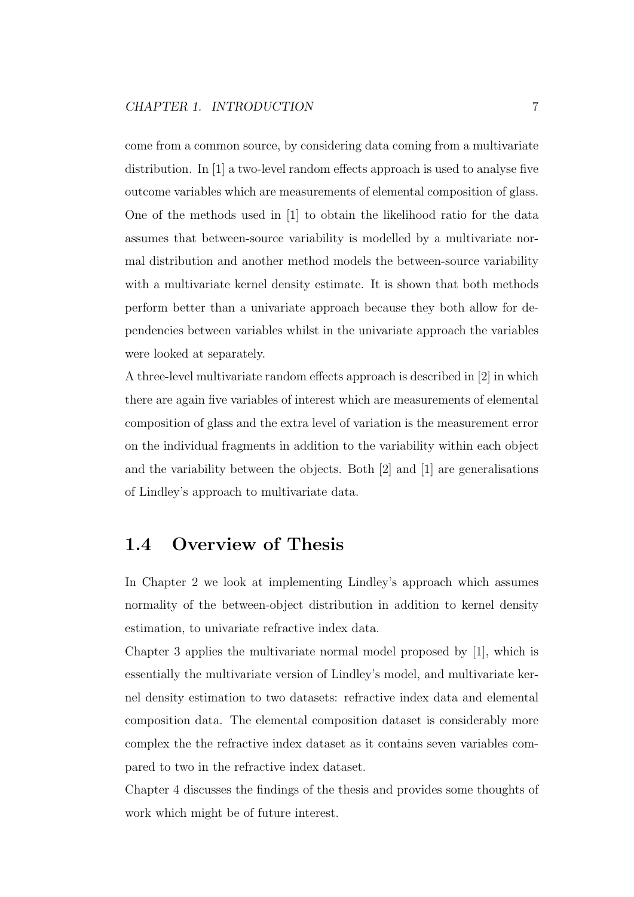come from a common source, by considering data coming from a multivariate distribution. In [1] a two-level random effects approach is used to analyse five outcome variables which are measurements of elemental composition of glass. One of the methods used in [1] to obtain the likelihood ratio for the data assumes that between-source variability is modelled by a multivariate normal distribution and another method models the between-source variability with a multivariate kernel density estimate. It is shown that both methods perform better than a univariate approach because they both allow for dependencies between variables whilst in the univariate approach the variables were looked at separately.

A three-level multivariate random effects approach is described in [2] in which there are again five variables of interest which are measurements of elemental composition of glass and the extra level of variation is the measurement error on the individual fragments in addition to the variability within each object and the variability between the objects. Both [2] and [1] are generalisations of Lindley's approach to multivariate data.

## 1.4 Overview of Thesis

In Chapter 2 we look at implementing Lindley's approach which assumes normality of the between-object distribution in addition to kernel density estimation, to univariate refractive index data.

Chapter 3 applies the multivariate normal model proposed by [1], which is essentially the multivariate version of Lindley's model, and multivariate kernel density estimation to two datasets: refractive index data and elemental composition data. The elemental composition dataset is considerably more complex the the refractive index dataset as it contains seven variables compared to two in the refractive index dataset.

Chapter 4 discusses the findings of the thesis and provides some thoughts of work which might be of future interest.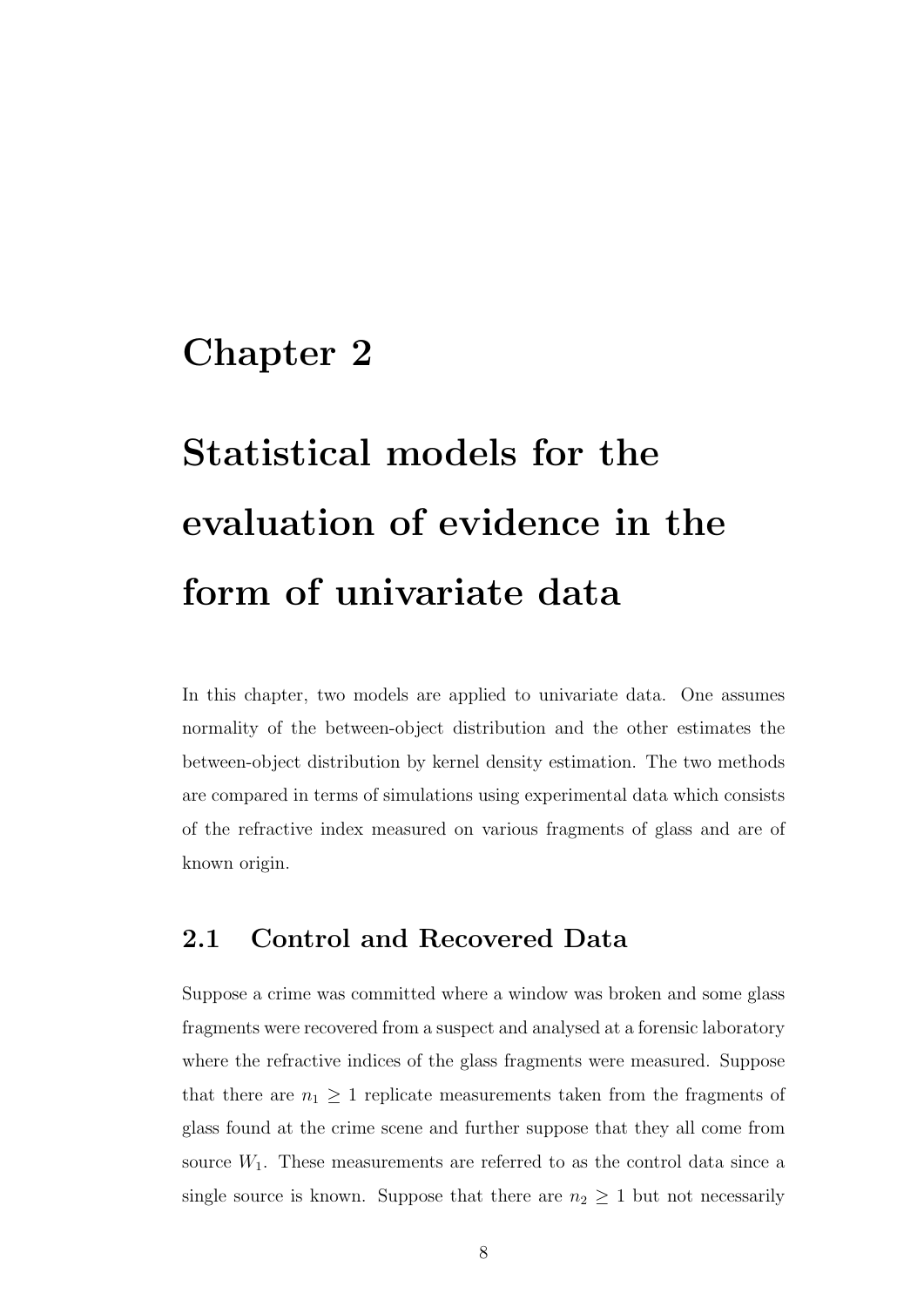# Chapter 2

# Statistical models for the evaluation of evidence in the form of univariate data

In this chapter, two models are applied to univariate data. One assumes normality of the between-object distribution and the other estimates the between-object distribution by kernel density estimation. The two methods are compared in terms of simulations using experimental data which consists of the refractive index measured on various fragments of glass and are of known origin.

## 2.1 Control and Recovered Data

Suppose a crime was committed where a window was broken and some glass fragments were recovered from a suspect and analysed at a forensic laboratory where the refractive indices of the glass fragments were measured. Suppose that there are $n_1 \geq 1$ replicate measurements taken from the fragments of glass found at the crime scene and further suppose that they all come from source $W_1$. These measurements are referred to as the control data since a single source is known. Suppose that there are $n_2 \geq 1$ but not necessarily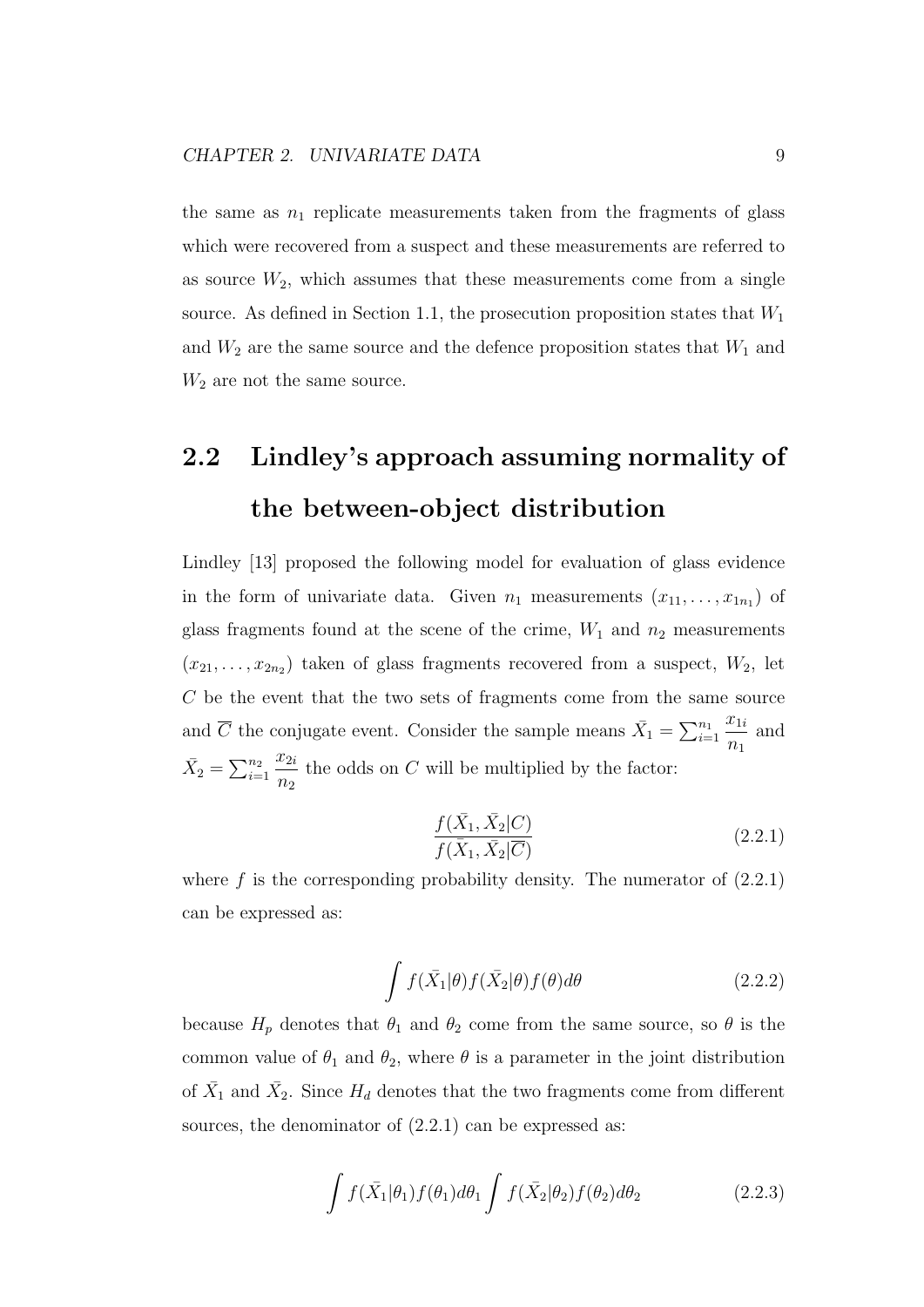the same as $n_1$ replicate measurements taken from the fragments of glass which were recovered from a suspect and these measurements are referred to as source $W_2$, which assumes that these measurements come from a single source. As defined in Section 1.1, the prosecution proposition states that $W_1$ and $W_2$ are the same source and the defence proposition states that $W_1$ and $W_2$ are not the same source.

## 2.2 Lindley's approach assuming normality of the between-object distribution

Lindley [13] proposed the following model for evaluation of glass evidence in the form of univariate data. Given $n_1$ measurements $(x_{11}, \ldots, x_{1n_1})$ of glass fragments found at the scene of the crime, $W_1$ and $n_2$ measurements $(x_{21}, \ldots, x_{2n_2})$ taken of glass fragments recovered from a suspect, $W_2$, let $C$ be the event that the two sets of fragments come from the same source and $\overline{C}$ the conjugate event. Consider the sample means $\bar{X}_1 = \sum_{i=1}^{n_1} \dfrac{x_{1i}}{n_1}$ and $\bar{X}_2 = \sum_{i=1}^{n_2} \dfrac{x_{2i}}{n_2}$ the odds on $C$ will be multiplied by the factor:

$$\frac{f(\bar{X}_1, \bar{X}_2 | C)}{f(\bar{X}_1, \bar{X}_2 | \overline{C})} \tag{2.2.1}$$

where $f$ is the corresponding probability density. The numerator of (2.2.1) can be expressed as:

$$\int f(\bar{X}_1|\theta) f(\bar{X}_2|\theta) f(\theta) d\theta \tag{2.2.2}$$

because $H_p$ denotes that $\theta_1$ and $\theta_2$ come from the same source, so $\theta$ is the common value of $\theta_1$ and $\theta_2$, where $\theta$ is a parameter in the joint distribution of $\bar{X}_1$ and $\bar{X}_2$. Since $H_d$ denotes that the two fragments come from different sources, the denominator of (2.2.1) can be expressed as:

$$\int f(\bar{X}_1|\theta_1) f(\theta_1) d\theta_1 \int f(\bar{X}_2|\theta_2) f(\theta_2) d\theta_2 \tag{2.2.3}$$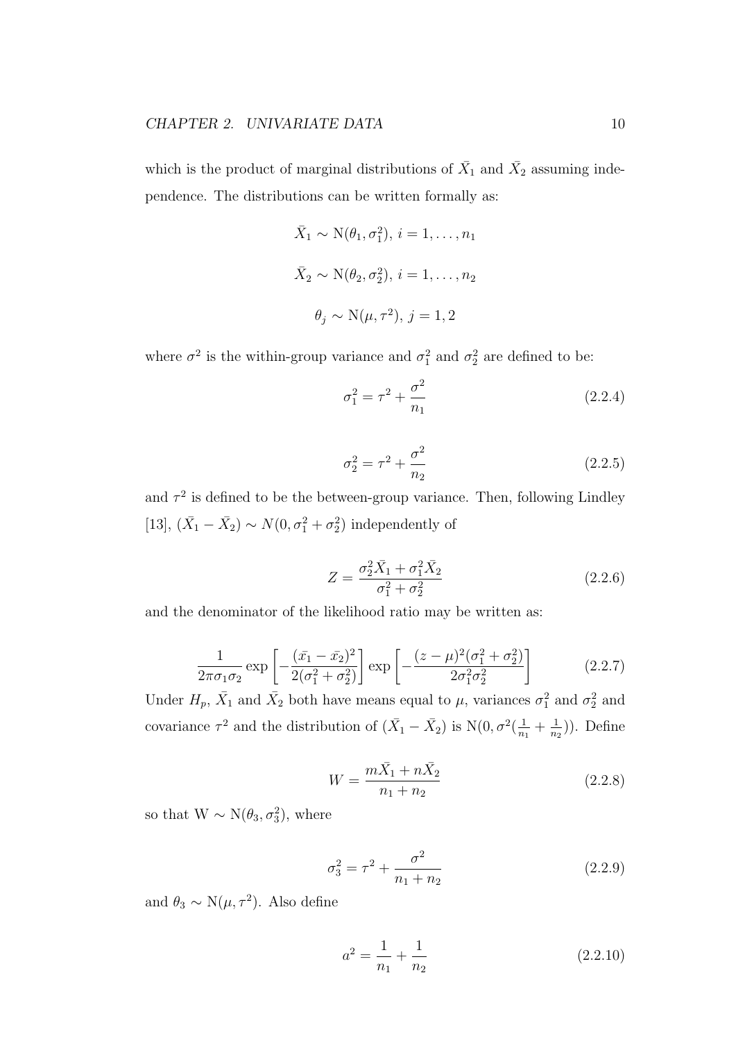which is the product of marginal distributions of $\bar{X}_1$ and $\bar{X}_2$ assuming independence. The distributions can be written formally as:

$$\bar{X}_1 \sim \mathrm{N}(\theta_1, \sigma_1^2),\ i = 1, \ldots, n_1$$

$$\bar{X}_2 \sim \mathrm{N}(\theta_2, \sigma_2^2),\ i = 1, \ldots, n_2$$

$$\theta_j \sim \mathrm{N}(\mu, \tau^2),\ j = 1, 2$$

where $\sigma^2$ is the within-group variance and $\sigma_1^2$ and $\sigma_2^2$ are defined to be:

$$\sigma_1^2 = \tau^2 + \frac{\sigma^2}{n_1} \tag{2.2.4}$$

$$\sigma_2^2 = \tau^2 + \frac{\sigma^2}{n_2} \tag{2.2.5}$$

and $\tau^2$ is defined to be the between-group variance. Then, following Lindley [13], $(\bar{X}_1 - \bar{X}_2) \sim N(0, \sigma_1^2 + \sigma_2^2)$ independently of

$$Z = \frac{\sigma_2^2 \bar{X}_1 + \sigma_1^2 \bar{X}_2}{\sigma_1^2 + \sigma_2^2} \tag{2.2.6}$$

and the denominator of the likelihood ratio may be written as:

$$\frac{1}{2\pi\sigma_1\sigma_2} \exp\left[-\frac{(\bar{x_1} - \bar{x_2})^2}{2(\sigma_1^2 + \sigma_2^2)}\right] \exp\left[-\frac{(z-\mu)^2(\sigma_1^2 + \sigma_2^2)}{2\sigma_1^2\sigma_2^2}\right] \tag{2.2.7}$$

Under $H_p$, $\bar{X}_1$ and $\bar{X}_2$ both have means equal to $\mu$, variances $\sigma_1^2$ and $\sigma_2^2$ and covariance $\tau^2$ and the distribution of $(\bar{X}_1 - \bar{X}_2)$ is $\mathrm{N}(0, \sigma^2(\frac{1}{n_1} + \frac{1}{n_2}))$. Define

$$W = \frac{m\bar{X}_1 + n\bar{X}_2}{n_1 + n_2} \tag{2.2.8}$$

so that $\mathrm{W} \sim \mathrm{N}(\theta_3, \sigma_3^2)$, where

$$\sigma_3^2 = \tau^2 + \frac{\sigma^2}{n_1 + n_2} \tag{2.2.9}$$

and $\theta_3 \sim \mathrm{N}(\mu, \tau^2)$. Also define

$$a^2 = \frac{1}{n_1} + \frac{1}{n_2} \tag{2.2.10}$$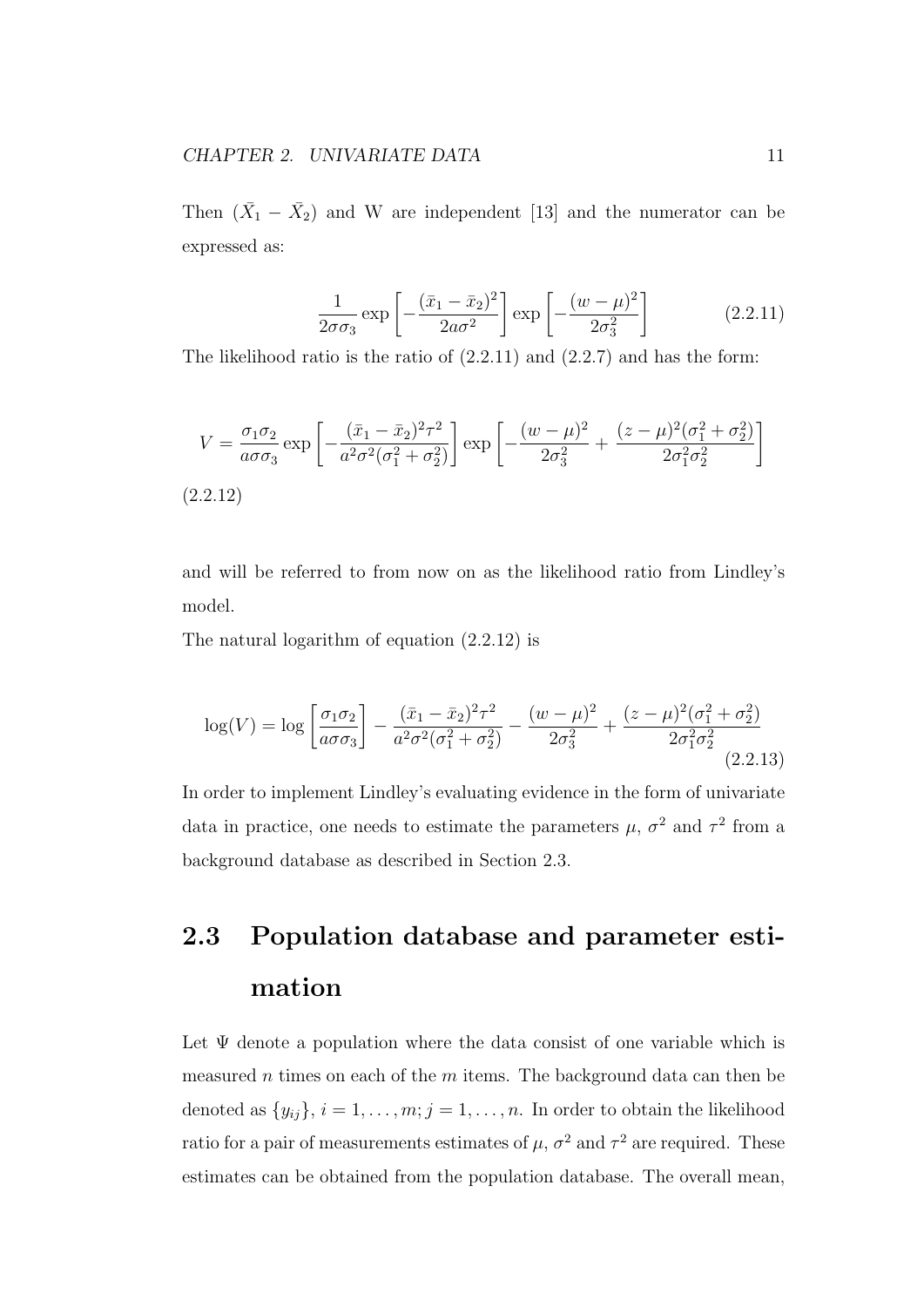Then $(\bar{X}_1 - \bar{X}_2)$ and W are independent [13] and the numerator can be expressed as:

$$\frac{1}{2\sigma\sigma_3} \exp\left[-\frac{(\bar{x}_1 - \bar{x}_2)^2}{2a\sigma^2}\right] \exp\left[-\frac{(w-\mu)^2}{2\sigma_3^2}\right] \tag{2.2.11}$$

The likelihood ratio is the ratio of (2.2.11) and (2.2.7) and has the form:

$$V = \frac{\sigma_1\sigma_2}{a\sigma\sigma_3} \exp\left[-\frac{(\bar{x}_1 - \bar{x}_2)^2\tau^2}{a^2\sigma^2(\sigma_1^2+\sigma_2^2)}\right] \exp\left[-\frac{(w-\mu)^2}{2\sigma_3^2} + \frac{(z-\mu)^2(\sigma_1^2+\sigma_2^2)}{2\sigma_1^2\sigma_2^2}\right] \tag{2.2.12}$$

and will be referred to from now on as the likelihood ratio from Lindley's model.

The natural logarithm of equation (2.2.12) is

$$\log(V) = \log\left[\frac{\sigma_1\sigma_2}{a\sigma\sigma_3}\right] - \frac{(\bar{x}_1 - \bar{x}_2)^2\tau^2}{a^2\sigma^2(\sigma_1^2+\sigma_2^2)} - \frac{(w-\mu)^2}{2\sigma_3^2} + \frac{(z-\mu)^2(\sigma_1^2+\sigma_2^2)}{2\sigma_1^2\sigma_2^2} \tag{2.2.13}$$

In order to implement Lindley's evaluating evidence in the form of univariate data in practice, one needs to estimate the parameters $\mu$, $\sigma^2$ and $\tau^2$ from a background database as described in Section 2.3.

## 2.3 Population database and parameter estimation

Let $\Psi$ denote a population where the data consist of one variable which is measured $n$ times on each of the $m$ items. The background data can then be denoted as $\{y_{ij}\}$, $i = 1, \ldots, m; j = 1, \ldots, n$. In order to obtain the likelihood ratio for a pair of measurements estimates of $\mu$, $\sigma^2$ and $\tau^2$ are required. These estimates can be obtained from the population database. The overall mean,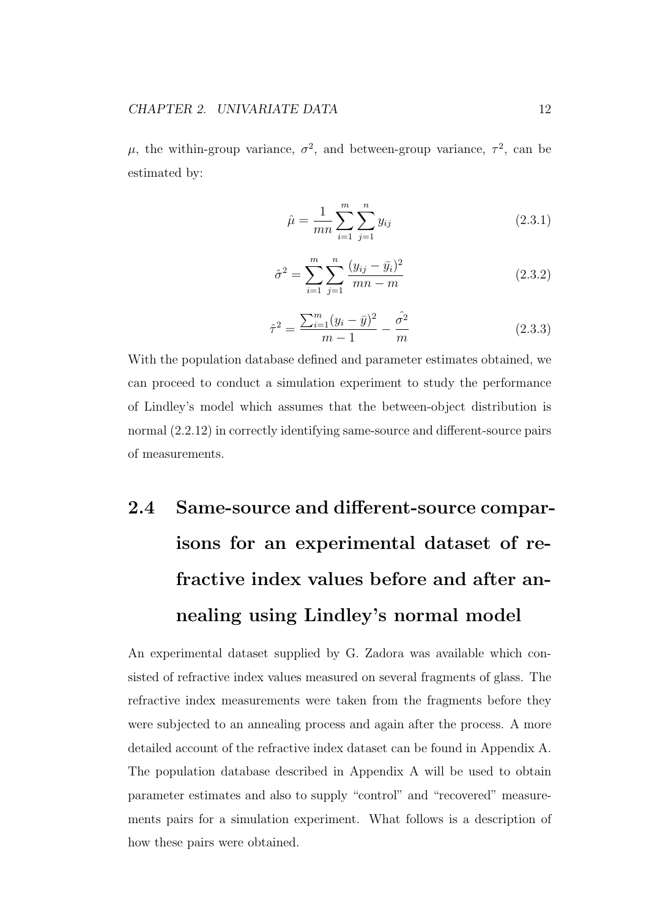$\mu$, the within-group variance, $\sigma^2$, and between-group variance, $\tau^2$, can be estimated by:

$$\hat{\mu} = \frac{1}{mn} \sum_{i=1}^{m} \sum_{j=1}^{n} y_{ij} \tag{2.3.1}$$

$$\hat{\sigma}^2 = \sum_{i=1}^{m} \sum_{j=1}^{n} \frac{(y_{ij} - \bar{y}_i)^2}{mn - m} \tag{2.3.2}$$

$$\hat{\tau}^2 = \frac{\sum_{i=1}^{m} (y_i - \bar{y})^2}{m - 1} - \frac{\hat{\sigma^2}}{m} \tag{2.3.3}$$

With the population database defined and parameter estimates obtained, we can proceed to conduct a simulation experiment to study the performance of Lindley's model which assumes that the between-object distribution is normal (2.2.12) in correctly identifying same-source and different-source pairs of measurements.

## 2.4 Same-source and different-source comparisons for an experimental dataset of refractive index values before and after annealing using Lindley's normal model

An experimental dataset supplied by G. Zadora was available which consisted of refractive index values measured on several fragments of glass. The refractive index measurements were taken from the fragments before they were subjected to an annealing process and again after the process. A more detailed account of the refractive index dataset can be found in Appendix A. The population database described in Appendix A will be used to obtain parameter estimates and also to supply "control" and "recovered" measurements pairs for a simulation experiment. What follows is a description of how these pairs were obtained.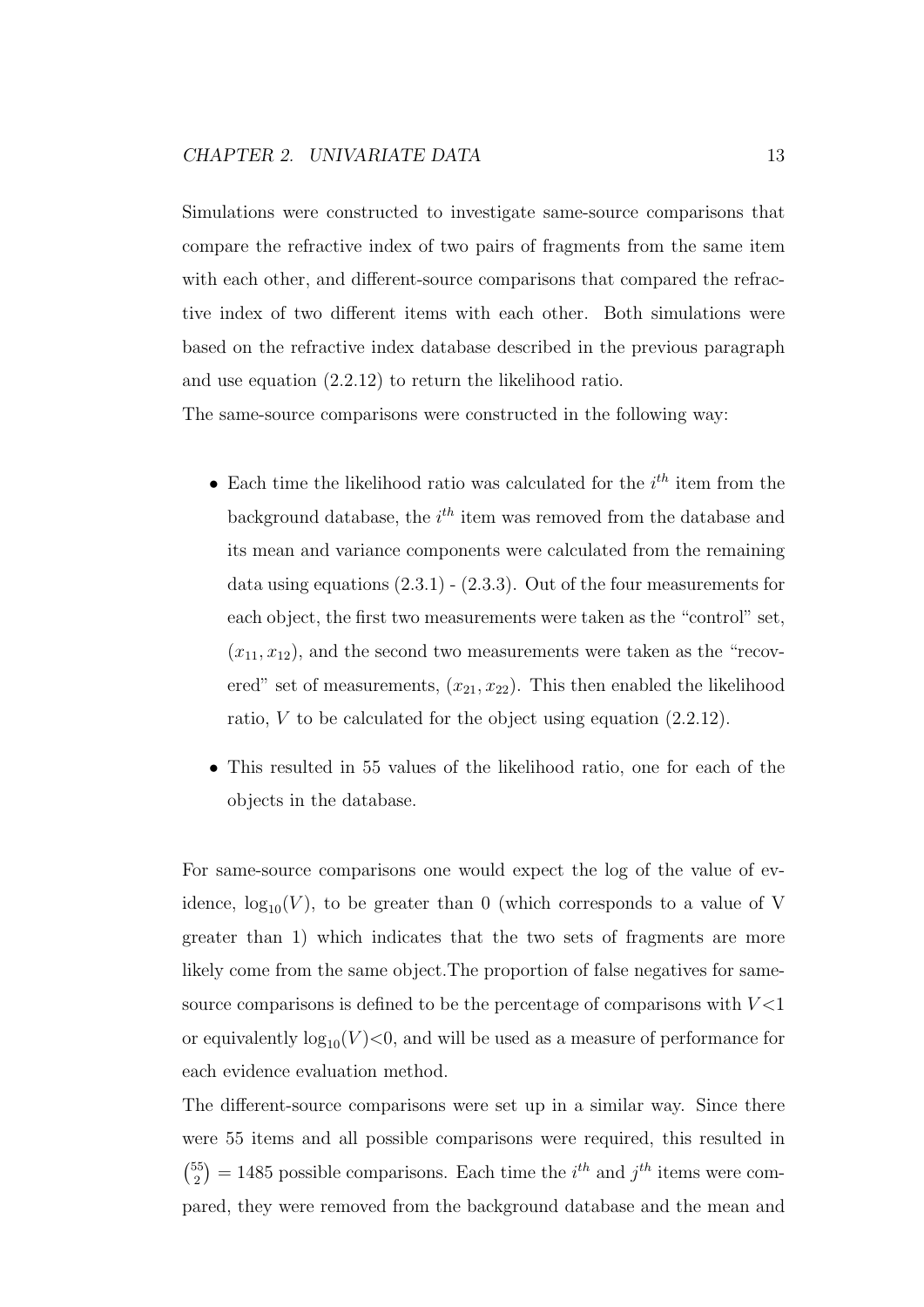Simulations were constructed to investigate same-source comparisons that compare the refractive index of two pairs of fragments from the same item with each other, and different-source comparisons that compared the refractive index of two different items with each other. Both simulations were based on the refractive index database described in the previous paragraph and use equation (2.2.12) to return the likelihood ratio.

The same-source comparisons were constructed in the following way:

- Each time the likelihood ratio was calculated for the $i^{th}$ item from the background database, the $i^{th}$ item was removed from the database and its mean and variance components were calculated from the remaining data using equations (2.3.1) - (2.3.3). Out of the four measurements for each object, the first two measurements were taken as the "control" set, $(x_{11}, x_{12})$, and the second two measurements were taken as the "recovered" set of measurements, $(x_{21}, x_{22})$. This then enabled the likelihood ratio, $V$ to be calculated for the object using equation (2.2.12).
- This resulted in 55 values of the likelihood ratio, one for each of the objects in the database.

For same-source comparisons one would expect the log of the value of evidence, $\log_{10}(V)$, to be greater than 0 (which corresponds to a value of V greater than 1) which indicates that the two sets of fragments are more likely come from the same object.The proportion of false negatives for same-source comparisons is defined to be the percentage of comparisons with $V<1$ or equivalently $\log_{10}(V)<0$, and will be used as a measure of performance for each evidence evaluation method.

The different-source comparisons were set up in a similar way. Since there were 55 items and all possible comparisons were required, this resulted in $\binom{55}{2} = 1485$ possible comparisons. Each time the $i^{th}$ and $j^{th}$ items were compared, they were removed from the background database and the mean and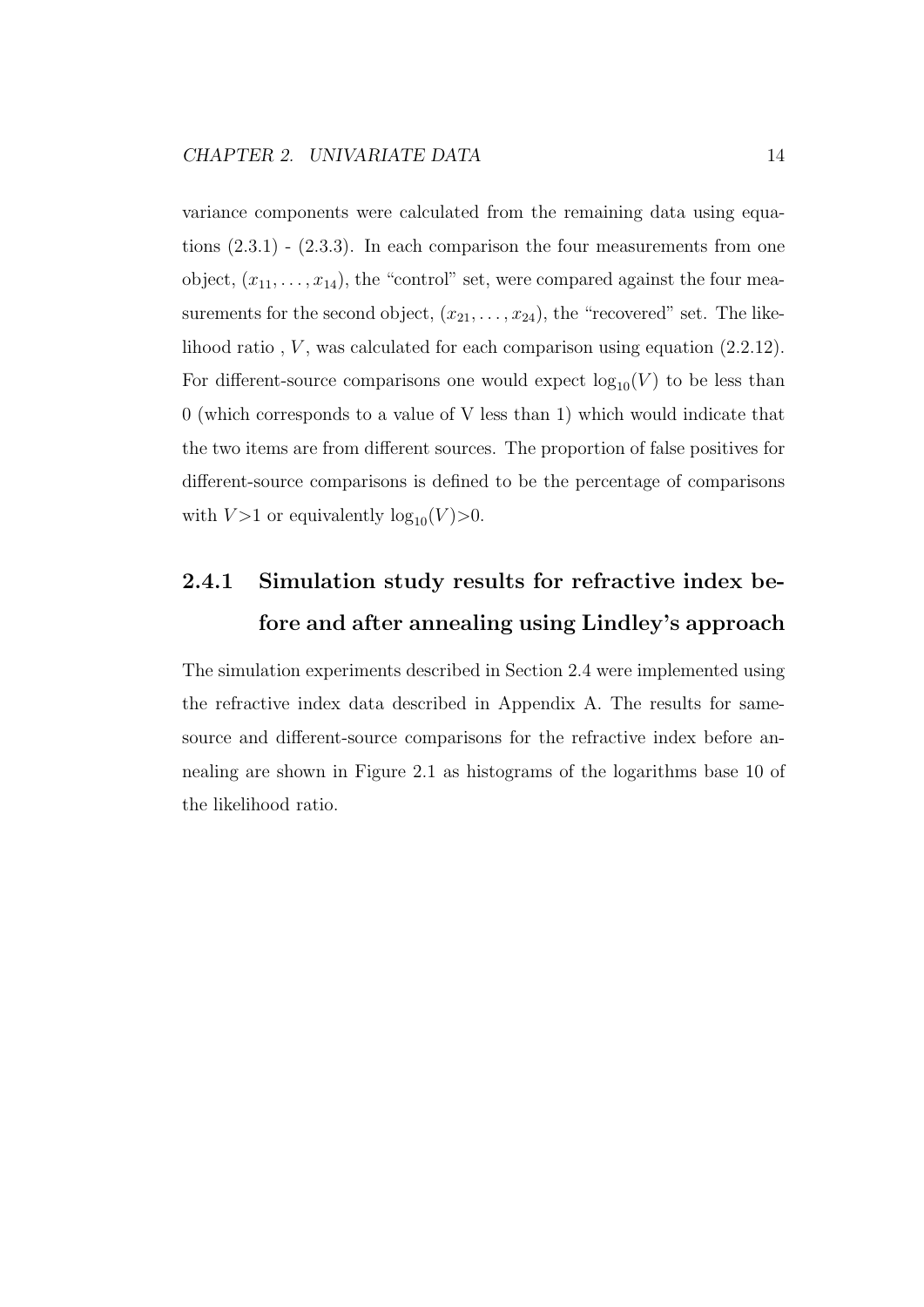variance components were calculated from the remaining data using equations (2.3.1) - (2.3.3). In each comparison the four measurements from one object, $(x_{11}, \ldots, x_{14})$, the "control" set, were compared against the four measurements for the second object, $(x_{21}, \ldots, x_{24})$, the "recovered" set. The likelihood ratio , $V$, was calculated for each comparison using equation (2.2.12). For different-source comparisons one would expect $\log_{10}(V)$ to be less than 0 (which corresponds to a value of V less than 1) which would indicate that the two items are from different sources. The proportion of false positives for different-source comparisons is defined to be the percentage of comparisons with $V>1$ or equivalently $\log_{10}(V)>0$.

### 2.4.1 Simulation study results for refractive index before and after annealing using Lindley's approach

The simulation experiments described in Section 2.4 were implemented using the refractive index data described in Appendix A. The results for same-source and different-source comparisons for the refractive index before annealing are shown in Figure 2.1 as histograms of the logarithms base 10 of the likelihood ratio.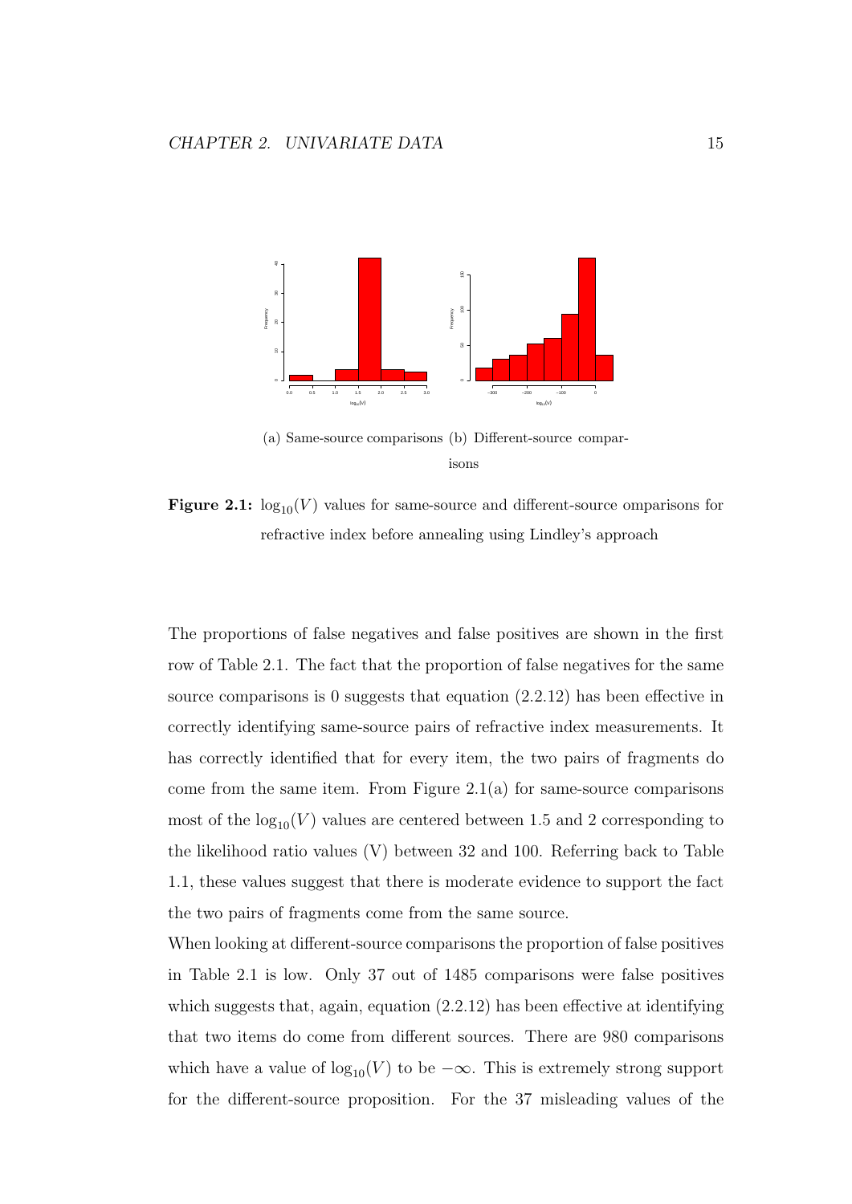(a) Same-source comparisons (b) Different-source comparisons

**Figure 2.1:** $\log_{10}(V)$ values for same-source and different-source omparisons for refractive index before annealing using Lindley's approach

The proportions of false negatives and false positives are shown in the first row of Table 2.1. The fact that the proportion of false negatives for the same source comparisons is 0 suggests that equation (2.2.12) has been effective in correctly identifying same-source pairs of refractive index measurements. It has correctly identified that for every item, the two pairs of fragments do come from the same item. From Figure 2.1(a) for same-source comparisons most of the $\log_{10}(V)$ values are centered between 1.5 and 2 corresponding to the likelihood ratio values (V) between 32 and 100. Referring back to Table 1.1, these values suggest that there is moderate evidence to support the fact the two pairs of fragments come from the same source.

When looking at different-source comparisons the proportion of false positives in Table 2.1 is low. Only 37 out of 1485 comparisons were false positives which suggests that, again, equation (2.2.12) has been effective at identifying that two items do come from different sources. There are 980 comparisons which have a value of $\log_{10}(V)$ to be $-\infty$. This is extremely strong support for the different-source proposition. For the 37 misleading values of the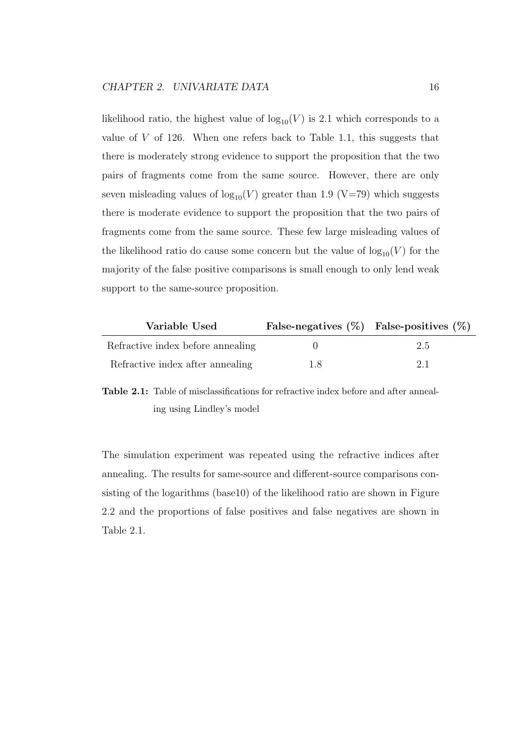likelihood ratio, the highest value of $\log_{10}(V)$ is 2.1 which corresponds to a value of $V$ of 126. When one refers back to Table 1.1, this suggests that there is moderately strong evidence to support the proposition that the two pairs of fragments come from the same source. However, there are only seven misleading values of $\log_{10}(V)$ greater than 1.9 (V=79) which suggests there is moderate evidence to support the proposition that the two pairs of fragments come from the same source. These few large misleading values of the likelihood ratio do cause some concern but the value of $\log_{10}(V)$ for the majority of the false positive comparisons is small enough to only lend weak support to the same-source proposition.

| Variable Used | False-negatives (%) | False-positives (%) |
|---|---|---|
| Refractive index before annealing | 0 | 2.5 |
| Refractive index after annealing | 1.8 | 2.1 |

**Table 2.1:** Table of misclassifications for refractive index before and after annealing using Lindley's model

The simulation experiment was repeated using the refractive indices after annealing. The results for same-source and different-source comparisons consisting of the logarithms (base10) of the likelihood ratio are shown in Figure 2.2 and the proportions of false positives and false negatives are shown in Table 2.1.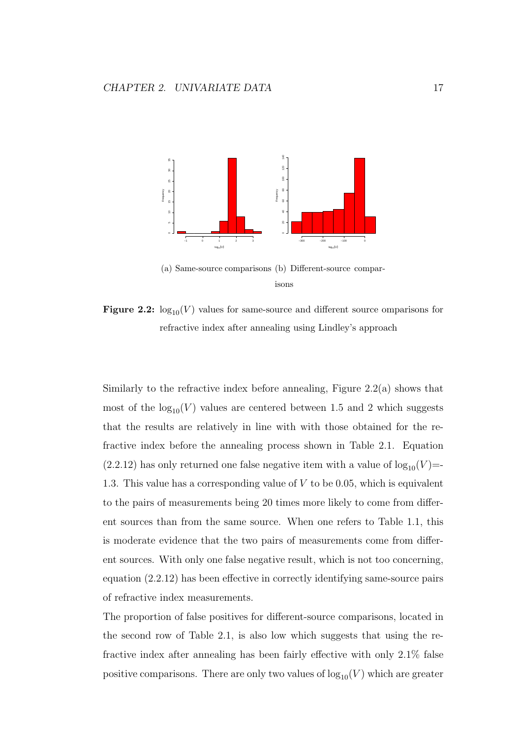(a) Same-source comparisons (b) Different-source comparisons

**Figure 2.2:** $\log_{10}(V)$ values for same-source and different source omparisons for refractive index after annealing using Lindley's approach

Similarly to the refractive index before annealing, Figure 2.2(a) shows that most of the $\log_{10}(V)$ values are centered between 1.5 and 2 which suggests that the results are relatively in line with with those obtained for the refractive index before the annealing process shown in Table 2.1. Equation (2.2.12) has only returned one false negative item with a value of $\log_{10}(V)$=-1.3. This value has a corresponding value of $V$ to be 0.05, which is equivalent to the pairs of measurements being 20 times more likely to come from different sources than from the same source. When one refers to Table 1.1, this is moderate evidence that the two pairs of measurements come from different sources. With only one false negative result, which is not too concerning, equation (2.2.12) has been effective in correctly identifying same-source pairs of refractive index measurements.

The proportion of false positives for different-source comparisons, located in the second row of Table 2.1, is also low which suggests that using the refractive index after annealing has been fairly effective with only 2.1% false positive comparisons. There are only two values of $\log_{10}(V)$ which are greater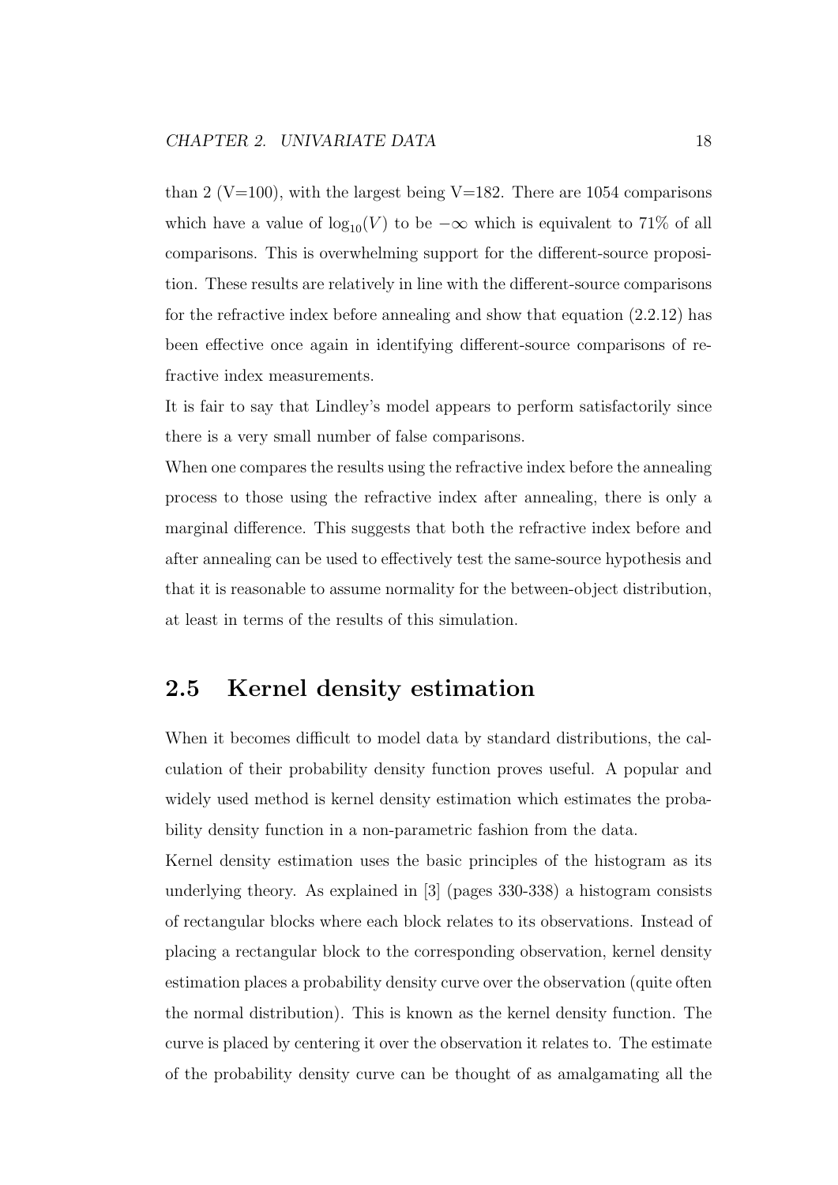than 2 (V=100), with the largest being V=182. There are 1054 comparisons which have a value of $\log_{10}(V)$ to be $-\infty$ which is equivalent to 71% of all comparisons. This is overwhelming support for the different-source proposition. These results are relatively in line with the different-source comparisons for the refractive index before annealing and show that equation (2.2.12) has been effective once again in identifying different-source comparisons of refractive index measurements.

It is fair to say that Lindley's model appears to perform satisfactorily since there is a very small number of false comparisons.

When one compares the results using the refractive index before the annealing process to those using the refractive index after annealing, there is only a marginal difference. This suggests that both the refractive index before and after annealing can be used to effectively test the same-source hypothesis and that it is reasonable to assume normality for the between-object distribution, at least in terms of the results of this simulation.

## 2.5 Kernel density estimation

When it becomes difficult to model data by standard distributions, the calculation of their probability density function proves useful. A popular and widely used method is kernel density estimation which estimates the probability density function in a non-parametric fashion from the data.

Kernel density estimation uses the basic principles of the histogram as its underlying theory. As explained in [3] (pages 330-338) a histogram consists of rectangular blocks where each block relates to its observations. Instead of placing a rectangular block to the corresponding observation, kernel density estimation places a probability density curve over the observation (quite often the normal distribution). This is known as the kernel density function. The curve is placed by centering it over the observation it relates to. The estimate of the probability density curve can be thought of as amalgamating all the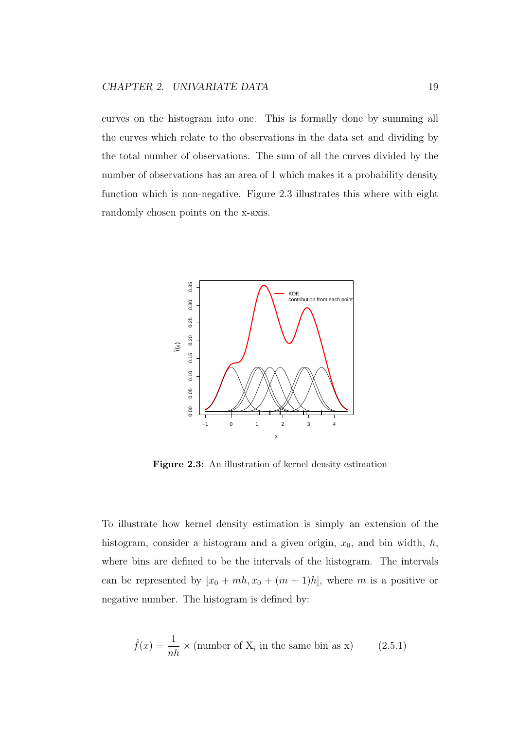curves on the histogram into one. This is formally done by summing all the curves which relate to the observations in the data set and dividing by the total number of observations. The sum of all the curves divided by the number of observations has an area of 1 which makes it a probability density function which is non-negative. Figure 2.3 illustrates this where with eight randomly chosen points on the x-axis.

**Figure 2.3:** An illustration of kernel density estimation

To illustrate how kernel density estimation is simply an extension of the histogram, consider a histogram and a given origin, $x_0$, and bin width, $h$, where bins are defined to be the intervals of the histogram. The intervals can be represented by $[x_0 + mh, x_0 + (m+1)h]$, where $m$ is a positive or negative number. The histogram is defined by:

$$\hat{f}(x) = \frac{1}{nh} \times (\text{number of X}_i \text{ in the same bin as x}) \qquad (2.5.1)$$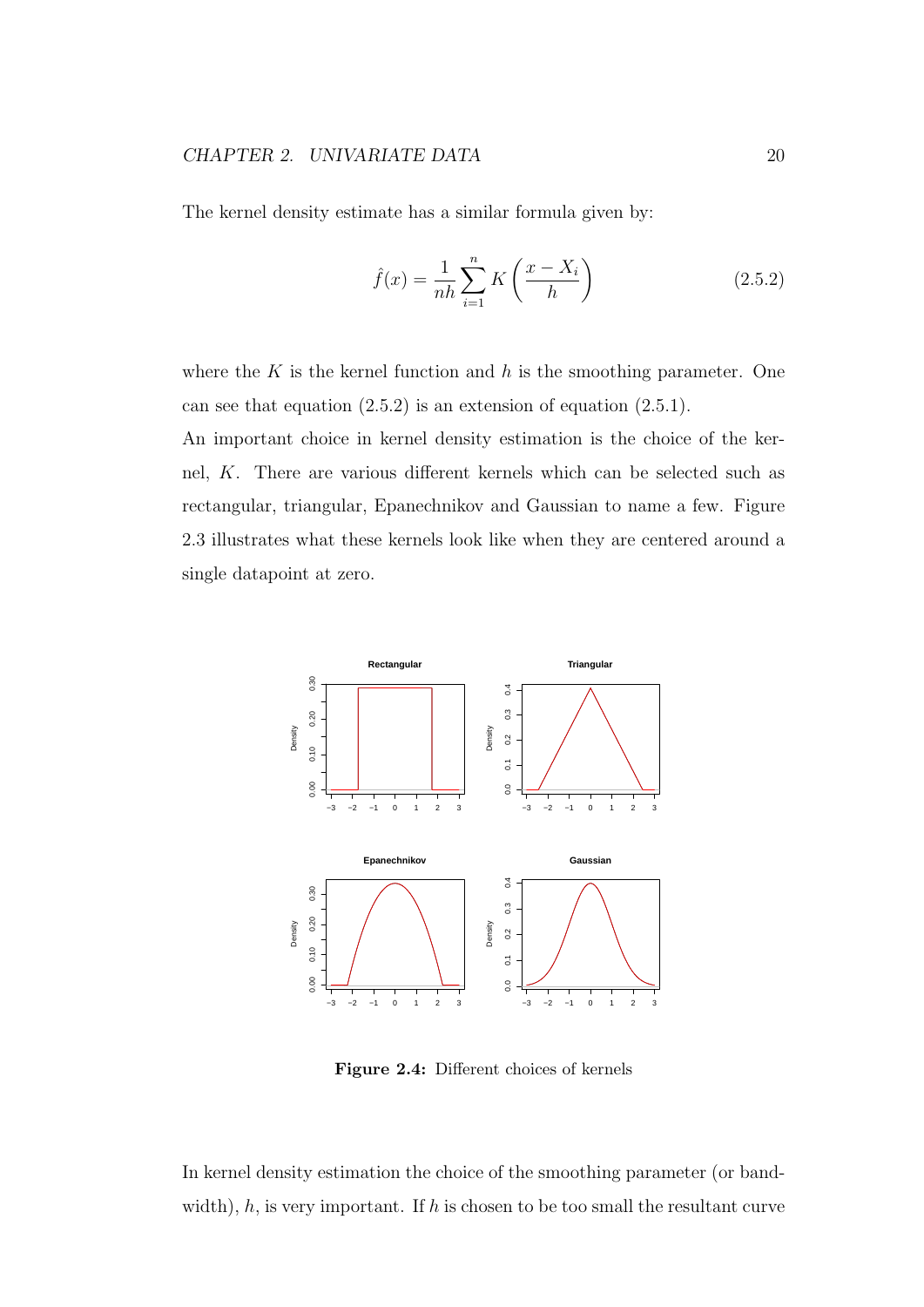The kernel density estimate has a similar formula given by:

$$\hat{f}(x) = \frac{1}{nh} \sum_{i=1}^{n} K\left(\frac{x - X_i}{h}\right) \tag{2.5.2}$$

where the $K$ is the kernel function and $h$ is the smoothing parameter. One can see that equation (2.5.2) is an extension of equation (2.5.1).

An important choice in kernel density estimation is the choice of the kernel, $K$. There are various different kernels which can be selected such as rectangular, triangular, Epanechnikov and Gaussian to name a few. Figure 2.3 illustrates what these kernels look like when they are centered around a single datapoint at zero.

**Figure 2.4:** Different choices of kernels

In kernel density estimation the choice of the smoothing parameter (or bandwidth), $h$, is very important. If $h$ is chosen to be too small the resultant curve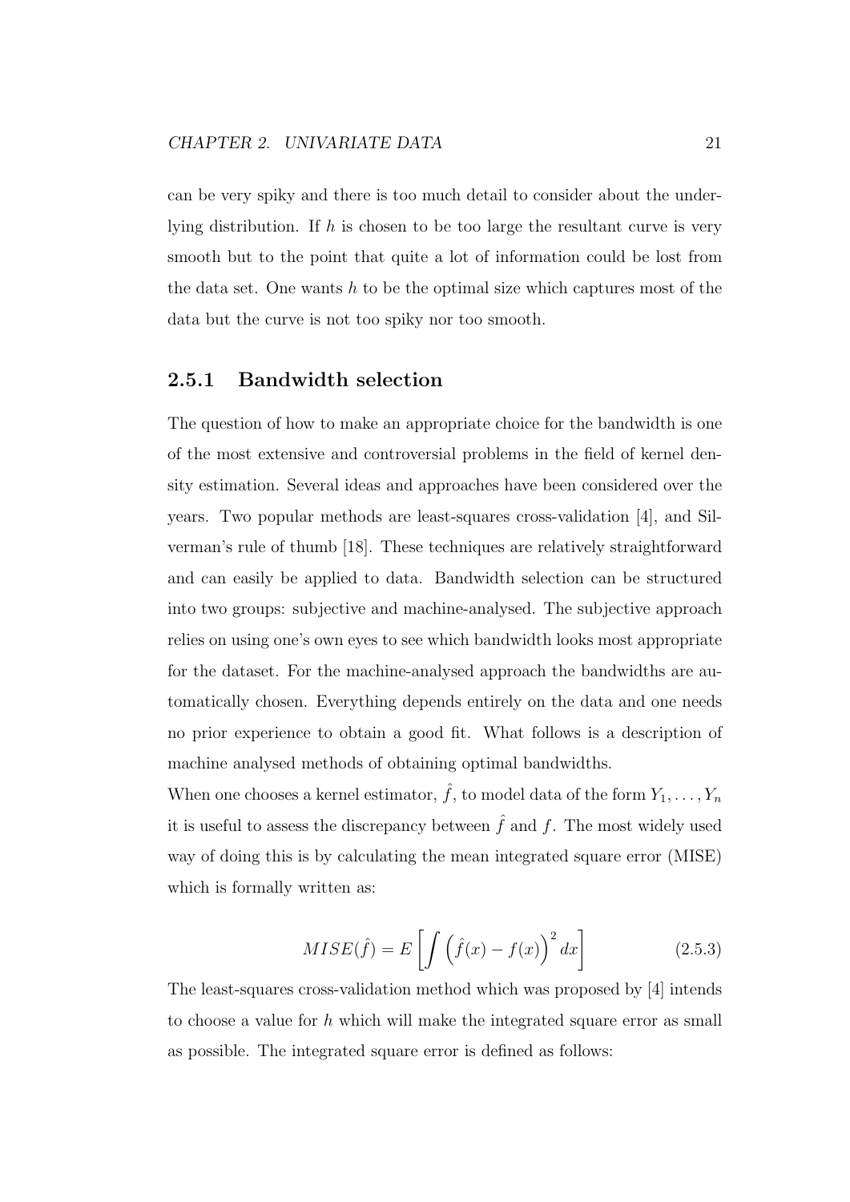can be very spiky and there is too much detail to consider about the underlying distribution. If $h$ is chosen to be too large the resultant curve is very smooth but to the point that quite a lot of information could be lost from the data set. One wants $h$ to be the optimal size which captures most of the data but the curve is not too spiky nor too smooth.

### 2.5.1 Bandwidth selection

The question of how to make an appropriate choice for the bandwidth is one of the most extensive and controversial problems in the field of kernel density estimation. Several ideas and approaches have been considered over the years. Two popular methods are least-squares cross-validation [4], and Silverman's rule of thumb [18]. These techniques are relatively straightforward and can easily be applied to data. Bandwidth selection can be structured into two groups: subjective and machine-analysed. The subjective approach relies on using one's own eyes to see which bandwidth looks most appropriate for the dataset. For the machine-analysed approach the bandwidths are automatically chosen. Everything depends entirely on the data and one needs no prior experience to obtain a good fit. What follows is a description of machine analysed methods of obtaining optimal bandwidths.

When one chooses a kernel estimator, $\hat{f}$, to model data of the form $Y_1, \ldots, Y_n$ it is useful to assess the discrepancy between $\hat{f}$ and $f$. The most widely used way of doing this is by calculating the mean integrated square error (MISE) which is formally written as:

$$MISE(\hat{f}) = E\left[\int \left(\hat{f}(x) - f(x)\right)^2 dx\right] \tag{2.5.3}$$

The least-squares cross-validation method which was proposed by [4] intends to choose a value for $h$ which will make the integrated square error as small as possible. The integrated square error is defined as follows: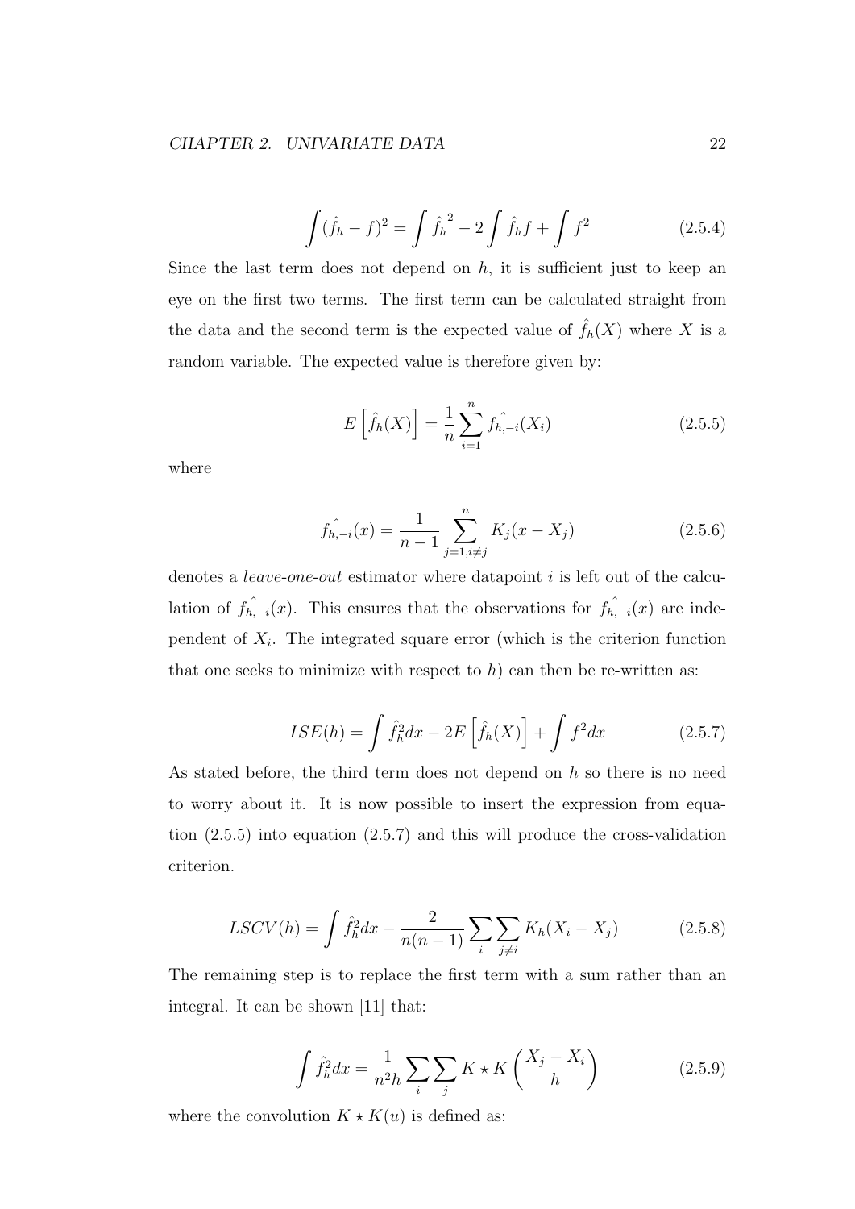$$\int (\hat{f}_h - f)^2 = \int \hat{f}_h^{\ 2} - 2 \int \hat{f}_h f + \int f^2 \tag{2.5.4}$$

Since the last term does not depend on $h$, it is sufficient just to keep an eye on the first two terms. The first term can be calculated straight from the data and the second term is the expected value of $\hat{f}_h(X)$ where $X$ is a random variable. The expected value is therefore given by:

$$E\left[\hat{f}_h(X)\right] = \frac{1}{n} \sum_{i=1}^{n} \hat{f_{h,-i}}(X_i) \tag{2.5.5}$$

where

$$\hat{f_{h,-i}}(x) = \frac{1}{n-1} \sum_{j=1, i \neq j}^{n} K_j(x - X_j) \tag{2.5.6}$$

denotes a *leave-one-out* estimator where datapoint $i$ is left out of the calculation of $\hat{f_{h,-i}}(x)$. This ensures that the observations for $\hat{f_{h,-i}}(x)$ are independent of $X_i$. The integrated square error (which is the criterion function that one seeks to minimize with respect to $h$) can then be re-written as:

$$ISE(h) = \int \hat{f}_h^2 dx - 2E\left[\hat{f}_h(X)\right] + \int f^2 dx \tag{2.5.7}$$

As stated before, the third term does not depend on $h$ so there is no need to worry about it. It is now possible to insert the expression from equation (2.5.5) into equation (2.5.7) and this will produce the cross-validation criterion.

$$LSCV(h) = \int \hat{f}_h^2 dx - \frac{2}{n(n-1)} \sum_i \sum_{j \neq i} K_h(X_i - X_j) \tag{2.5.8}$$

The remaining step is to replace the first term with a sum rather than an integral. It can be shown [11] that:

$$\int \hat{f}_h^2 dx = \frac{1}{n^2 h} \sum_i \sum_j K \star K \left( \frac{X_j - X_i}{h} \right) \tag{2.5.9}$$

where the convolution $K \star K(u)$ is defined as: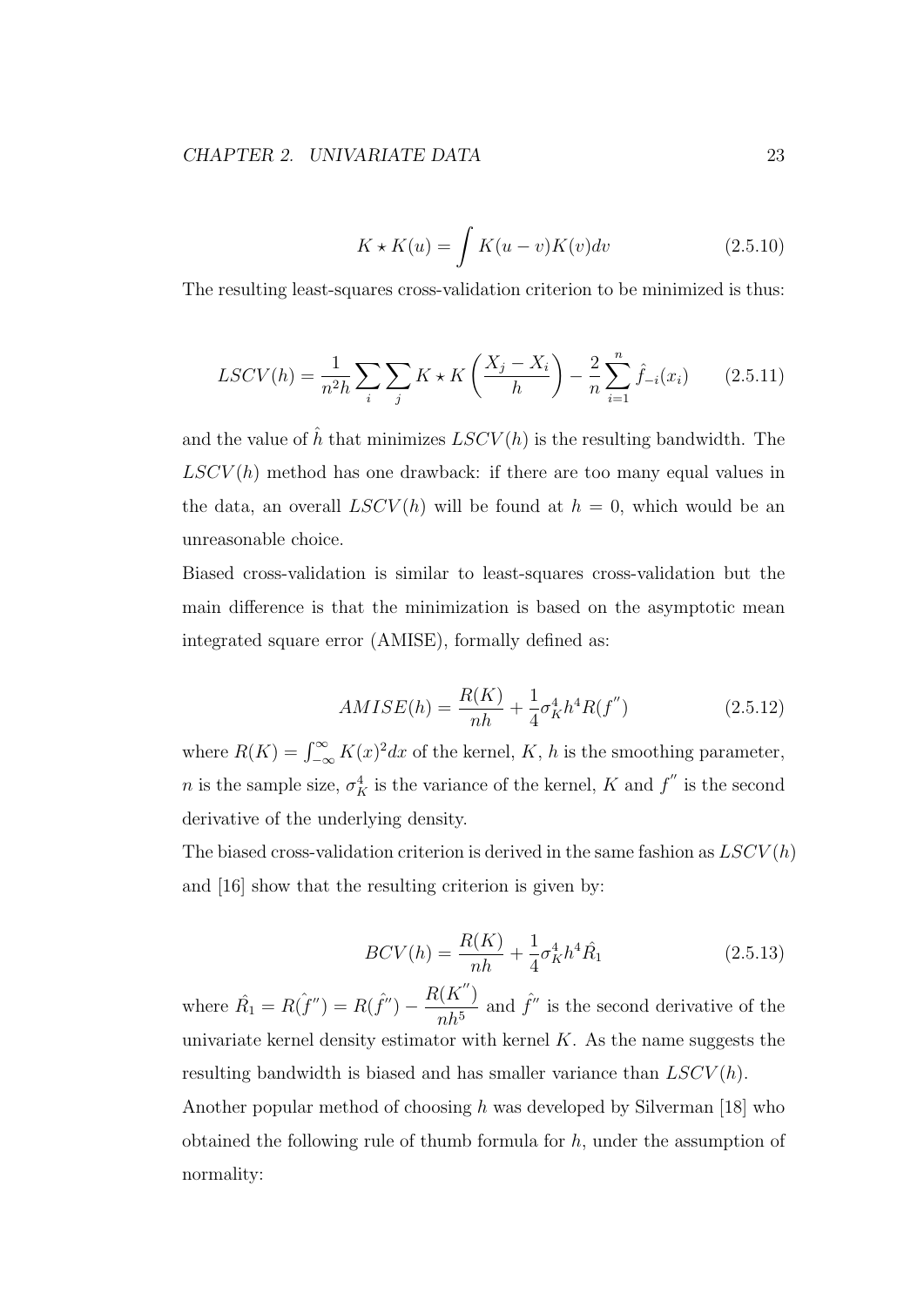$$K \star K(u) = \int K(u-v)K(v)dv \tag{2.5.10}$$

The resulting least-squares cross-validation criterion to be minimized is thus:

$$LSCV(h) = \frac{1}{n^2 h} \sum_i \sum_j K \star K \left( \frac{X_j - X_i}{h} \right) - \frac{2}{n} \sum_{i=1}^{n} \hat{f}_{-i}(x_i) \tag{2.5.11}$$

and the value of $\hat{h}$ that minimizes $LSCV(h)$ is the resulting bandwidth. The $LSCV(h)$ method has one drawback: if there are too many equal values in the data, an overall $LSCV(h)$ will be found at $h = 0$, which would be an unreasonable choice.

Biased cross-validation is similar to least-squares cross-validation but the main difference is that the minimization is based on the asymptotic mean integrated square error (AMISE), formally defined as:

$$AMISE(h) = \frac{R(K)}{nh} + \frac{1}{4}\sigma_K^4 h^4 R(f^{''}) \tag{2.5.12}$$

where $R(K) = \int_{-\infty}^{\infty} K(x)^2 dx$ of the kernel, $K$, $h$ is the smoothing parameter, $n$ is the sample size, $\sigma_K^4$ is the variance of the kernel, $K$ and $f^{''}$ is the second derivative of the underlying density.

The biased cross-validation criterion is derived in the same fashion as $LSCV(h)$ and [16] show that the resulting criterion is given by:

$$BCV(h) = \frac{R(K)}{nh} + \frac{1}{4}\sigma_K^4 h^4 \hat{R}_1 \tag{2.5.13}$$

where $\hat{R}_1 = R(\hat{f''}) = R(\hat{f}'') - \dfrac{R(K^{''})}{nh^5}$ and $\hat{f}''$ is the second derivative of the univariate kernel density estimator with kernel $K$. As the name suggests the resulting bandwidth is biased and has smaller variance than $LSCV(h)$.

Another popular method of choosing $h$ was developed by Silverman [18] who obtained the following rule of thumb formula for $h$, under the assumption of normality: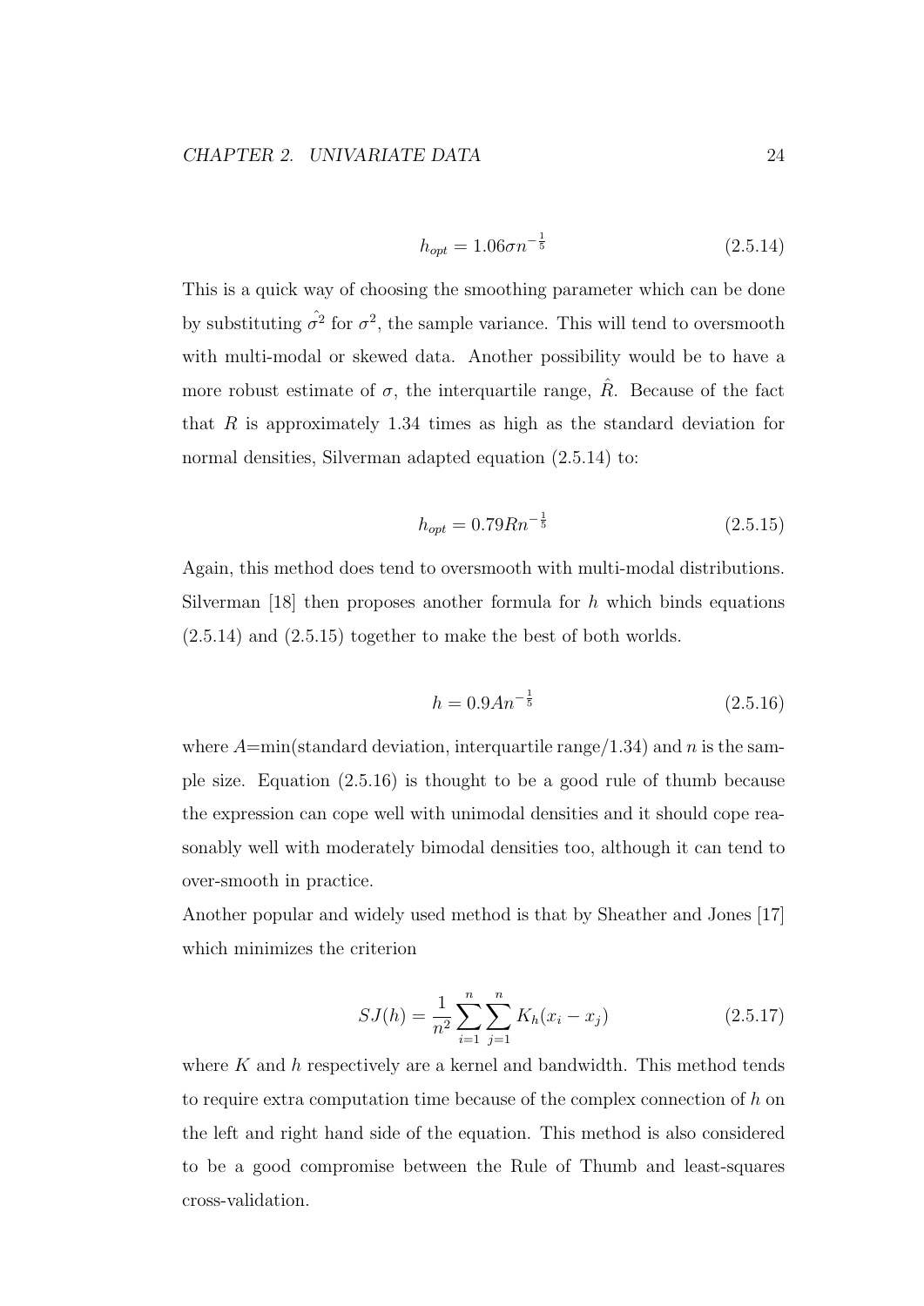$$h_{opt} = 1.06\sigma n^{-\frac{1}{5}} \tag{2.5.14}$$

This is a quick way of choosing the smoothing parameter which can be done by substituting $\hat{\sigma^2}$ for $\sigma^2$, the sample variance. This will tend to oversmooth with multi-modal or skewed data. Another possibility would be to have a more robust estimate of $\sigma$, the interquartile range, $\hat{R}$. Because of the fact that $R$ is approximately 1.34 times as high as the standard deviation for normal densities, Silverman adapted equation (2.5.14) to:

$$h_{opt} = 0.79Rn^{-\frac{1}{5}} \tag{2.5.15}$$

Again, this method does tend to oversmooth with multi-modal distributions. Silverman [18] then proposes another formula for $h$ which binds equations (2.5.14) and (2.5.15) together to make the best of both worlds.

$$h = 0.9An^{-\frac{1}{5}} \tag{2.5.16}$$

where $A$=min(standard deviation, interquartile range/1.34) and $n$ is the sample size. Equation (2.5.16) is thought to be a good rule of thumb because the expression can cope well with unimodal densities and it should cope reasonably well with moderately bimodal densities too, although it can tend to over-smooth in practice.

Another popular and widely used method is that by Sheather and Jones [17] which minimizes the criterion

$$SJ(h) = \frac{1}{n^2}\sum_{i=1}^{n}\sum_{j=1}^{n} K_h(x_i - x_j) \tag{2.5.17}$$

where $K$ and $h$ respectively are a kernel and bandwidth. This method tends to require extra computation time because of the complex connection of $h$ on the left and right hand side of the equation. This method is also considered to be a good compromise between the Rule of Thumb and least-squares cross-validation.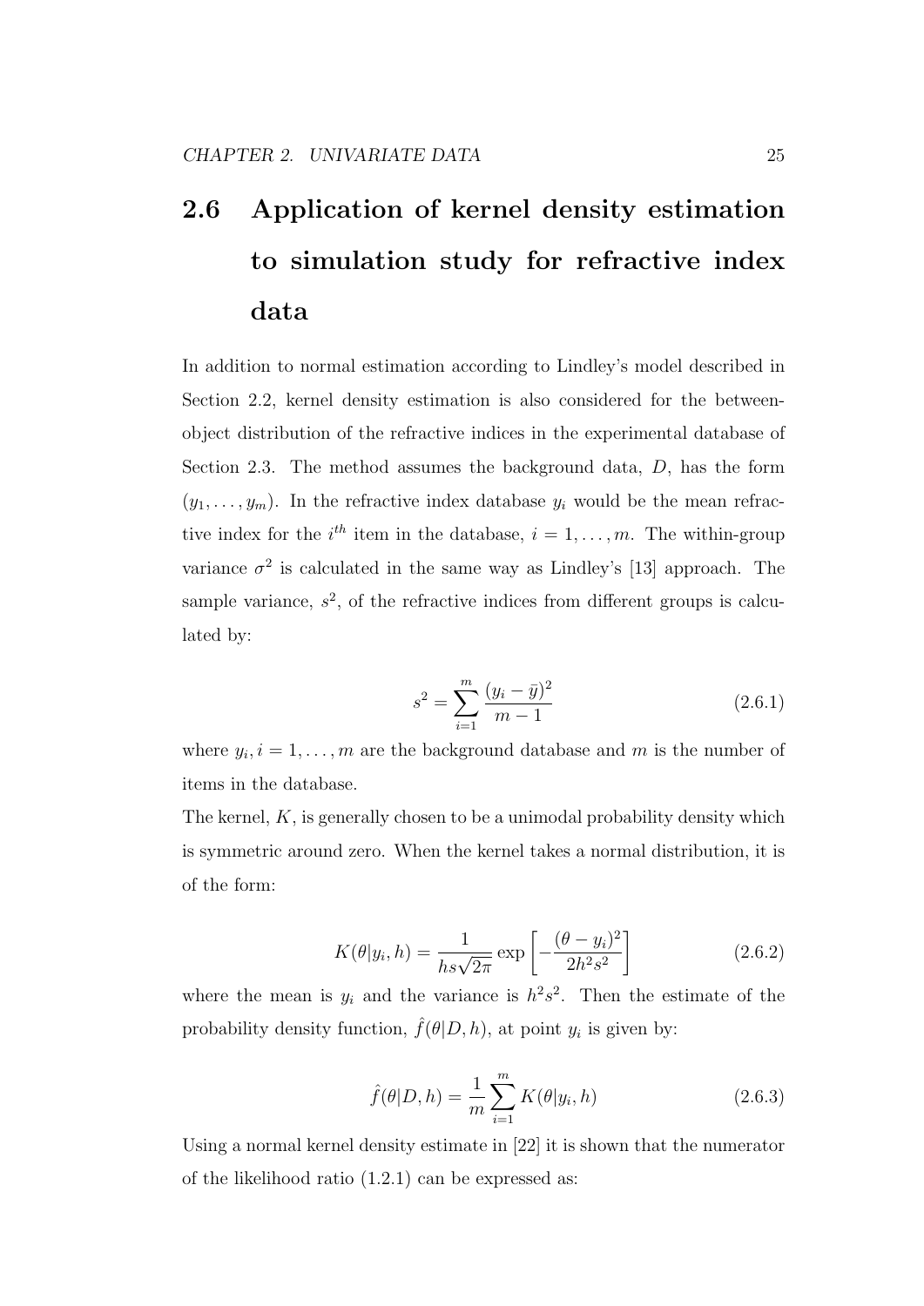## 2.6 Application of kernel density estimation to simulation study for refractive index data

In addition to normal estimation according to Lindley's model described in Section 2.2, kernel density estimation is also considered for the between-object distribution of the refractive indices in the experimental database of Section 2.3. The method assumes the background data, $D$, has the form $(y_1, \ldots, y_m)$. In the refractive index database $y_i$ would be the mean refractive index for the $i^{th}$ item in the database, $i = 1, \ldots, m$. The within-group variance $\sigma^2$ is calculated in the same way as Lindley's [13] approach. The sample variance, $s^2$, of the refractive indices from different groups is calculated by:

$$s^2 = \sum_{i=1}^{m} \frac{(y_i - \bar{y})^2}{m-1} \tag{2.6.1}$$

where $y_i, i = 1, \ldots, m$ are the background database and $m$ is the number of items in the database.

The kernel, $K$, is generally chosen to be a unimodal probability density which is symmetric around zero. When the kernel takes a normal distribution, it is of the form:

$$K(\theta|y_i, h) = \frac{1}{hs\sqrt{2\pi}} \exp\left[-\frac{(\theta - y_i)^2}{2h^2 s^2}\right] \tag{2.6.2}$$

where the mean is $y_i$ and the variance is $h^2 s^2$. Then the estimate of the probability density function, $\hat{f}(\theta|D, h)$, at point $y_i$ is given by:

$$\hat{f}(\theta|D, h) = \frac{1}{m} \sum_{i=1}^{m} K(\theta|y_i, h) \tag{2.6.3}$$

Using a normal kernel density estimate in [22] it is shown that the numerator of the likelihood ratio (1.2.1) can be expressed as: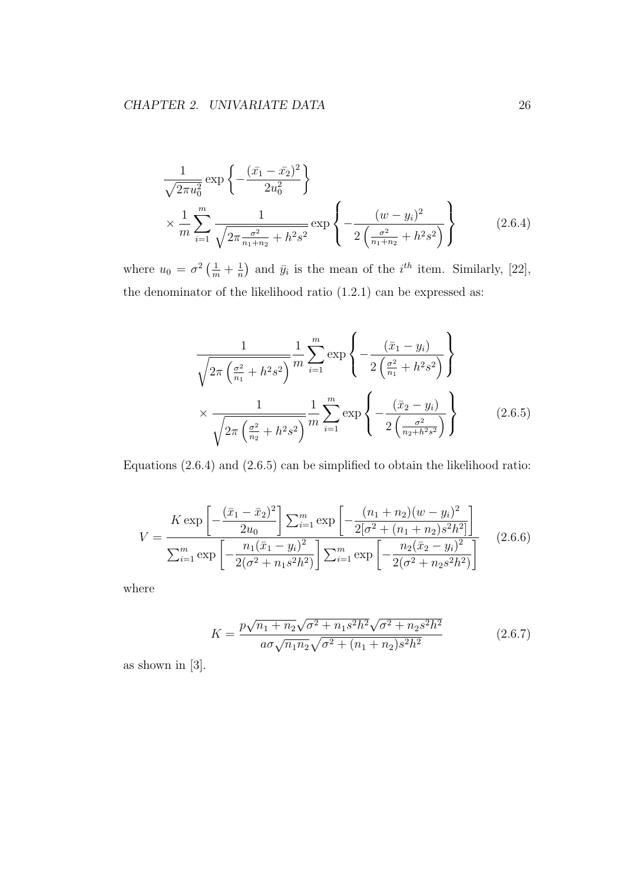$$\frac{1}{\sqrt{2\pi u_0^2}} \exp\left\{-\frac{(\bar{x_1} - \bar{x_2})^2}{2u_0^2}\right\}$$
$$\times \frac{1}{m} \sum_{i=1}^{m} \frac{1}{\sqrt{2\pi \frac{\sigma^2}{n_1+n_2} + h^2 s^2}} \exp\left\{-\frac{(w - y_i)^2}{2\left(\frac{\sigma^2}{n_1+n_2} + h^2 s^2\right)}\right\} \tag{2.6.4}$$

where $u_0 = \sigma^2 \left(\frac{1}{m} + \frac{1}{n}\right)$ and $\bar{y}_i$ is the mean of the $i^{th}$ item. Similarly, [22], the denominator of the likelihood ratio (1.2.1) can be expressed as:

$$\frac{1}{\sqrt{2\pi\left(\frac{\sigma^2}{n_1} + h^2 s^2\right)}} \frac{1}{m} \sum_{i=1}^{m} \exp\left\{-\frac{(\bar{x}_1 - y_i)}{2\left(\frac{\sigma^2}{n_1} + h^2 s^2\right)}\right\}$$
$$\times \frac{1}{\sqrt{2\pi\left(\frac{\sigma^2}{n_2} + h^2 s^2\right)}} \frac{1}{m} \sum_{i=1}^{m} \exp\left\{-\frac{(\bar{x}_2 - y_i)}{2\left(\frac{\sigma^2}{n_2 + h^2 s^2}\right)}\right\} \tag{2.6.5}$$

Equations (2.6.4) and (2.6.5) can be simplified to obtain the likelihood ratio:

$$V = \frac{K \exp\left[-\frac{(\bar{x}_1 - \bar{x}_2)^2}{2u_0}\right] \sum_{i=1}^{m} \exp\left[-\frac{(n_1 + n_2)(w - y_i)^2}{2[\sigma^2 + (n_1 + n_2)s^2 h^2]}\right]}{\sum_{i=1}^{m} \exp\left[-\frac{n_1(\bar{x}_1 - y_i)^2}{2(\sigma^2 + n_1 s^2 h^2)}\right] \sum_{i=1}^{m} \exp\left[-\frac{n_2(\bar{x}_2 - y_i)^2}{2(\sigma^2 + n_2 s^2 h^2)}\right]} \tag{2.6.6}$$

where

$$K = \frac{p\sqrt{n_1 + n_2}\sqrt{\sigma^2 + n_1 s^2 h^2}\sqrt{\sigma^2 + n_2 s^2 h^2}}{a\sigma\sqrt{n_1 n_2}\sqrt{\sigma^2 + (n_1 + n_2)s^2 h^2}} \tag{2.6.7}$$

as shown in [3].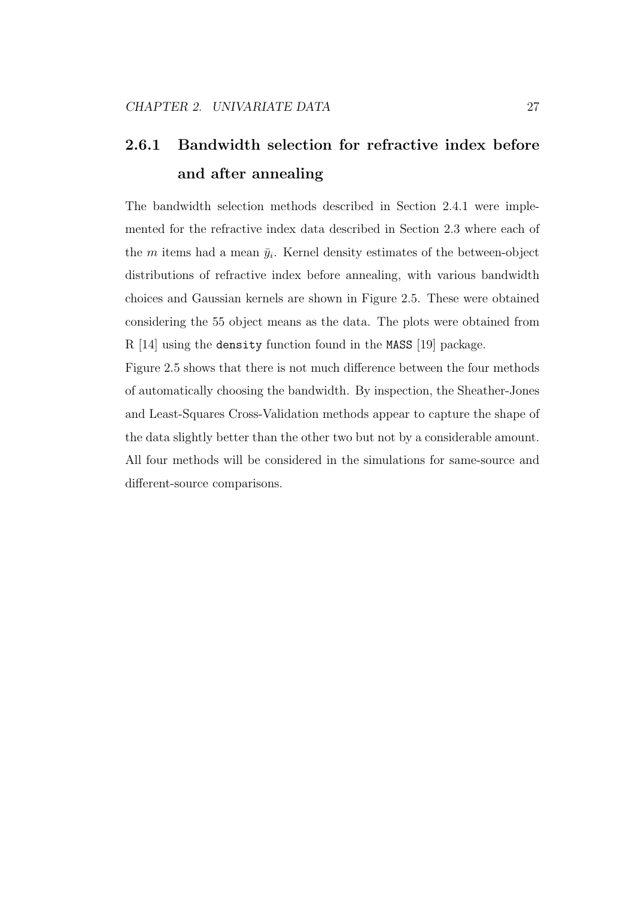### 2.6.1 Bandwidth selection for refractive index before and after annealing

The bandwidth selection methods described in Section 2.4.1 were implemented for the refractive index data described in Section 2.3 where each of the $m$ items had a mean $\bar{y}_i$. Kernel density estimates of the between-object distributions of refractive index before annealing, with various bandwidth choices and Gaussian kernels are shown in Figure 2.5. These were obtained considering the 55 object means as the data. The plots were obtained from R [14] using the `density` function found in the `MASS` [19] package.

Figure 2.5 shows that there is not much difference between the four methods of automatically choosing the bandwidth. By inspection, the Sheather-Jones and Least-Squares Cross-Validation methods appear to capture the shape of the data slightly better than the other two but not by a considerable amount. All four methods will be considered in the simulations for same-source and different-source comparisons.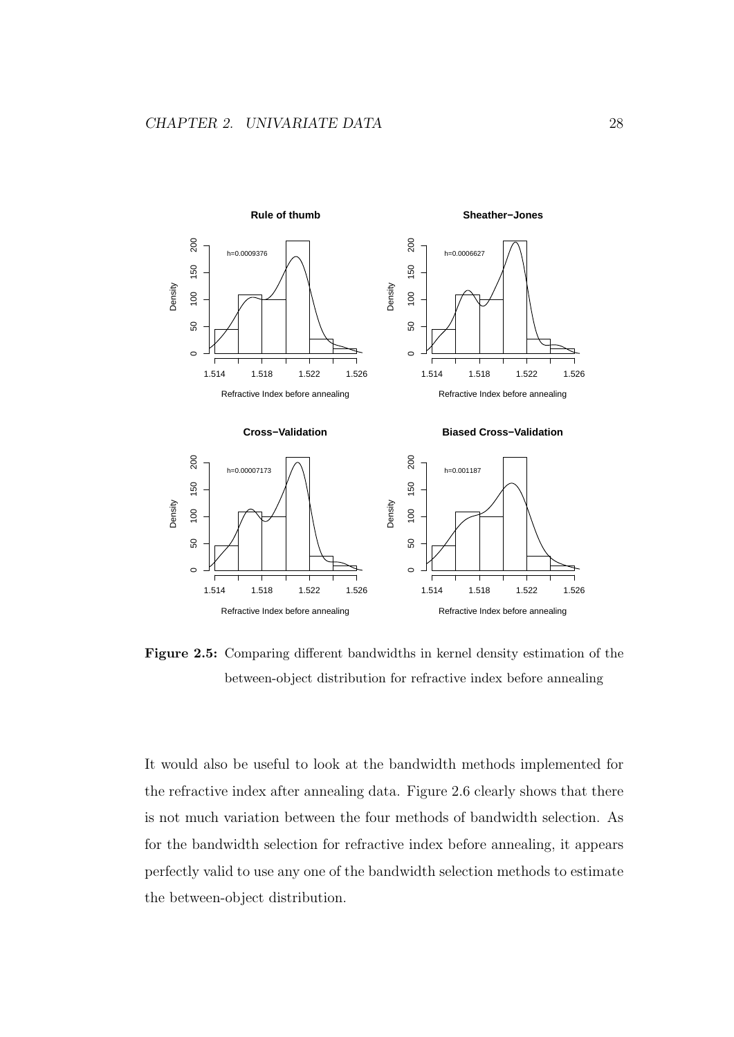**Figure 2.5:** Comparing different bandwidths in kernel density estimation of the between-object distribution for refractive index before annealing

It would also be useful to look at the bandwidth methods implemented for the refractive index after annealing data. Figure 2.6 clearly shows that there is not much variation between the four methods of bandwidth selection. As for the bandwidth selection for refractive index before annealing, it appears perfectly valid to use any one of the bandwidth selection methods to estimate the between-object distribution.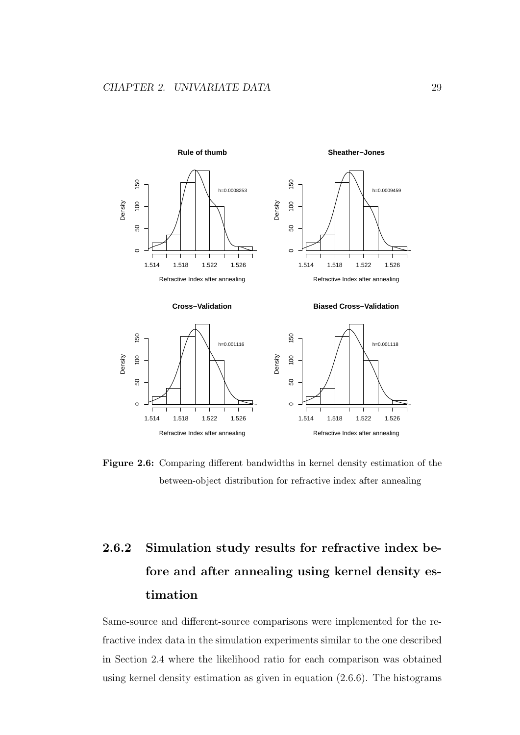**Figure 2.6:** Comparing different bandwidths in kernel density estimation of the between-object distribution for refractive index after annealing

### 2.6.2 Simulation study results for refractive index before and after annealing using kernel density estimation

Same-source and different-source comparisons were implemented for the refractive index data in the simulation experiments similar to the one described in Section 2.4 where the likelihood ratio for each comparison was obtained using kernel density estimation as given in equation (2.6.6). The histograms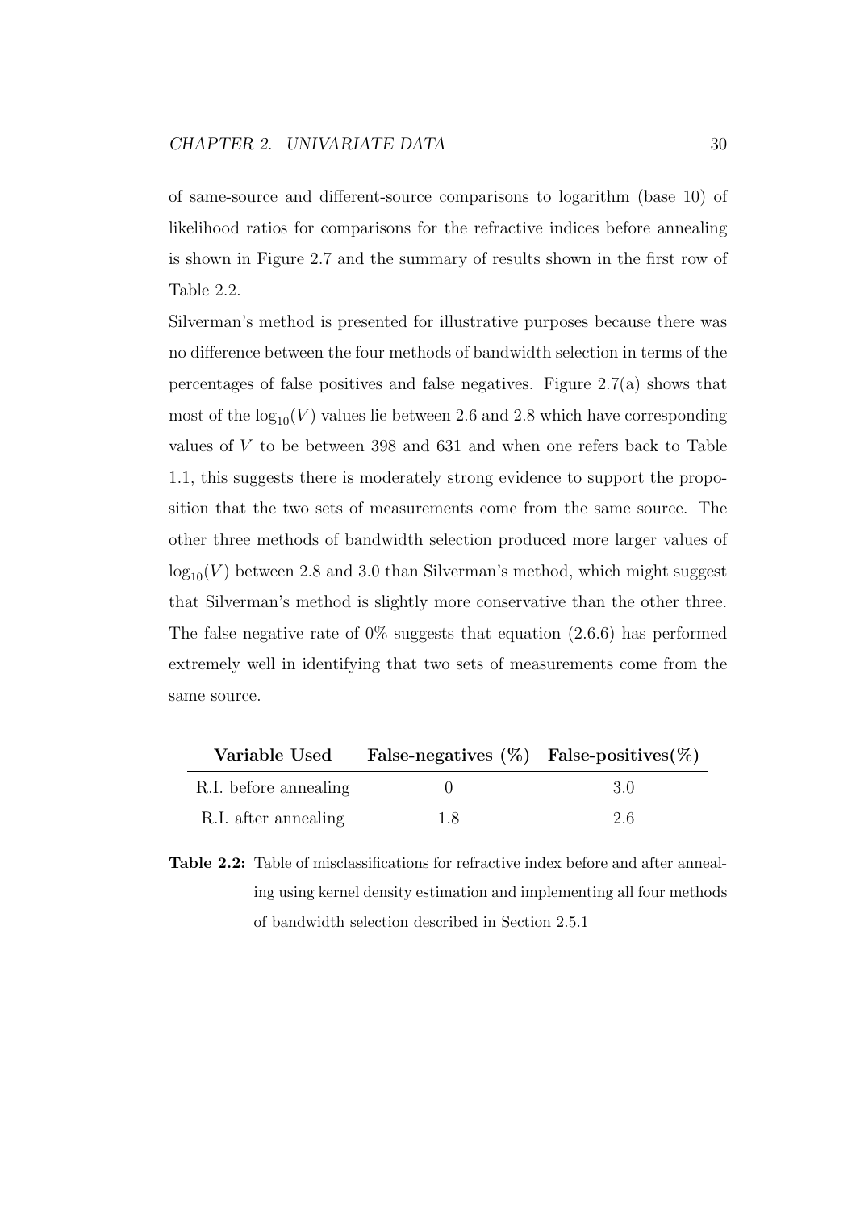of same-source and different-source comparisons to logarithm (base 10) of likelihood ratios for comparisons for the refractive indices before annealing is shown in Figure 2.7 and the summary of results shown in the first row of Table 2.2.

Silverman's method is presented for illustrative purposes because there was no difference between the four methods of bandwidth selection in terms of the percentages of false positives and false negatives. Figure 2.7(a) shows that most of the $\log_{10}(V)$ values lie between 2.6 and 2.8 which have corresponding values of $V$ to be between 398 and 631 and when one refers back to Table 1.1, this suggests there is moderately strong evidence to support the proposition that the two sets of measurements come from the same source. The other three methods of bandwidth selection produced more larger values of $\log_{10}(V)$ between 2.8 and 3.0 than Silverman's method, which might suggest that Silverman's method is slightly more conservative than the other three. The false negative rate of 0% suggests that equation (2.6.6) has performed extremely well in identifying that two sets of measurements come from the same source.

| Variable Used | False-negatives (%) | False-positives(%) |
|---|---|---|
| R.I. before annealing | 0 | 3.0 |
| R.I. after annealing | 1.8 | 2.6 |

**Table 2.2:** Table of misclassifications for refractive index before and after annealing using kernel density estimation and implementing all four methods of bandwidth selection described in Section 2.5.1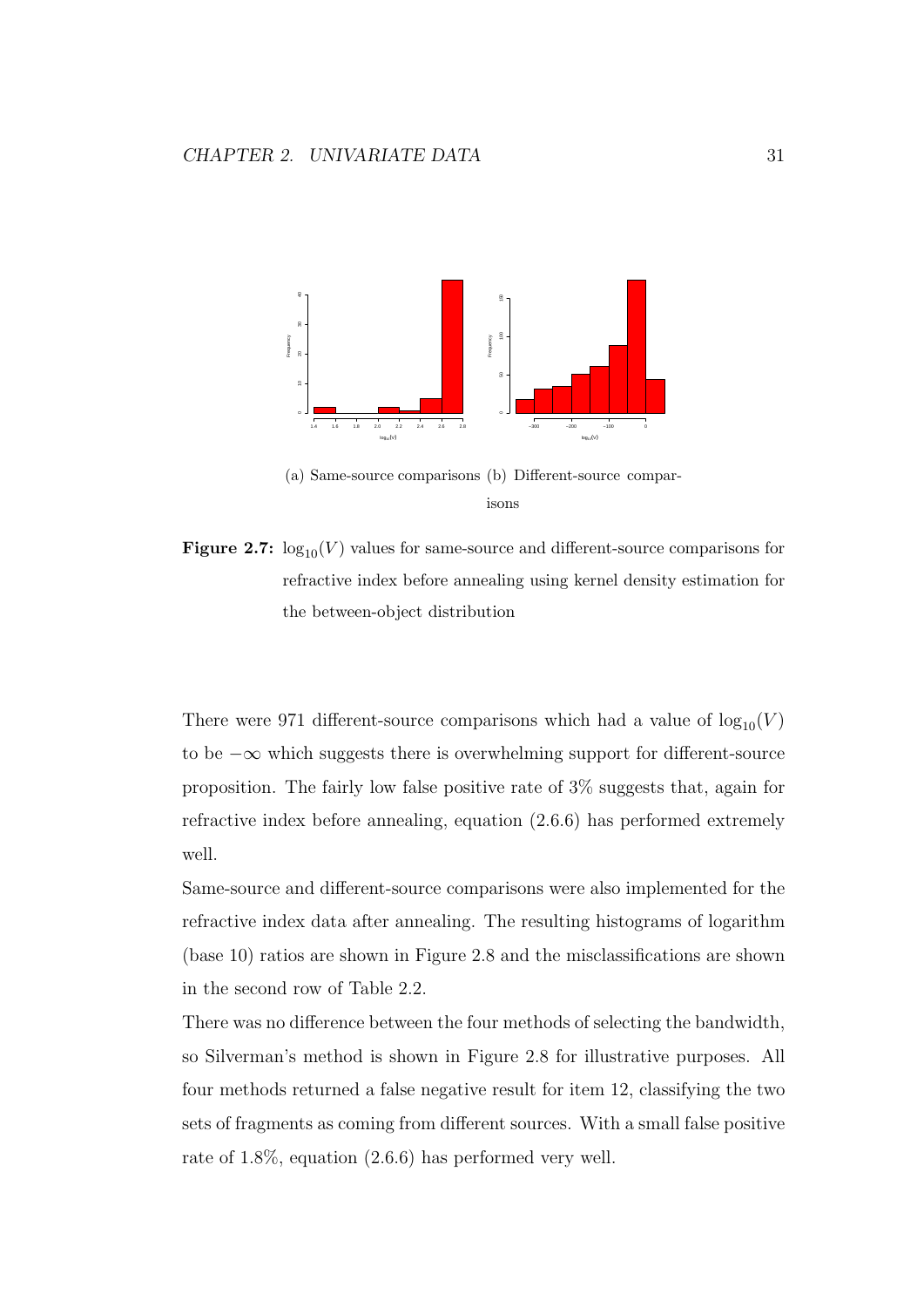(a) Same-source comparisons (b) Different-source comparisons

**Figure 2.7:** $\log_{10}(V)$ values for same-source and different-source comparisons for refractive index before annealing using kernel density estimation for the between-object distribution

There were 971 different-source comparisons which had a value of $\log_{10}(V)$ to be $-\infty$ which suggests there is overwhelming support for different-source proposition. The fairly low false positive rate of 3% suggests that, again for refractive index before annealing, equation (2.6.6) has performed extremely well.

Same-source and different-source comparisons were also implemented for the refractive index data after annealing. The resulting histograms of logarithm (base 10) ratios are shown in Figure 2.8 and the misclassifications are shown in the second row of Table 2.2.

There was no difference between the four methods of selecting the bandwidth, so Silverman's method is shown in Figure 2.8 for illustrative purposes. All four methods returned a false negative result for item 12, classifying the two sets of fragments as coming from different sources. With a small false positive rate of 1.8%, equation (2.6.6) has performed very well.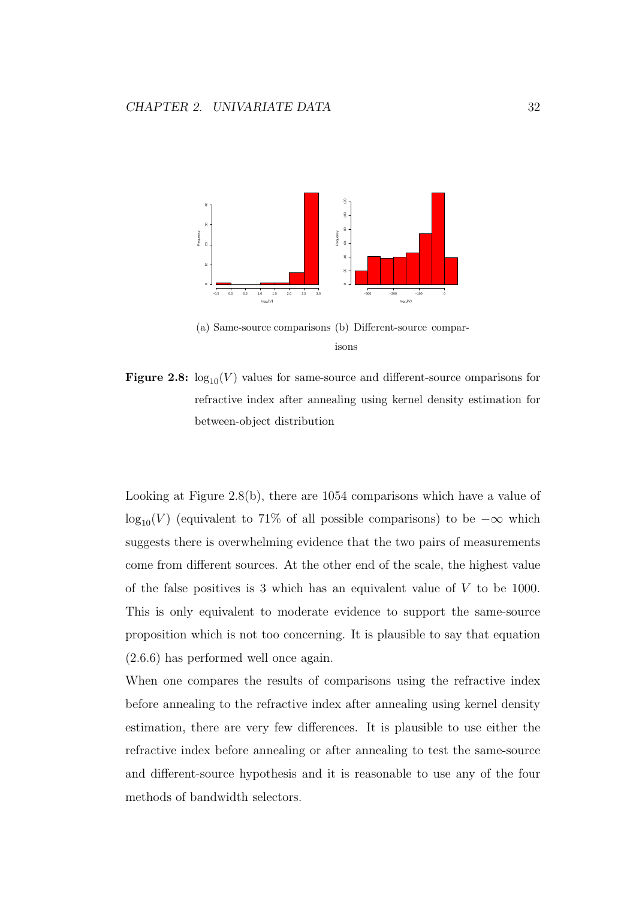(a) Same-source comparisons (b) Different-source comparisons

**Figure 2.8:** $\log_{10}(V)$ values for same-source and different-source omparisons for refractive index after annealing using kernel density estimation for between-object distribution

Looking at Figure 2.8(b), there are 1054 comparisons which have a value of $\log_{10}(V)$ (equivalent to 71% of all possible comparisons) to be $-\infty$ which suggests there is overwhelming evidence that the two pairs of measurements come from different sources. At the other end of the scale, the highest value of the false positives is 3 which has an equivalent value of $V$ to be 1000. This is only equivalent to moderate evidence to support the same-source proposition which is not too concerning. It is plausible to say that equation (2.6.6) has performed well once again.

When one compares the results of comparisons using the refractive index before annealing to the refractive index after annealing using kernel density estimation, there are very few differences. It is plausible to use either the refractive index before annealing or after annealing to test the same-source and different-source hypothesis and it is reasonable to use any of the four methods of bandwidth selectors.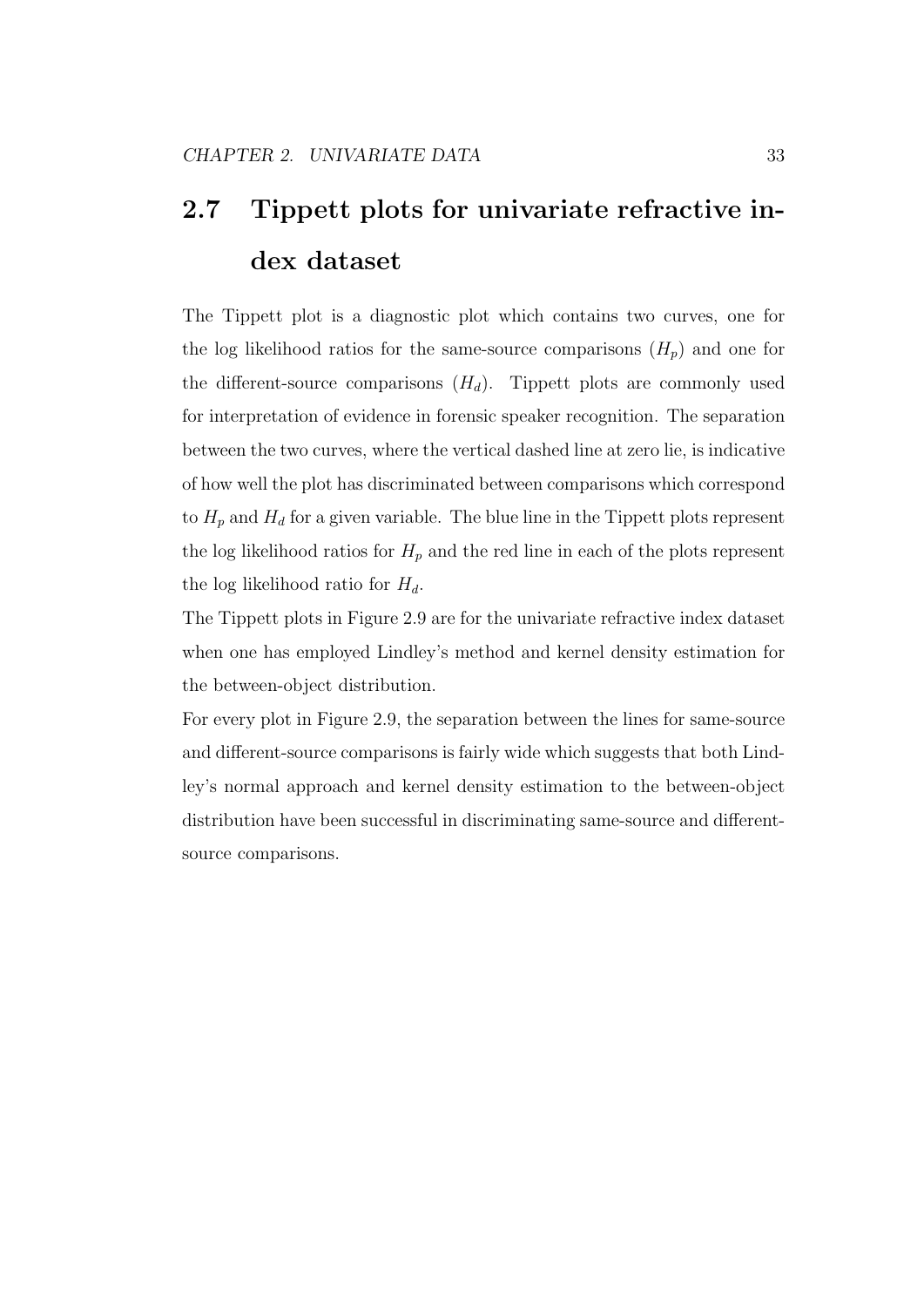## 2.7 Tippett plots for univariate refractive index dataset

The Tippett plot is a diagnostic plot which contains two curves, one for the log likelihood ratios for the same-source comparisons ($H_p$) and one for the different-source comparisons ($H_d$). Tippett plots are commonly used for interpretation of evidence in forensic speaker recognition. The separation between the two curves, where the vertical dashed line at zero lie, is indicative of how well the plot has discriminated between comparisons which correspond to $H_p$ and $H_d$ for a given variable. The blue line in the Tippett plots represent the log likelihood ratios for $H_p$ and the red line in each of the plots represent the log likelihood ratio for $H_d$.

The Tippett plots in Figure 2.9 are for the univariate refractive index dataset when one has employed Lindley's method and kernel density estimation for the between-object distribution.

For every plot in Figure 2.9, the separation between the lines for same-source and different-source comparisons is fairly wide which suggests that both Lindley's normal approach and kernel density estimation to the between-object distribution have been successful in discriminating same-source and different-source comparisons.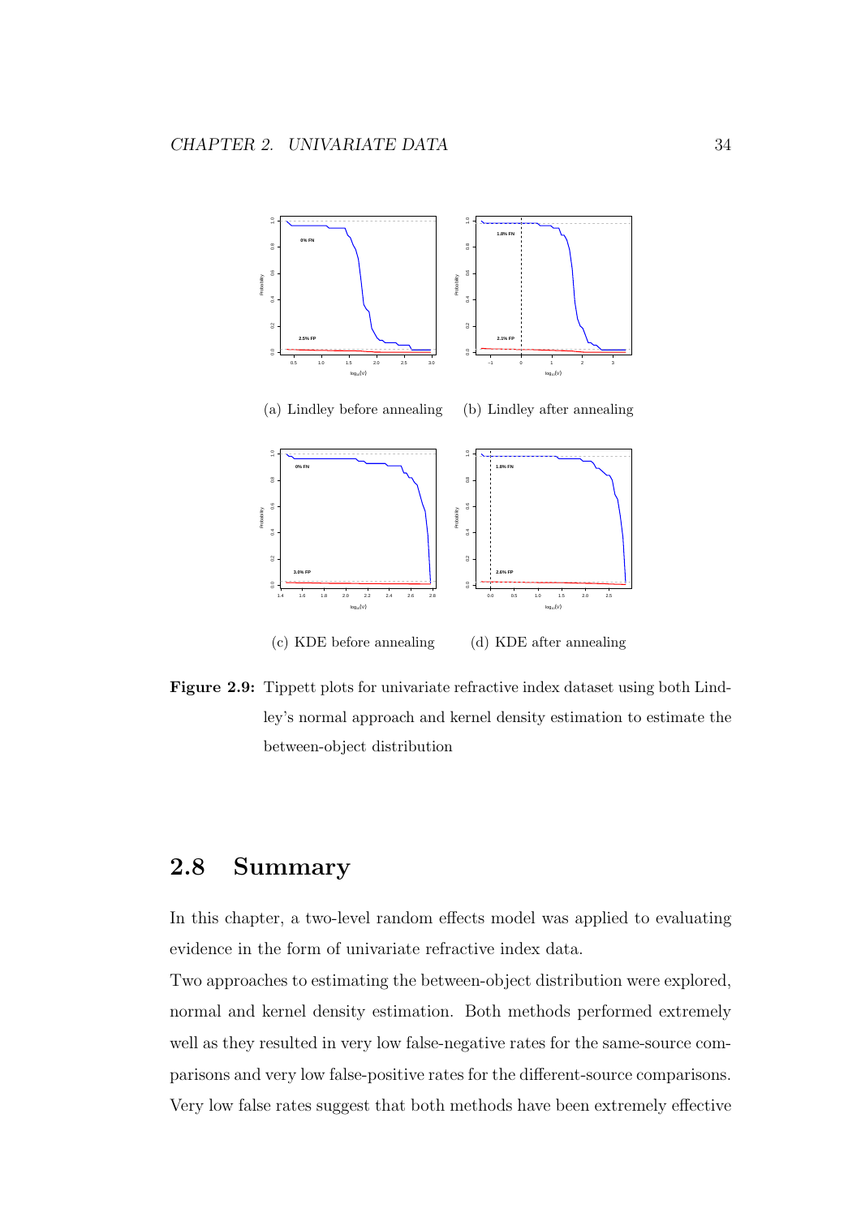(a) Lindley before annealing

(b) Lindley after annealing

(c) KDE before annealing

(d) KDE after annealing

**Figure 2.9:** Tippett plots for univariate refractive index dataset using both Lindley's normal approach and kernel density estimation to estimate the between-object distribution

## 2.8 Summary

In this chapter, a two-level random effects model was applied to evaluating evidence in the form of univariate refractive index data.

Two approaches to estimating the between-object distribution were explored, normal and kernel density estimation. Both methods performed extremely well as they resulted in very low false-negative rates for the same-source comparisons and very low false-positive rates for the different-source comparisons. Very low false rates suggest that both methods have been extremely effective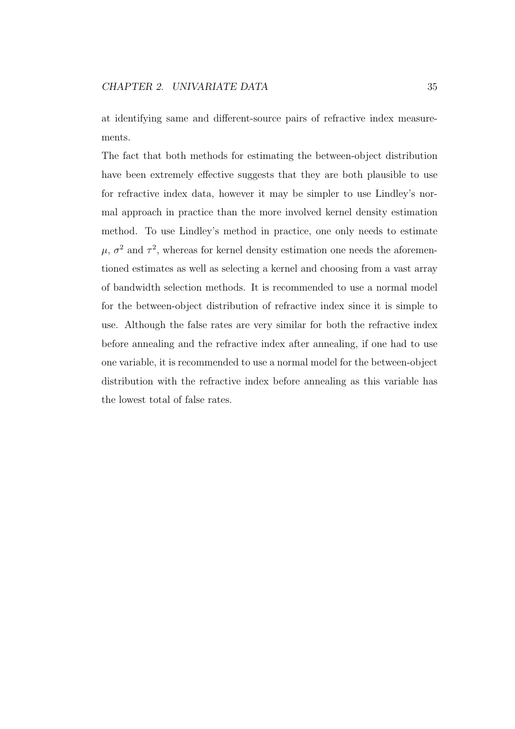at identifying same and different-source pairs of refractive index measurements.

The fact that both methods for estimating the between-object distribution have been extremely effective suggests that they are both plausible to use for refractive index data, however it may be simpler to use Lindley's normal approach in practice than the more involved kernel density estimation method. To use Lindley's method in practice, one only needs to estimate $\mu$, $\sigma^2$ and $\tau^2$, whereas for kernel density estimation one needs the aforementioned estimates as well as selecting a kernel and choosing from a vast array of bandwidth selection methods. It is recommended to use a normal model for the between-object distribution of refractive index since it is simple to use. Although the false rates are very similar for both the refractive index before annealing and the refractive index after annealing, if one had to use one variable, it is recommended to use a normal model for the between-object distribution with the refractive index before annealing as this variable has the lowest total of false rates.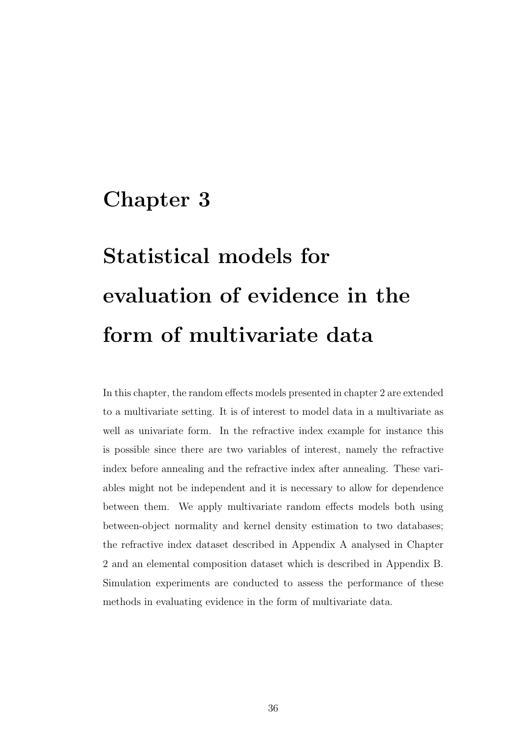# Chapter 3

# Statistical models for evaluation of evidence in the form of multivariate data

In this chapter, the random effects models presented in chapter 2 are extended to a multivariate setting. It is of interest to model data in a multivariate as well as univariate form. In the refractive index example for instance this is possible since there are two variables of interest, namely the refractive index before annealing and the refractive index after annealing. These variables might not be independent and it is necessary to allow for dependence between them. We apply multivariate random effects models both using between-object normality and kernel density estimation to two databases; the refractive index dataset described in Appendix A analysed in Chapter 2 and an elemental composition dataset which is described in Appendix B. Simulation experiments are conducted to assess the performance of these methods in evaluating evidence in the form of multivariate data.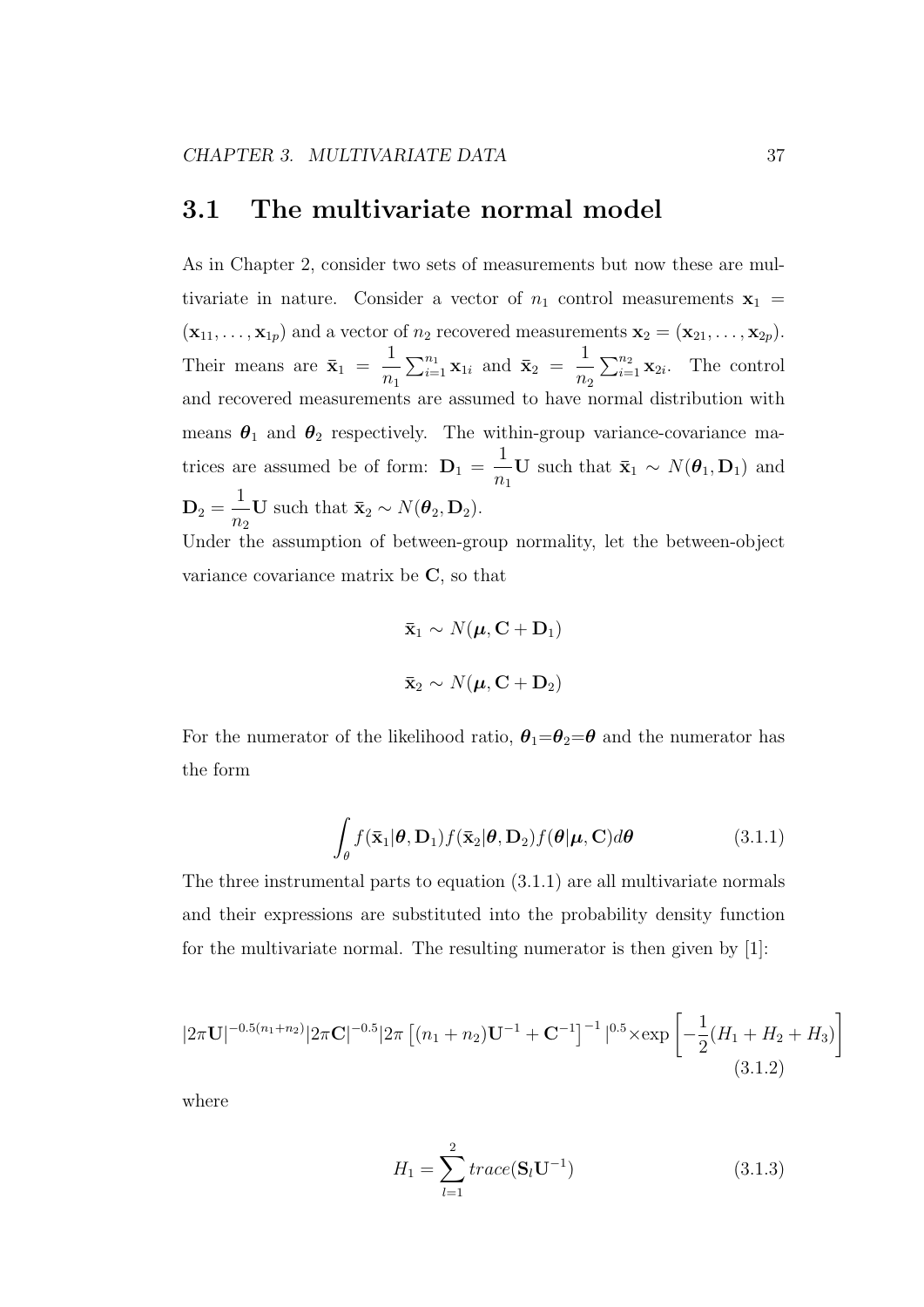## 3.1 The multivariate normal model

As in Chapter 2, consider two sets of measurements but now these are multivariate in nature. Consider a vector of $n_1$ control measurements $\mathbf{x}_1 = (\mathbf{x}_{11}, \ldots, \mathbf{x}_{1p})$ and a vector of $n_2$ recovered measurements $\mathbf{x}_2 = (\mathbf{x}_{21}, \ldots, \mathbf{x}_{2p})$. Their means are $\bar{\mathbf{x}}_1 = \dfrac{1}{n_1}\sum_{i=1}^{n_1} \mathbf{x}_{1i}$ and $\bar{\mathbf{x}}_2 = \dfrac{1}{n_2}\sum_{i=1}^{n_2} \mathbf{x}_{2i}$. The control and recovered measurements are assumed to have normal distribution with means $\boldsymbol{\theta}_1$ and $\boldsymbol{\theta}_2$ respectively. The within-group variance-covariance matrices are assumed be of form: $\mathbf{D}_1 = \dfrac{1}{n_1}\mathbf{U}$ such that $\bar{\mathbf{x}}_1 \sim N(\boldsymbol{\theta}_1, \mathbf{D}_1)$ and $\mathbf{D}_2 = \dfrac{1}{n_2}\mathbf{U}$ such that $\bar{\mathbf{x}}_2 \sim N(\boldsymbol{\theta}_2, \mathbf{D}_2)$.

Under the assumption of between-group normality, let the between-object variance covariance matrix be $\mathbf{C}$, so that

$$\bar{\mathbf{x}}_1 \sim N(\boldsymbol{\mu}, \mathbf{C} + \mathbf{D}_1)$$

$$\bar{\mathbf{x}}_2 \sim N(\boldsymbol{\mu}, \mathbf{C} + \mathbf{D}_2)$$

For the numerator of the likelihood ratio, $\boldsymbol{\theta}_1$=$\boldsymbol{\theta}_2$=$\boldsymbol{\theta}$ and the numerator has the form

$$\int_{\theta} f(\bar{\mathbf{x}}_1|\boldsymbol{\theta}, \mathbf{D}_1) f(\bar{\mathbf{x}}_2|\boldsymbol{\theta}, \mathbf{D}_2) f(\boldsymbol{\theta}|\boldsymbol{\mu}, \mathbf{C}) d\boldsymbol{\theta} \tag{3.1.1}$$

The three instrumental parts to equation (3.1.1) are all multivariate normals and their expressions are substituted into the probability density function for the multivariate normal. The resulting numerator is then given by [1]:

$$|2\pi\mathbf{U}|^{-0.5(n_1+n_2)}|2\pi\mathbf{C}|^{-0.5}|2\pi\left[(n_1+n_2)\mathbf{U}^{-1}+\mathbf{C}^{-1}\right]^{-1}|^{0.5}\times\exp\left[-\frac{1}{2}(H_1+H_2+H_3)\right] \tag{3.1.2}$$

where

$$H_1 = \sum_{l=1}^{2} trace(\mathbf{S}_l\mathbf{U}^{-1}) \tag{3.1.3}$$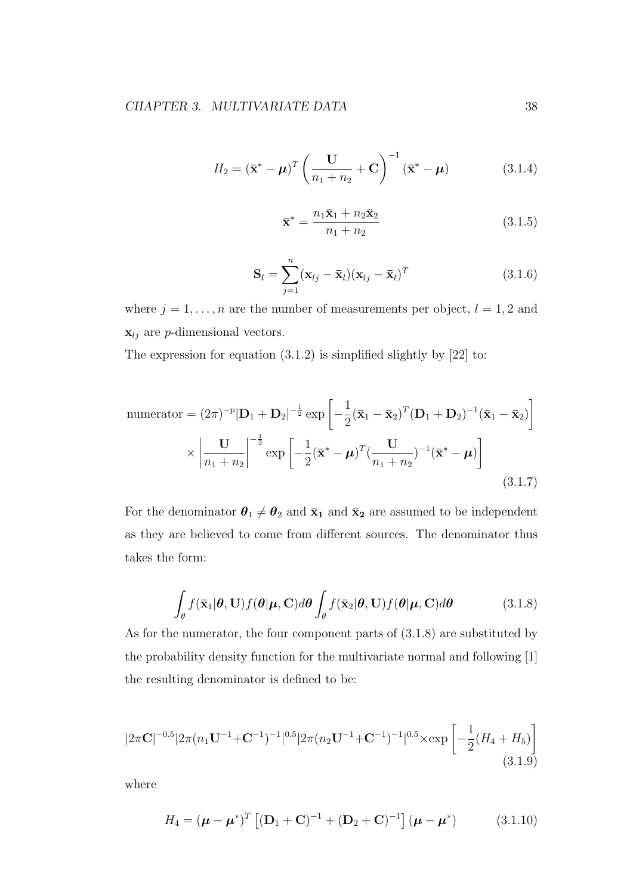$$H_2 = (\bar{\mathbf{x}}^* - \boldsymbol{\mu})^T \left( \frac{\mathbf{U}}{n_1 + n_2} + \mathbf{C} \right)^{-1} (\bar{\mathbf{x}}^* - \boldsymbol{\mu}) \tag{3.1.4}$$

$$\bar{\mathbf{x}}^* = \frac{n_1 \bar{\mathbf{x}}_1 + n_2 \bar{\mathbf{x}}_2}{n_1 + n_2} \tag{3.1.5}$$

$$\mathbf{S}_l = \sum_{j=1}^{n} (\mathbf{x}_{lj} - \bar{\mathbf{x}}_l)(\mathbf{x}_{lj} - \bar{\mathbf{x}}_l)^T \tag{3.1.6}$$

where $j = 1, \ldots, n$ are the number of measurements per object, $l = 1, 2$ and $\mathbf{x}_{lj}$ are $p$-dimensional vectors.

The expression for equation (3.1.2) is simplified slightly by [22] to:

$$\begin{aligned} \text{numerator} &= (2\pi)^{-p} |\mathbf{D}_1 + \mathbf{D}_2|^{-\frac{1}{2}} \exp\left[ -\frac{1}{2} (\bar{\mathbf{x}}_1 - \bar{\mathbf{x}}_2)^T (\mathbf{D}_1 + \mathbf{D}_2)^{-1} (\bar{\mathbf{x}}_1 - \bar{\mathbf{x}}_2) \right] \\ &\times \left| \frac{\mathbf{U}}{n_1 + n_2} \right|^{-\frac{1}{2}} \exp\left[ -\frac{1}{2} (\bar{\mathbf{x}}^* - \boldsymbol{\mu})^T \left( \frac{\mathbf{U}}{n_1 + n_2} \right)^{-1} (\bar{\mathbf{x}}^* - \boldsymbol{\mu}) \right] \end{aligned} \tag{3.1.7}$$

For the denominator $\boldsymbol{\theta}_1 \neq \boldsymbol{\theta}_2$ and $\bar{\mathbf{x}}_1$ and $\bar{\mathbf{x}}_2$ are assumed to be independent as they are believed to come from different sources. The denominator thus takes the form:

$$\int_\theta f(\bar{\mathbf{x}}_1 | \boldsymbol{\theta}, \mathbf{U}) f(\boldsymbol{\theta} | \boldsymbol{\mu}, \mathbf{C}) d\boldsymbol{\theta} \int_\theta f(\bar{\mathbf{x}}_2 | \boldsymbol{\theta}, \mathbf{U}) f(\boldsymbol{\theta} | \boldsymbol{\mu}, \mathbf{C}) d\boldsymbol{\theta} \tag{3.1.8}$$

As for the numerator, the four component parts of (3.1.8) are substituted by the probability density function for the multivariate normal and following [1] the resulting denominator is defined to be:

$$|2\pi\mathbf{C}|^{-0.5} |2\pi(n_1\mathbf{U}^{-1} + \mathbf{C}^{-1})^{-1}|^{0.5} |2\pi(n_2\mathbf{U}^{-1} + \mathbf{C}^{-1})^{-1}|^{0.5} \times \exp\left[ -\frac{1}{2}(H_4 + H_5) \right] \tag{3.1.9}$$

where

$$H_4 = (\boldsymbol{\mu} - \boldsymbol{\mu}^*)^T \left[ (\mathbf{D}_1 + \mathbf{C})^{-1} + (\mathbf{D}_2 + \mathbf{C})^{-1} \right] (\boldsymbol{\mu} - \boldsymbol{\mu}^*) \tag{3.1.10}$$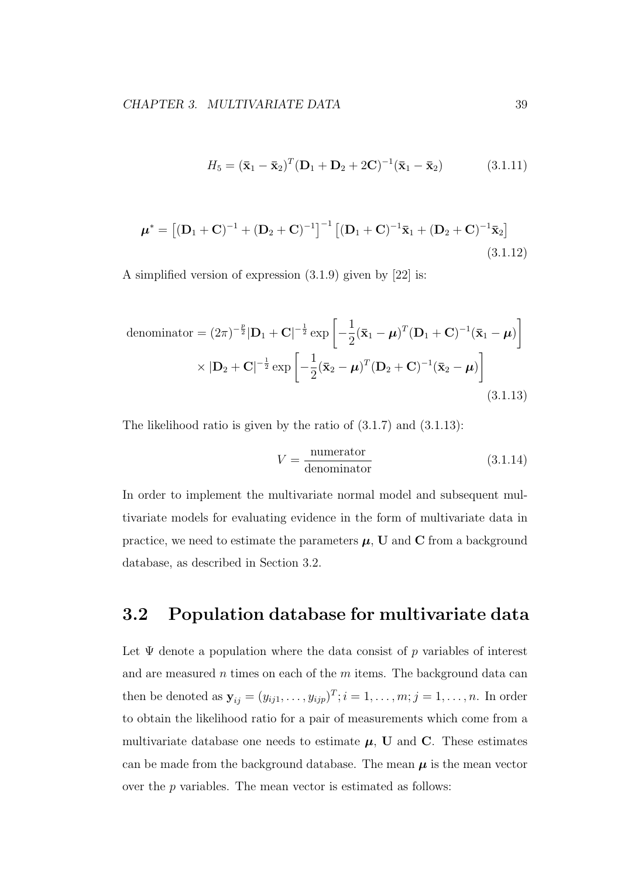$$H_5 = (\bar{\mathbf{x}}_1 - \bar{\mathbf{x}}_2)^T (\mathbf{D}_1 + \mathbf{D}_2 + 2\mathbf{C})^{-1} (\bar{\mathbf{x}}_1 - \bar{\mathbf{x}}_2) \tag{3.1.11}$$

$$\boldsymbol{\mu}^* = \left[ (\mathbf{D}_1 + \mathbf{C})^{-1} + (\mathbf{D}_2 + \mathbf{C})^{-1} \right]^{-1} \left[ (\mathbf{D}_1 + \mathbf{C})^{-1} \bar{\mathbf{x}}_1 + (\mathbf{D}_2 + \mathbf{C})^{-1} \bar{\mathbf{x}}_2 \right] \tag{3.1.12}$$

A simplified version of expression (3.1.9) given by [22] is:

$$\begin{aligned} \text{denominator} = (2\pi)^{-\frac{p}{2}} |\mathbf{D}_1 + \mathbf{C}|^{-\frac{1}{2}} \exp\left[ -\frac{1}{2} (\bar{\mathbf{x}}_1 - \boldsymbol{\mu})^T (\mathbf{D}_1 + \mathbf{C})^{-1} (\bar{\mathbf{x}}_1 - \boldsymbol{\mu}) \right] \\ \times |\mathbf{D}_2 + \mathbf{C}|^{-\frac{1}{2}} \exp\left[ -\frac{1}{2} (\bar{\mathbf{x}}_2 - \boldsymbol{\mu})^T (\mathbf{D}_2 + \mathbf{C})^{-1} (\bar{\mathbf{x}}_2 - \boldsymbol{\mu}) \right] \end{aligned} \tag{3.1.13}$$

The likelihood ratio is given by the ratio of (3.1.7) and (3.1.13):

$$V = \frac{\text{numerator}}{\text{denominator}} \tag{3.1.14}$$

In order to implement the multivariate normal model and subsequent multivariate models for evaluating evidence in the form of multivariate data in practice, we need to estimate the parameters $\boldsymbol{\mu}$, $\mathbf{U}$ and $\mathbf{C}$ from a background database, as described in Section 3.2.

## 3.2 Population database for multivariate data

Let $\Psi$ denote a population where the data consist of $p$ variables of interest and are measured $n$ times on each of the $m$ items. The background data can then be denoted as $\mathbf{y}_{ij} = (y_{ij1}, \ldots, y_{ijp})^T; i = 1, \ldots, m; j = 1, \ldots, n$. In order to obtain the likelihood ratio for a pair of measurements which come from a multivariate database one needs to estimate $\boldsymbol{\mu}$, $\mathbf{U}$ and $\mathbf{C}$. These estimates can be made from the background database. The mean $\boldsymbol{\mu}$ is the mean vector over the $p$ variables. The mean vector is estimated as follows: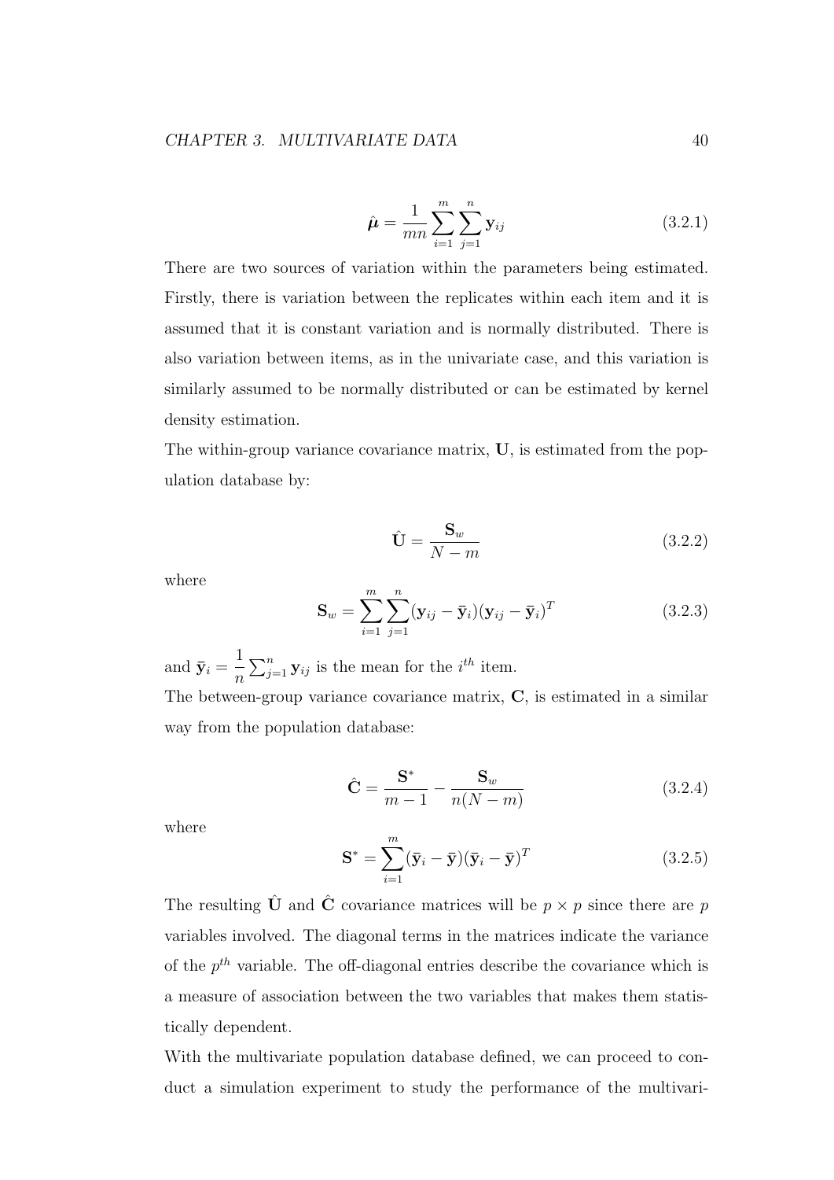$$\hat{\boldsymbol{\mu}} = \frac{1}{mn} \sum_{i=1}^{m} \sum_{j=1}^{n} \mathbf{y}_{ij} \tag{3.2.1}$$

There are two sources of variation within the parameters being estimated. Firstly, there is variation between the replicates within each item and it is assumed that it is constant variation and is normally distributed. There is also variation between items, as in the univariate case, and this variation is similarly assumed to be normally distributed or can be estimated by kernel density estimation.

The within-group variance covariance matrix, $\mathbf{U}$, is estimated from the population database by:

$$\hat{\mathbf{U}} = \frac{\mathbf{S}_w}{N - m} \tag{3.2.2}$$

where

$$\mathbf{S}_w = \sum_{i=1}^{m} \sum_{j=1}^{n} (\mathbf{y}_{ij} - \bar{\mathbf{y}}_i)(\mathbf{y}_{ij} - \bar{\mathbf{y}}_i)^T \tag{3.2.3}$$

and $\bar{\mathbf{y}}_i = \dfrac{1}{n} \sum_{j=1}^{n} \mathbf{y}_{ij}$ is the mean for the $i^{th}$ item.

The between-group variance covariance matrix, $\mathbf{C}$, is estimated in a similar way from the population database:

$$\hat{\mathbf{C}} = \frac{\mathbf{S}^*}{m - 1} - \frac{\mathbf{S}_w}{n(N - m)} \tag{3.2.4}$$

where

$$\mathbf{S}^* = \sum_{i=1}^{m} (\bar{\mathbf{y}}_i - \bar{\mathbf{y}})(\bar{\mathbf{y}}_i - \bar{\mathbf{y}})^T \tag{3.2.5}$$

The resulting $\hat{\mathbf{U}}$ and $\hat{\mathbf{C}}$ covariance matrices will be $p \times p$ since there are $p$ variables involved. The diagonal terms in the matrices indicate the variance of the $p^{th}$ variable. The off-diagonal entries describe the covariance which is a measure of association between the two variables that makes them statistically dependent.

With the multivariate population database defined, we can proceed to conduct a simulation experiment to study the performance of the multivari-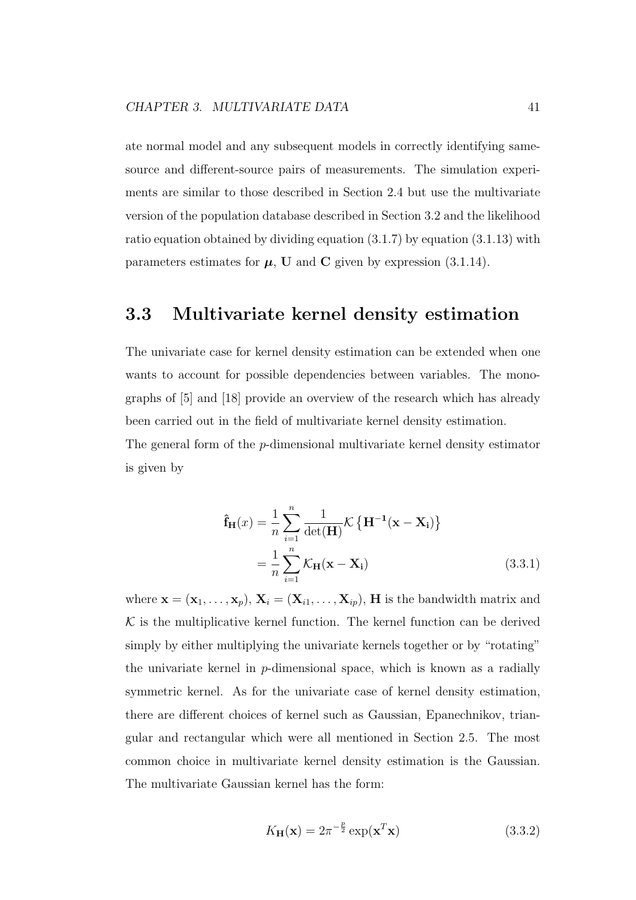ate normal model and any subsequent models in correctly identifying same-source and different-source pairs of measurements. The simulation experiments are similar to those described in Section 2.4 but use the multivariate version of the population database described in Section 3.2 and the likelihood ratio equation obtained by dividing equation (3.1.7) by equation (3.1.13) with parameters estimates for $\boldsymbol{\mu}$, $\mathbf{U}$ and $\mathbf{C}$ given by expression (3.1.14).

## 3.3 Multivariate kernel density estimation

The univariate case for kernel density estimation can be extended when one wants to account for possible dependencies between variables. The monographs of [5] and [18] provide an overview of the research which has already been carried out in the field of multivariate kernel density estimation.

The general form of the $p$-dimensional multivariate kernel density estimator is given by

$$
\begin{aligned}
\hat{\mathbf{f}}_{\mathbf{H}}(x) &= \frac{1}{n}\sum_{i=1}^{n}\frac{1}{\det(\mathbf{H})}\mathcal{K}\left\{\mathbf{H^{-1}}(\mathbf{x}-\mathbf{X_i})\right\} \\
&= \frac{1}{n}\sum_{i=1}^{n}\mathcal{K}_{\mathbf{H}}(\mathbf{x}-\mathbf{X_i}) \qquad (3.3.1)
\end{aligned}
$$

where $\mathbf{x} = (\mathbf{x}_1, \ldots, \mathbf{x}_p)$, $\mathbf{X}_i = (\mathbf{X}_{i1}, \ldots, \mathbf{X}_{ip})$, $\mathbf{H}$ is the bandwidth matrix and $\mathcal{K}$ is the multiplicative kernel function. The kernel function can be derived simply by either multiplying the univariate kernels together or by "rotating" the univariate kernel in $p$-dimensional space, which is known as a radially symmetric kernel. As for the univariate case of kernel density estimation, there are different choices of kernel such as Gaussian, Epanechnikov, triangular and rectangular which were all mentioned in Section 2.5. The most common choice in multivariate kernel density estimation is the Gaussian. The multivariate Gaussian kernel has the form:

$$
K_{\mathbf{H}}(\mathbf{x}) = 2\pi^{-\frac{p}{2}}\exp(\mathbf{x}^T\mathbf{x}) \qquad (3.3.2)
$$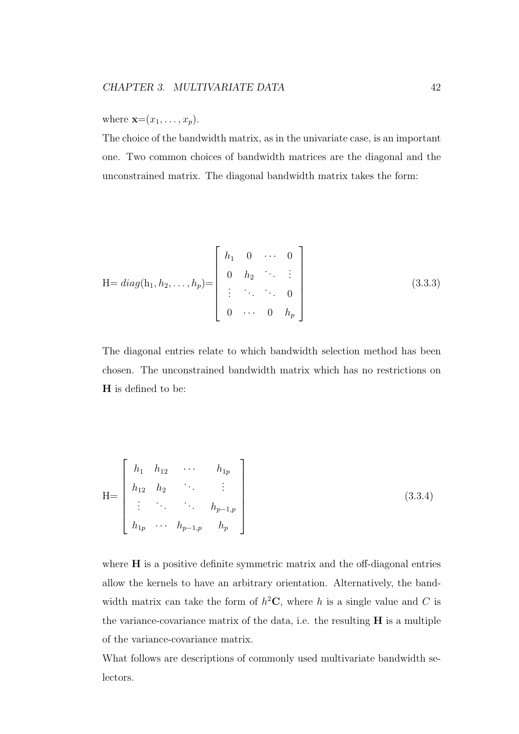where $\mathbf{x}$=$(x_1, \ldots, x_p)$.

The choice of the bandwidth matrix, as in the univariate case, is an important one. Two common choices of bandwidth matrices are the diagonal and the unconstrained matrix. The diagonal bandwidth matrix takes the form:

$$\mathrm{H}= diag(\mathrm{h}_1, h_2, \ldots, h_p)=\begin{bmatrix} h_1 & 0 & \cdots & 0 \\ 0 & h_2 & \ddots & \vdots \\ \vdots & \ddots & \ddots & 0 \\ 0 & \cdots & 0 & h_p \end{bmatrix} \tag{3.3.3}$$

The diagonal entries relate to which bandwidth selection method has been chosen. The unconstrained bandwidth matrix which has no restrictions on $\mathbf{H}$ is defined to be:

$$\mathrm{H}=\begin{bmatrix} h_1 & h_{12} & \cdots & h_{1p} \\ h_{12} & h_2 & \ddots & \vdots \\ \vdots & \ddots & \ddots & h_{p-1,p} \\ h_{1p} & \cdots & h_{p-1,p} & h_p \end{bmatrix} \tag{3.3.4}$$

where $\mathbf{H}$ is a positive definite symmetric matrix and the off-diagonal entries allow the kernels to have an arbitrary orientation. Alternatively, the bandwidth matrix can take the form of $h^2\mathbf{C}$, where $h$ is a single value and $C$ is the variance-covariance matrix of the data, i.e. the resulting $\mathbf{H}$ is a multiple of the variance-covariance matrix.

What follows are descriptions of commonly used multivariate bandwidth selectors.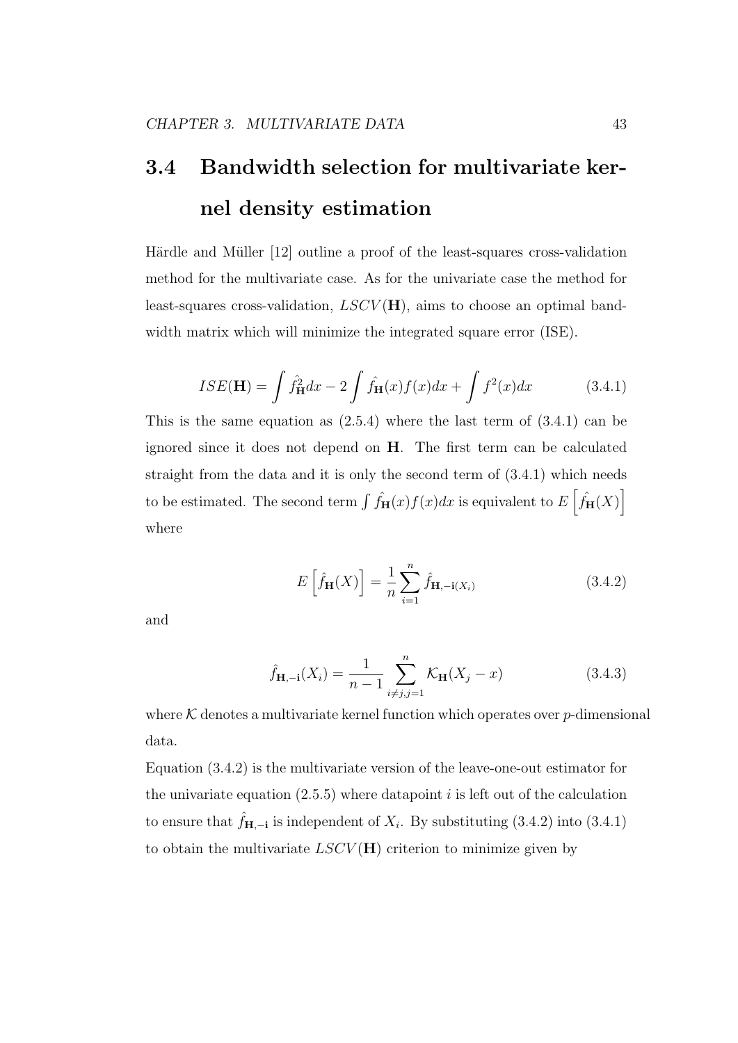## 3.4 Bandwidth selection for multivariate kernel density estimation

Härdle and Müller [12] outline a proof of the least-squares cross-validation method for the multivariate case. As for the univariate case the method for least-squares cross-validation, $LSCV(\mathbf{H})$, aims to choose an optimal bandwidth matrix which will minimize the integrated square error (ISE).

$$ISE(\mathbf{H}) = \int \hat{f}_{\mathbf{H}}^2 dx - 2\int \hat{f_{\mathbf{H}}}(x) f(x) dx + \int f^2(x) dx \tag{3.4.1}$$

This is the same equation as (2.5.4) where the last term of (3.4.1) can be ignored since it does not depend on $\mathbf{H}$. The first term can be calculated straight from the data and it is only the second term of (3.4.1) which needs to be estimated. The second term $\int \hat{f_{\mathbf{H}}}(x) f(x) dx$ is equivalent to $E\left[\hat{f_{\mathbf{H}}}(X)\right]$ where

$$E\left[\hat{f}_{\mathbf{H}}(X)\right] = \frac{1}{n}\sum_{i=1}^{n} \hat{f}_{\mathbf{H},-\mathbf{i}(X_i)} \tag{3.4.2}$$

and

$$\hat{f}_{\mathbf{H},-\mathbf{i}}(X_i) = \frac{1}{n-1}\sum_{i\neq j, j=1}^{n} \mathcal{K}_{\mathbf{H}}(X_j - x) \tag{3.4.3}$$

where $\mathcal{K}$ denotes a multivariate kernel function which operates over $p$-dimensional data.

Equation (3.4.2) is the multivariate version of the leave-one-out estimator for the univariate equation (2.5.5) where datapoint $i$ is left out of the calculation to ensure that $\hat{f}_{\mathbf{H},-\mathbf{i}}$ is independent of $X_i$. By substituting (3.4.2) into (3.4.1) to obtain the multivariate $LSCV(\mathbf{H})$ criterion to minimize given by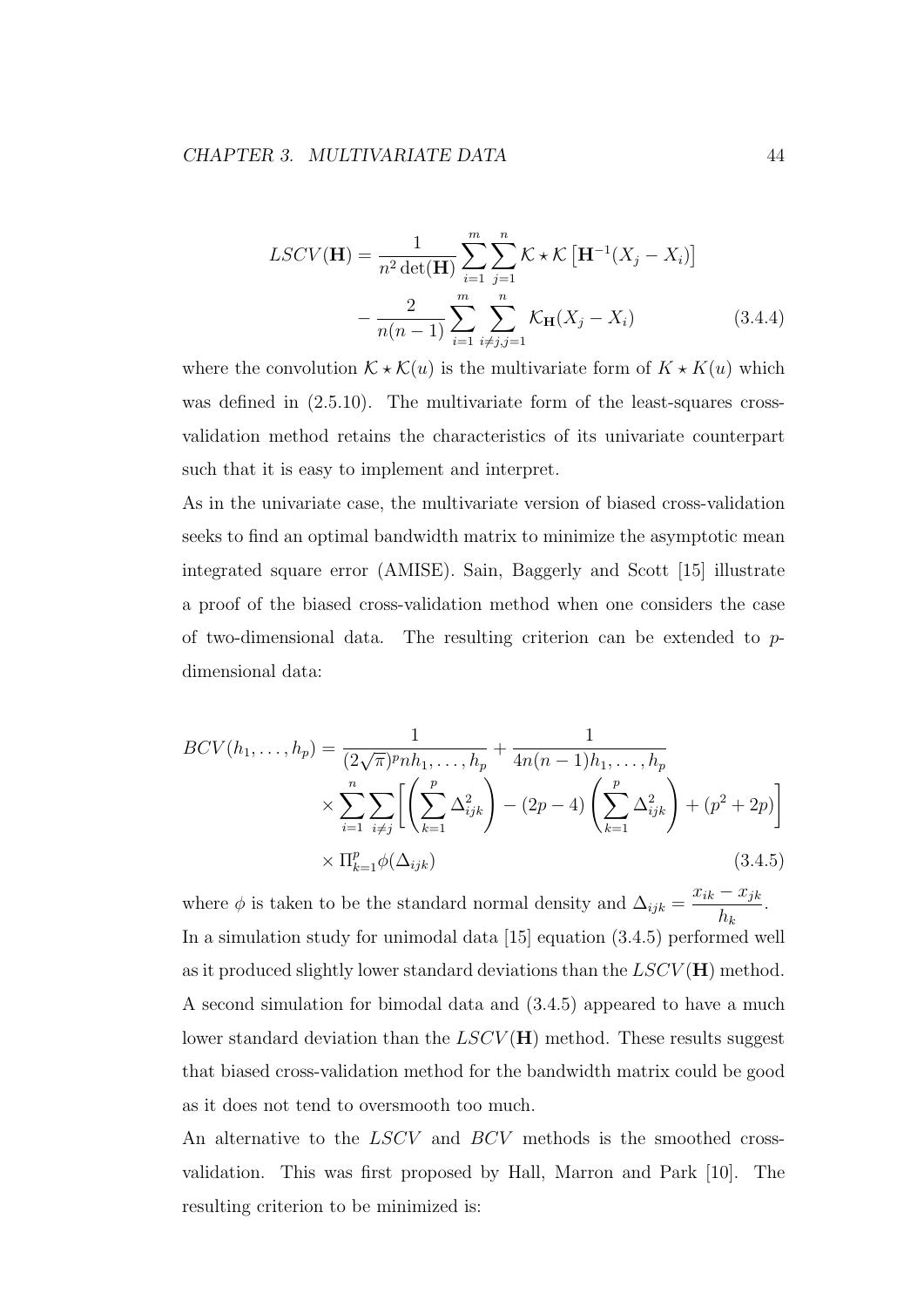$$
LSCV(\mathbf{H}) = \frac{1}{n^2 \det(\mathbf{H})} \sum_{i=1}^{m} \sum_{j=1}^{n} \mathcal{K} \star \mathcal{K} \left[ \mathbf{H}^{-1}(X_j - X_i) \right] - \frac{2}{n(n-1)} \sum_{i=1}^{m} \sum_{i \neq j, j=1}^{n} \mathcal{K}_{\mathbf{H}}(X_j - X_i) \tag{3.4.4}
$$

where the convolution $\mathcal{K} \star \mathcal{K}(u)$ is the multivariate form of $K \star K(u)$ which was defined in (2.5.10). The multivariate form of the least-squares cross-validation method retains the characteristics of its univariate counterpart such that it is easy to implement and interpret.

As in the univariate case, the multivariate version of biased cross-validation seeks to find an optimal bandwidth matrix to minimize the asymptotic mean integrated square error (AMISE). Sain, Baggerly and Scott [15] illustrate a proof of the biased cross-validation method when one considers the case of two-dimensional data. The resulting criterion can be extended to $p$-dimensional data:

$$
\begin{aligned}
BCV(h_1, \ldots, h_p) = & \frac{1}{(2\sqrt{\pi})^p n h_1, \ldots, h_p} + \frac{1}{4n(n-1)h_1, \ldots, h_p} \\
& \times \sum_{i=1}^{n} \sum_{i \neq j} \left[ \left( \sum_{k=1}^{p} \Delta_{ijk}^2 \right) - (2p-4) \left( \sum_{k=1}^{p} \Delta_{ijk}^2 \right) + (p^2 + 2p) \right] \\
& \times \Pi_{k=1}^{p} \phi(\Delta_{ijk})
\end{aligned} \tag{3.4.5}
$$

where $\phi$ is taken to be the standard normal density and $\Delta_{ijk} = \dfrac{x_{ik} - x_{jk}}{h_k}$.

In a simulation study for unimodal data [15] equation (3.4.5) performed well as it produced slightly lower standard deviations than the $LSCV(\mathbf{H})$ method. A second simulation for bimodal data and (3.4.5) appeared to have a much lower standard deviation than the $LSCV(\mathbf{H})$ method. These results suggest that biased cross-validation method for the bandwidth matrix could be good as it does not tend to oversmooth too much.

An alternative to the $LSCV$ and $BCV$ methods is the smoothed cross-validation. This was first proposed by Hall, Marron and Park [10]. The resulting criterion to be minimized is: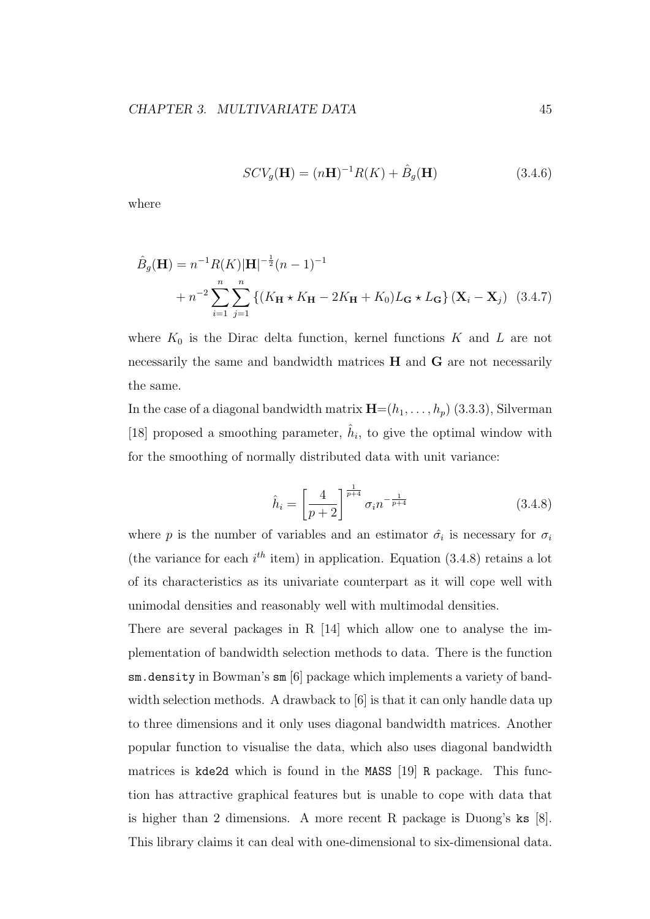$$SCV_g(\mathbf{H}) = (n\mathbf{H})^{-1}R(K) + \hat{B}_g(\mathbf{H}) \tag{3.4.6}$$

where

$$\begin{aligned}\hat{B}_g(\mathbf{H}) &= n^{-1}R(K)|\mathbf{H}|^{-\frac{1}{2}}(n-1)^{-1} \\ &+ n^{-2}\sum_{i=1}^{n}\sum_{j=1}^{n}\left\{(K_{\mathbf{H}} \star K_{\mathbf{H}} - 2K_{\mathbf{H}} + K_0)L_{\mathbf{G}} \star L_{\mathbf{G}}\right\}(\mathbf{X}_i - \mathbf{X}_j)\end{aligned} \tag{3.4.7}$$

where $K_0$ is the Dirac delta function, kernel functions $K$ and $L$ are not necessarily the same and bandwidth matrices $\mathbf{H}$ and $\mathbf{G}$ are not necessarily the same.

In the case of a diagonal bandwidth matrix $\mathbf{H}$=$(h_1, \ldots, h_p)$ (3.3.3), Silverman [18] proposed a smoothing parameter, $\hat{h}_i$, to give the optimal window with for the smoothing of normally distributed data with unit variance:

$$\hat{h}_i = \left[\frac{4}{p+2}\right]^{\frac{1}{p+4}} \sigma_i n^{-\frac{1}{p+4}} \tag{3.4.8}$$

where $p$ is the number of variables and an estimator $\hat{\sigma_i}$ is necessary for $\sigma_i$ (the variance for each $i^{th}$ item) in application. Equation (3.4.8) retains a lot of its characteristics as its univariate counterpart as it will cope well with unimodal densities and reasonably well with multimodal densities.

There are several packages in R [14] which allow one to analyse the implementation of bandwidth selection methods to data. There is the function `sm.density` in Bowman's `sm` [6] package which implements a variety of bandwidth selection methods. A drawback to [6] is that it can only handle data up to three dimensions and it only uses diagonal bandwidth matrices. Another popular function to visualise the data, which also uses diagonal bandwidth matrices is `kde2d` which is found in the `MASS` [19] `R` package. This function has attractive graphical features but is unable to cope with data that is higher than 2 dimensions. A more recent R package is Duong's `ks` [8]. This library claims it can deal with one-dimensional to six-dimensional data.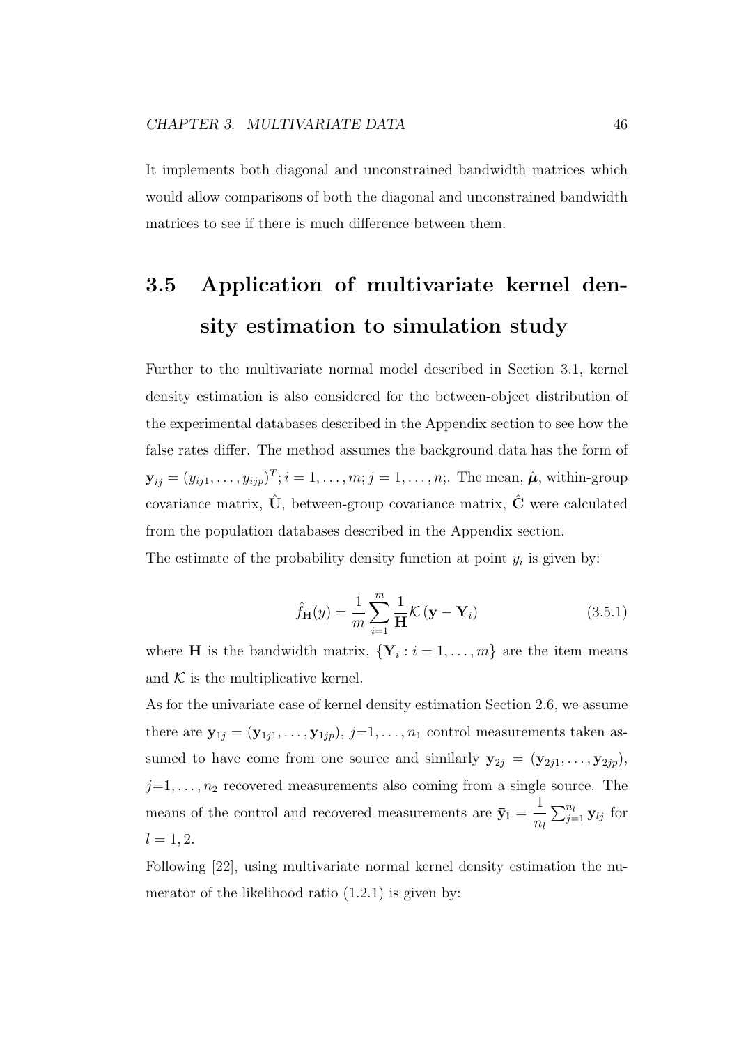It implements both diagonal and unconstrained bandwidth matrices which would allow comparisons of both the diagonal and unconstrained bandwidth matrices to see if there is much difference between them.

## 3.5 Application of multivariate kernel density estimation to simulation study

Further to the multivariate normal model described in Section 3.1, kernel density estimation is also considered for the between-object distribution of the experimental databases described in the Appendix section to see how the false rates differ. The method assumes the background data has the form of $\mathbf{y}_{ij} = (y_{ij1}, \ldots, y_{ijp})^T; i = 1, \ldots, m; j = 1, \ldots, n;$. The mean, $\hat{\boldsymbol{\mu}}$, within-group covariance matrix, $\hat{\mathbf{U}}$, between-group covariance matrix, $\hat{\mathbf{C}}$ were calculated from the population databases described in the Appendix section.
The estimate of the probability density function at point $y_i$ is given by:

$$\hat{f}_{\mathbf{H}}(y) = \frac{1}{m} \sum_{i=1}^{m} \frac{1}{\mathbf{H}} \mathcal{K} \left( \mathbf{y} - \mathbf{Y}_i \right) \tag{3.5.1}$$

where $\mathbf{H}$ is the bandwidth matrix, $\{\mathbf{Y}_i : i = 1, \ldots, m\}$ are the item means and $\mathcal{K}$ is the multiplicative kernel.
As for the univariate case of kernel density estimation Section 2.6, we assume there are $\mathbf{y}_{1j} = (\mathbf{y}_{1j1}, \ldots, \mathbf{y}_{1jp})$, $j$=1, ..., $n_1$ control measurements taken assumed to have come from one source and similarly $\mathbf{y}_{2j} = (\mathbf{y}_{2j1}, \ldots, \mathbf{y}_{2jp})$, $j$=1, ..., $n_2$ recovered measurements also coming from a single source. The means of the control and recovered measurements are $\bar{\mathbf{y}}_{\mathbf{l}} = \dfrac{1}{n_l} \sum_{j=1}^{n_l} \mathbf{y}_{lj}$ for $l = 1, 2$.
Following [22], using multivariate normal kernel density estimation the numerator of the likelihood ratio (1.2.1) is given by: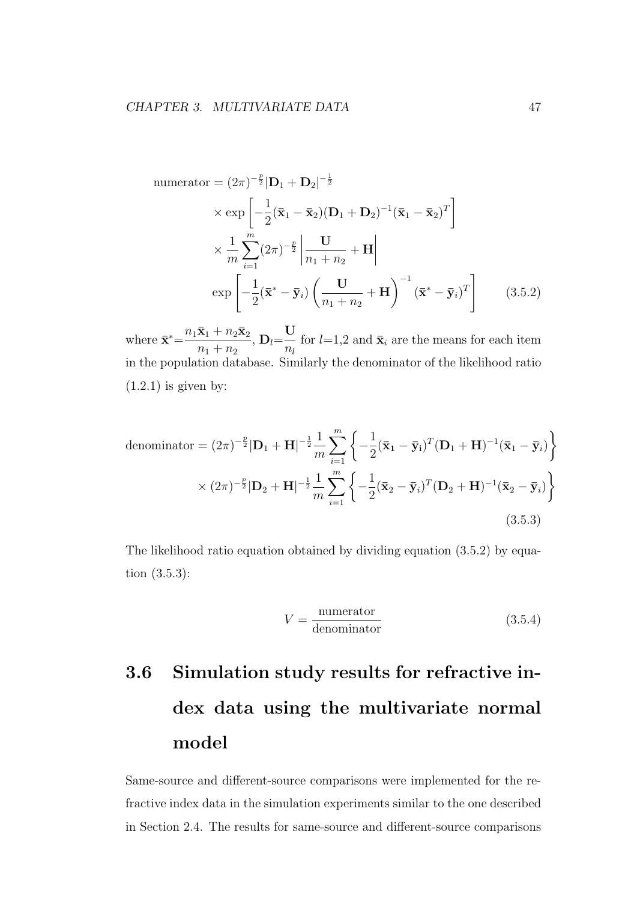$$
\begin{aligned}
\text{numerator} &= (2\pi)^{-\frac{p}{2}}|\mathbf{D}_1 + \mathbf{D}_2|^{-\frac{1}{2}} \\
&\times \exp\left[-\frac{1}{2}(\bar{\mathbf{x}}_1 - \bar{\mathbf{x}}_2)(\mathbf{D}_1 + \mathbf{D}_2)^{-1}(\bar{\mathbf{x}}_1 - \bar{\mathbf{x}}_2)^T\right] \\
&\times \frac{1}{m}\sum_{i=1}^{m}(2\pi)^{-\frac{p}{2}}\left|\frac{\mathbf{U}}{n_1 + n_2} + \mathbf{H}\right| \\
&\exp\left[-\frac{1}{2}(\bar{\mathbf{x}}^* - \bar{\mathbf{y}}_i)\left(\frac{\mathbf{U}}{n_1 + n_2} + \mathbf{H}\right)^{-1}(\bar{\mathbf{x}}^* - \bar{\mathbf{y}}_i)^T\right] \qquad (3.5.2)
\end{aligned}
$$

where $\bar{\mathbf{x}}^* = \dfrac{n_1\bar{\mathbf{x}}_1 + n_2\bar{\mathbf{x}}_2}{n_1 + n_2}$, $\mathbf{D}_l = \dfrac{\mathbf{U}}{n_l}$ for $l$=1,2 and $\bar{\mathbf{x}}_i$ are the means for each item in the population database. Similarly the denominator of the likelihood ratio (1.2.1) is given by:

$$
\begin{aligned}
\text{denominator} &= (2\pi)^{-\frac{p}{2}}|\mathbf{D}_1 + \mathbf{H}|^{-\frac{1}{2}}\frac{1}{m}\sum_{i=1}^{m}\left\{-\frac{1}{2}(\bar{\mathbf{x}}_1 - \bar{\mathbf{y}}_i)^T(\mathbf{D}_1 + \mathbf{H})^{-1}(\bar{\mathbf{x}}_1 - \bar{\mathbf{y}}_i)\right\} \\
&\times (2\pi)^{-\frac{p}{2}}|\mathbf{D}_2 + \mathbf{H}|^{-\frac{1}{2}}\frac{1}{m}\sum_{i=1}^{m}\left\{-\frac{1}{2}(\bar{\mathbf{x}}_2 - \bar{\mathbf{y}}_i)^T(\mathbf{D}_2 + \mathbf{H})^{-1}(\bar{\mathbf{x}}_2 - \bar{\mathbf{y}}_i)\right\} \\
&\qquad (3.5.3)
\end{aligned}
$$

The likelihood ratio equation obtained by dividing equation (3.5.2) by equation (3.5.3):

$$
V = \frac{\text{numerator}}{\text{denominator}} \qquad (3.5.4)
$$

## 3.6 Simulation study results for refractive index data using the multivariate normal model

Same-source and different-source comparisons were implemented for the refractive index data in the simulation experiments similar to the one described in Section 2.4. The results for same-source and different-source comparisons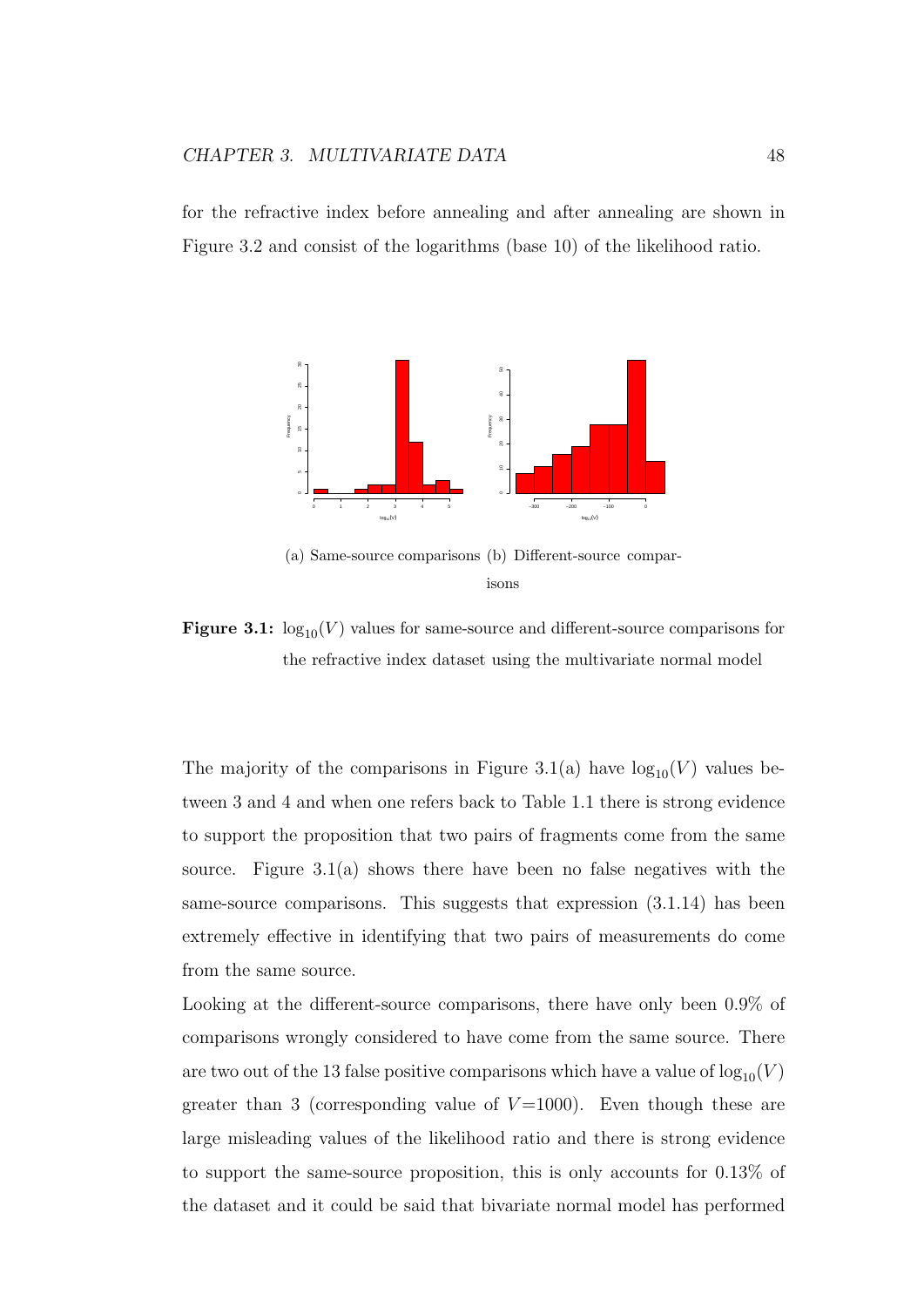for the refractive index before annealing and after annealing are shown in Figure 3.2 and consist of the logarithms (base 10) of the likelihood ratio.

(a) Same-source comparisons (b) Different-source comparisons

**Figure 3.1:** $\log_{10}(V)$ values for same-source and different-source comparisons for the refractive index dataset using the multivariate normal model

The majority of the comparisons in Figure 3.1(a) have $\log_{10}(V)$ values between 3 and 4 and when one refers back to Table 1.1 there is strong evidence to support the proposition that two pairs of fragments come from the same source. Figure 3.1(a) shows there have been no false negatives with the same-source comparisons. This suggests that expression (3.1.14) has been extremely effective in identifying that two pairs of measurements do come from the same source.

Looking at the different-source comparisons, there have only been 0.9% of comparisons wrongly considered to have come from the same source. There are two out of the 13 false positive comparisons which have a value of $\log_{10}(V)$ greater than 3 (corresponding value of $V$=1000). Even though these are large misleading values of the likelihood ratio and there is strong evidence to support the same-source proposition, this is only accounts for 0.13% of the dataset and it could be said that bivariate normal model has performed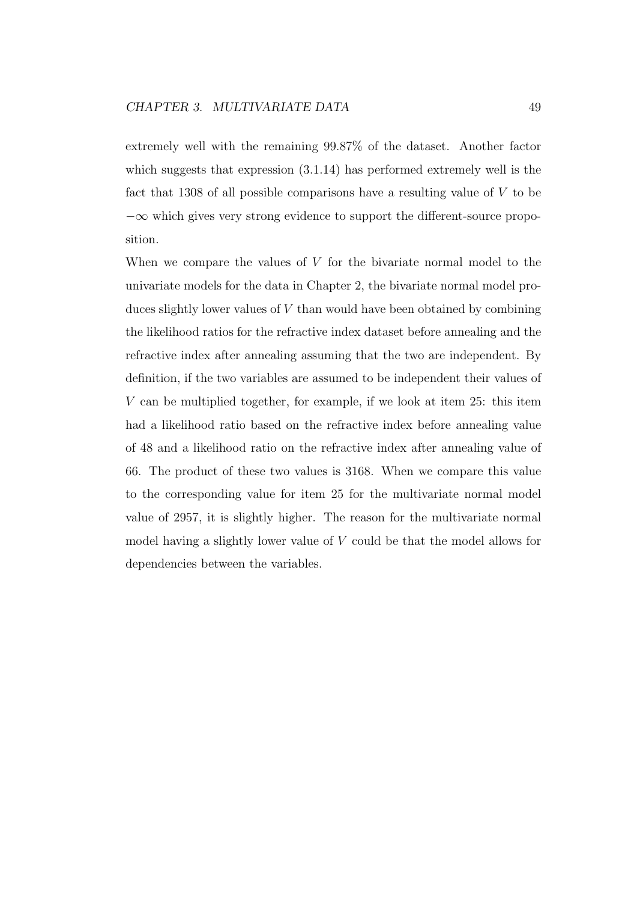extremely well with the remaining 99.87% of the dataset. Another factor which suggests that expression (3.1.14) has performed extremely well is the fact that 1308 of all possible comparisons have a resulting value of $V$ to be $-\infty$ which gives very strong evidence to support the different-source proposition.

When we compare the values of $V$ for the bivariate normal model to the univariate models for the data in Chapter 2, the bivariate normal model produces slightly lower values of $V$ than would have been obtained by combining the likelihood ratios for the refractive index dataset before annealing and the refractive index after annealing assuming that the two are independent. By definition, if the two variables are assumed to be independent their values of $V$ can be multiplied together, for example, if we look at item 25: this item had a likelihood ratio based on the refractive index before annealing value of 48 and a likelihood ratio on the refractive index after annealing value of 66. The product of these two values is 3168. When we compare this value to the corresponding value for item 25 for the multivariate normal model value of 2957, it is slightly higher. The reason for the multivariate normal model having a slightly lower value of $V$ could be that the model allows for dependencies between the variables.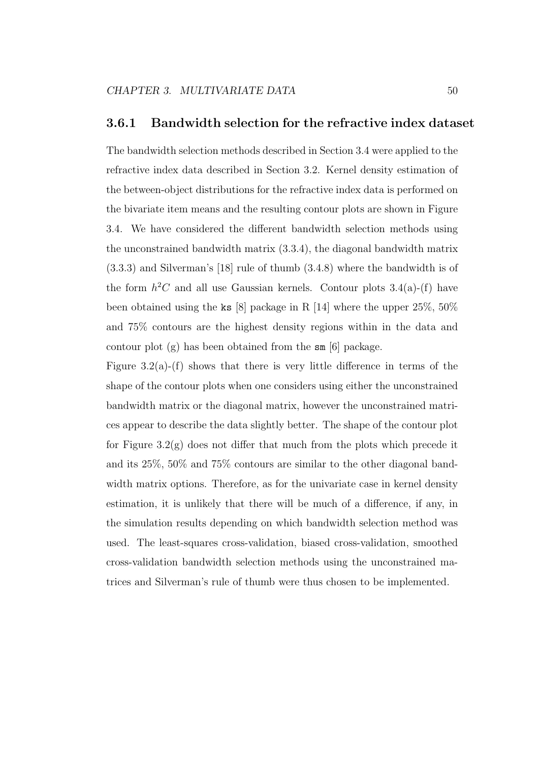### 3.6.1 Bandwidth selection for the refractive index dataset

The bandwidth selection methods described in Section 3.4 were applied to the refractive index data described in Section 3.2. Kernel density estimation of the between-object distributions for the refractive index data is performed on the bivariate item means and the resulting contour plots are shown in Figure 3.4. We have considered the different bandwidth selection methods using the unconstrained bandwidth matrix (3.3.4), the diagonal bandwidth matrix (3.3.3) and Silverman's [18] rule of thumb (3.4.8) where the bandwidth is of the form $h^2C$ and all use Gaussian kernels. Contour plots 3.4(a)-(f) have been obtained using the `ks` [8] package in R [14] where the upper 25%, 50% and 75% contours are the highest density regions within in the data and contour plot (g) has been obtained from the `sm` [6] package.

Figure 3.2(a)-(f) shows that there is very little difference in terms of the shape of the contour plots when one considers using either the unconstrained bandwidth matrix or the diagonal matrix, however the unconstrained matrices appear to describe the data slightly better. The shape of the contour plot for Figure 3.2(g) does not differ that much from the plots which precede it and its 25%, 50% and 75% contours are similar to the other diagonal bandwidth matrix options. Therefore, as for the univariate case in kernel density estimation, it is unlikely that there will be much of a difference, if any, in the simulation results depending on which bandwidth selection method was used. The least-squares cross-validation, biased cross-validation, smoothed cross-validation bandwidth selection methods using the unconstrained matrices and Silverman's rule of thumb were thus chosen to be implemented.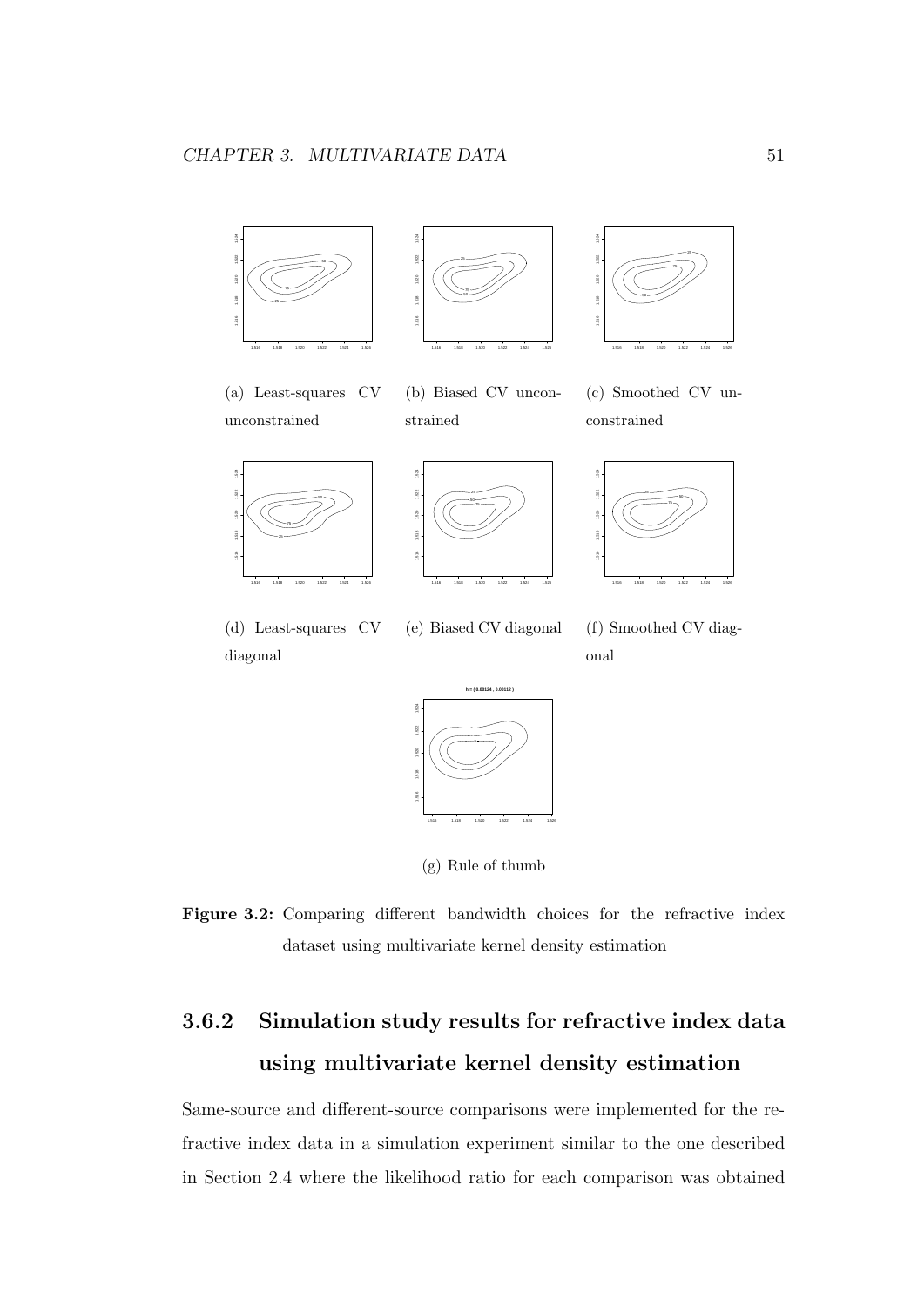(a) Least-squares CV unconstrained

(b) Biased CV unconstrained

(c) Smoothed CV unconstrained

(d) Least-squares CV diagonal

(e) Biased CV diagonal

(f) Smoothed CV diagonal

(g) Rule of thumb

**Figure 3.2:** Comparing different bandwidth choices for the refractive index dataset using multivariate kernel density estimation

### 3.6.2 Simulation study results for refractive index data using multivariate kernel density estimation

Same-source and different-source comparisons were implemented for the refractive index data in a simulation experiment similar to the one described in Section 2.4 where the likelihood ratio for each comparison was obtained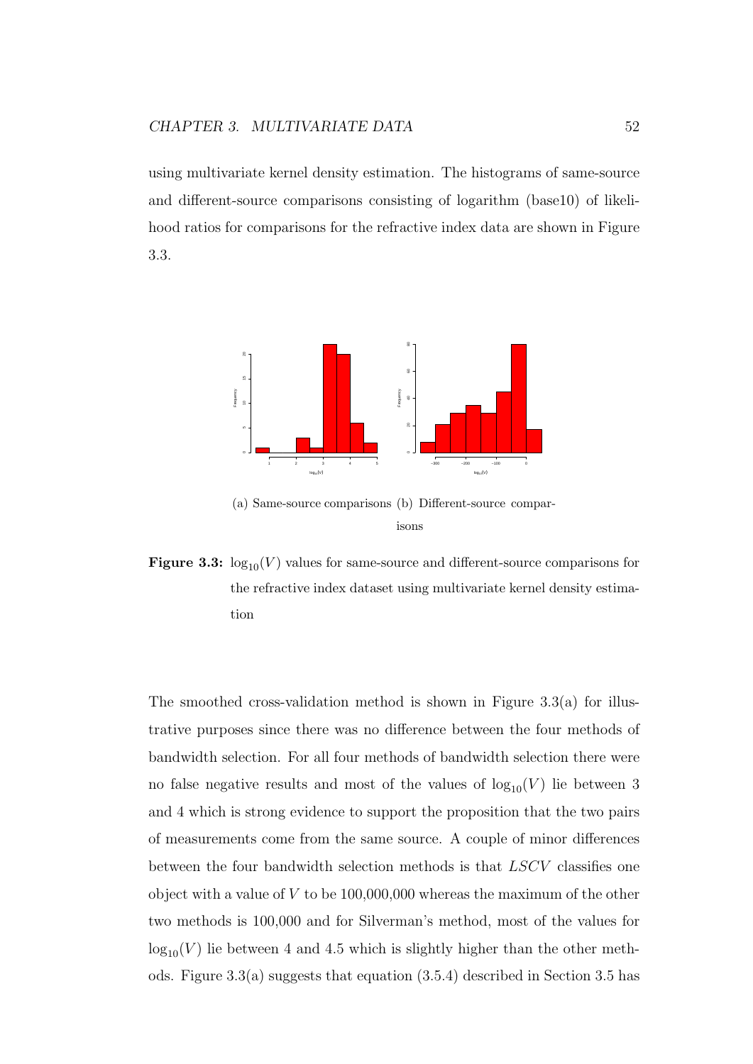using multivariate kernel density estimation. The histograms of same-source and different-source comparisons consisting of logarithm (base10) of likelihood ratios for comparisons for the refractive index data are shown in Figure 3.3.

(a) Same-source comparisons (b) Different-source comparisons

**Figure 3.3:** $\log_{10}(V)$ values for same-source and different-source comparisons for the refractive index dataset using multivariate kernel density estimation

The smoothed cross-validation method is shown in Figure 3.3(a) for illustrative purposes since there was no difference between the four methods of bandwidth selection. For all four methods of bandwidth selection there were no false negative results and most of the values of $\log_{10}(V)$ lie between 3 and 4 which is strong evidence to support the proposition that the two pairs of measurements come from the same source. A couple of minor differences between the four bandwidth selection methods is that *LSCV* classifies one object with a value of $V$ to be 100,000,000 whereas the maximum of the other two methods is 100,000 and for Silverman's method, most of the values for $\log_{10}(V)$ lie between 4 and 4.5 which is slightly higher than the other methods. Figure 3.3(a) suggests that equation (3.5.4) described in Section 3.5 has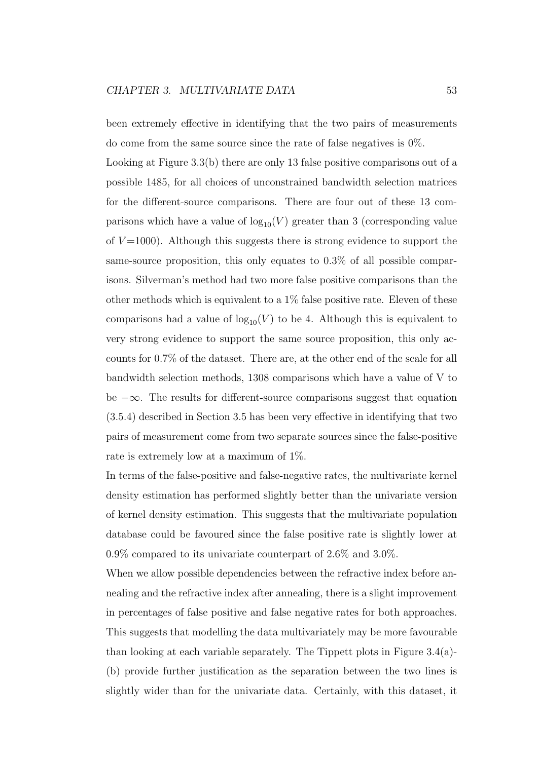been extremely effective in identifying that the two pairs of measurements do come from the same source since the rate of false negatives is 0%.

Looking at Figure 3.3(b) there are only 13 false positive comparisons out of a possible 1485, for all choices of unconstrained bandwidth selection matrices for the different-source comparisons. There are four out of these 13 comparisons which have a value of $\log_{10}(V)$ greater than 3 (corresponding value of $V$=1000). Although this suggests there is strong evidence to support the same-source proposition, this only equates to 0.3% of all possible comparisons. Silverman's method had two more false positive comparisons than the other methods which is equivalent to a 1% false positive rate. Eleven of these comparisons had a value of $\log_{10}(V)$ to be 4. Although this is equivalent to very strong evidence to support the same source proposition, this only accounts for 0.7% of the dataset. There are, at the other end of the scale for all bandwidth selection methods, 1308 comparisons which have a value of V to be $-\infty$. The results for different-source comparisons suggest that equation (3.5.4) described in Section 3.5 has been very effective in identifying that two pairs of measurement come from two separate sources since the false-positive rate is extremely low at a maximum of 1%.

In terms of the false-positive and false-negative rates, the multivariate kernel density estimation has performed slightly better than the univariate version of kernel density estimation. This suggests that the multivariate population database could be favoured since the false positive rate is slightly lower at 0.9% compared to its univariate counterpart of 2.6% and 3.0%.

When we allow possible dependencies between the refractive index before annealing and the refractive index after annealing, there is a slight improvement in percentages of false positive and false negative rates for both approaches. This suggests that modelling the data multivariately may be more favourable than looking at each variable separately. The Tippett plots in Figure 3.4(a)-(b) provide further justification as the separation between the two lines is slightly wider than for the univariate data. Certainly, with this dataset, it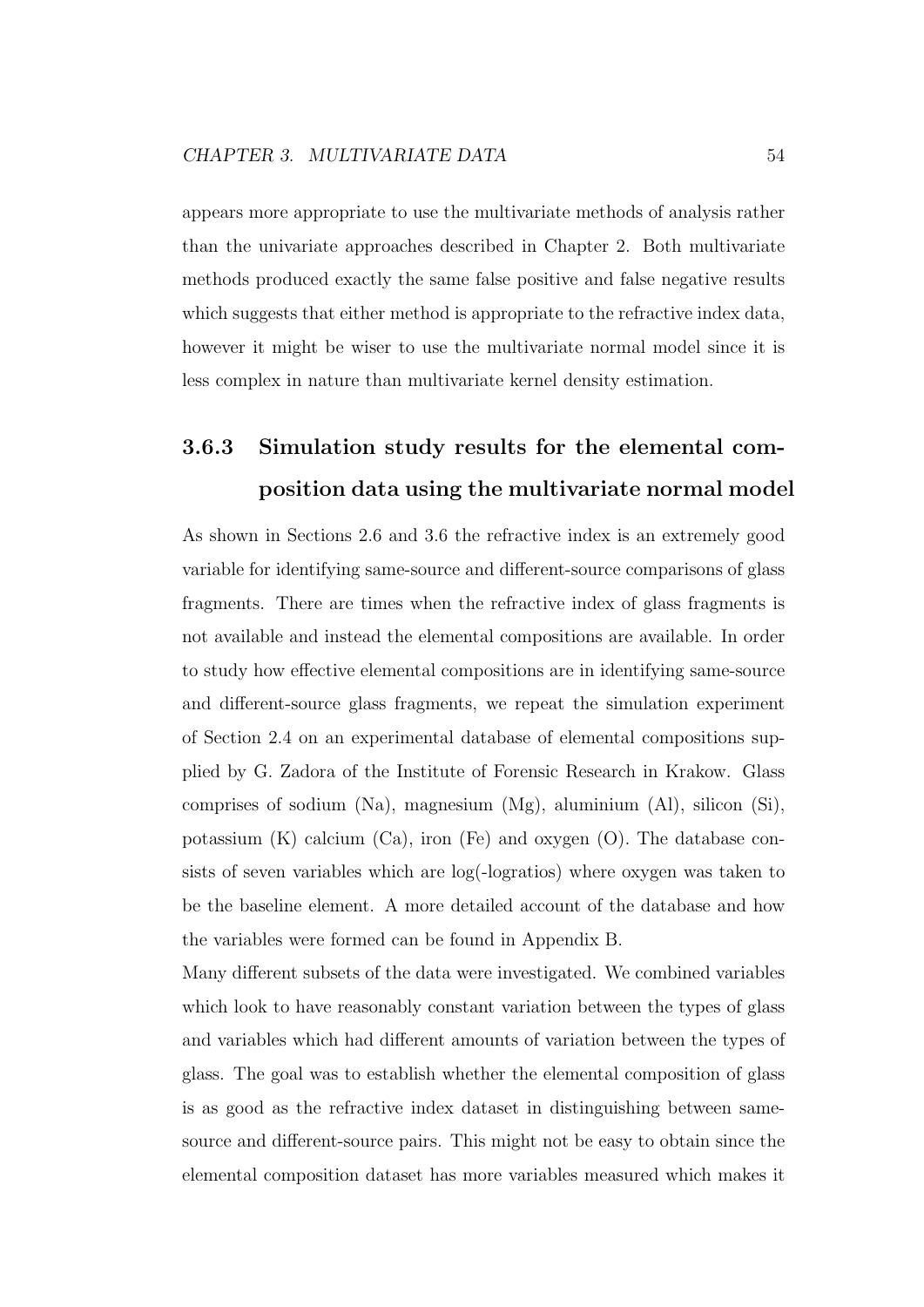appears more appropriate to use the multivariate methods of analysis rather than the univariate approaches described in Chapter 2. Both multivariate methods produced exactly the same false positive and false negative results which suggests that either method is appropriate to the refractive index data, however it might be wiser to use the multivariate normal model since it is less complex in nature than multivariate kernel density estimation.

### 3.6.3 Simulation study results for the elemental composition data using the multivariate normal model

As shown in Sections 2.6 and 3.6 the refractive index is an extremely good variable for identifying same-source and different-source comparisons of glass fragments. There are times when the refractive index of glass fragments is not available and instead the elemental compositions are available. In order to study how effective elemental compositions are in identifying same-source and different-source glass fragments, we repeat the simulation experiment of Section 2.4 on an experimental database of elemental compositions supplied by G. Zadora of the Institute of Forensic Research in Krakow. Glass comprises of sodium (Na), magnesium (Mg), aluminium (Al), silicon (Si), potassium (K) calcium (Ca), iron (Fe) and oxygen (O). The database consists of seven variables which are log(-logratios) where oxygen was taken to be the baseline element. A more detailed account of the database and how the variables were formed can be found in Appendix B.

Many different subsets of the data were investigated. We combined variables which look to have reasonably constant variation between the types of glass and variables which had different amounts of variation between the types of glass. The goal was to establish whether the elemental composition of glass is as good as the refractive index dataset in distinguishing between same-source and different-source pairs. This might not be easy to obtain since the elemental composition dataset has more variables measured which makes it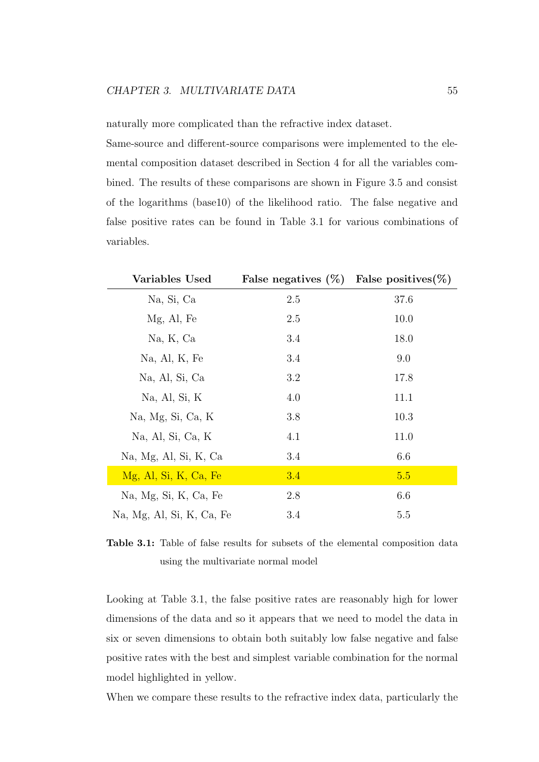naturally more complicated than the refractive index dataset.

Same-source and different-source comparisons were implemented to the elemental composition dataset described in Section 4 for all the variables combined. The results of these comparisons are shown in Figure 3.5 and consist of the logarithms (base10) of the likelihood ratio. The false negative and false positive rates can be found in Table 3.1 for various combinations of variables.

| **Variables Used** | **False negatives (%)** | **False positives(%)** |
|---|---|---|
| Na, Si, Ca | 2.5 | 37.6 |
| Mg, Al, Fe | 2.5 | 10.0 |
| Na, K, Ca | 3.4 | 18.0 |
| Na, Al, K, Fe | 3.4 | 9.0 |
| Na, Al, Si, Ca | 3.2 | 17.8 |
| Na, Al, Si, K | 4.0 | 11.1 |
| Na, Mg, Si, Ca, K | 3.8 | 10.3 |
| Na, Al, Si, Ca, K | 4.1 | 11.0 |
| Na, Mg, Al, Si, K, Ca | 3.4 | 6.6 |
| Mg, Al, Si, K, Ca, Fe | 3.4 | 5.5 |
| Na, Mg, Si, K, Ca, Fe | 2.8 | 6.6 |
| Na, Mg, Al, Si, K, Ca, Fe | 3.4 | 5.5 |

**Table 3.1:** Table of false results for subsets of the elemental composition data using the multivariate normal model

Looking at Table 3.1, the false positive rates are reasonably high for lower dimensions of the data and so it appears that we need to model the data in six or seven dimensions to obtain both suitably low false negative and false positive rates with the best and simplest variable combination for the normal model highlighted in yellow.

When we compare these results to the refractive index data, particularly the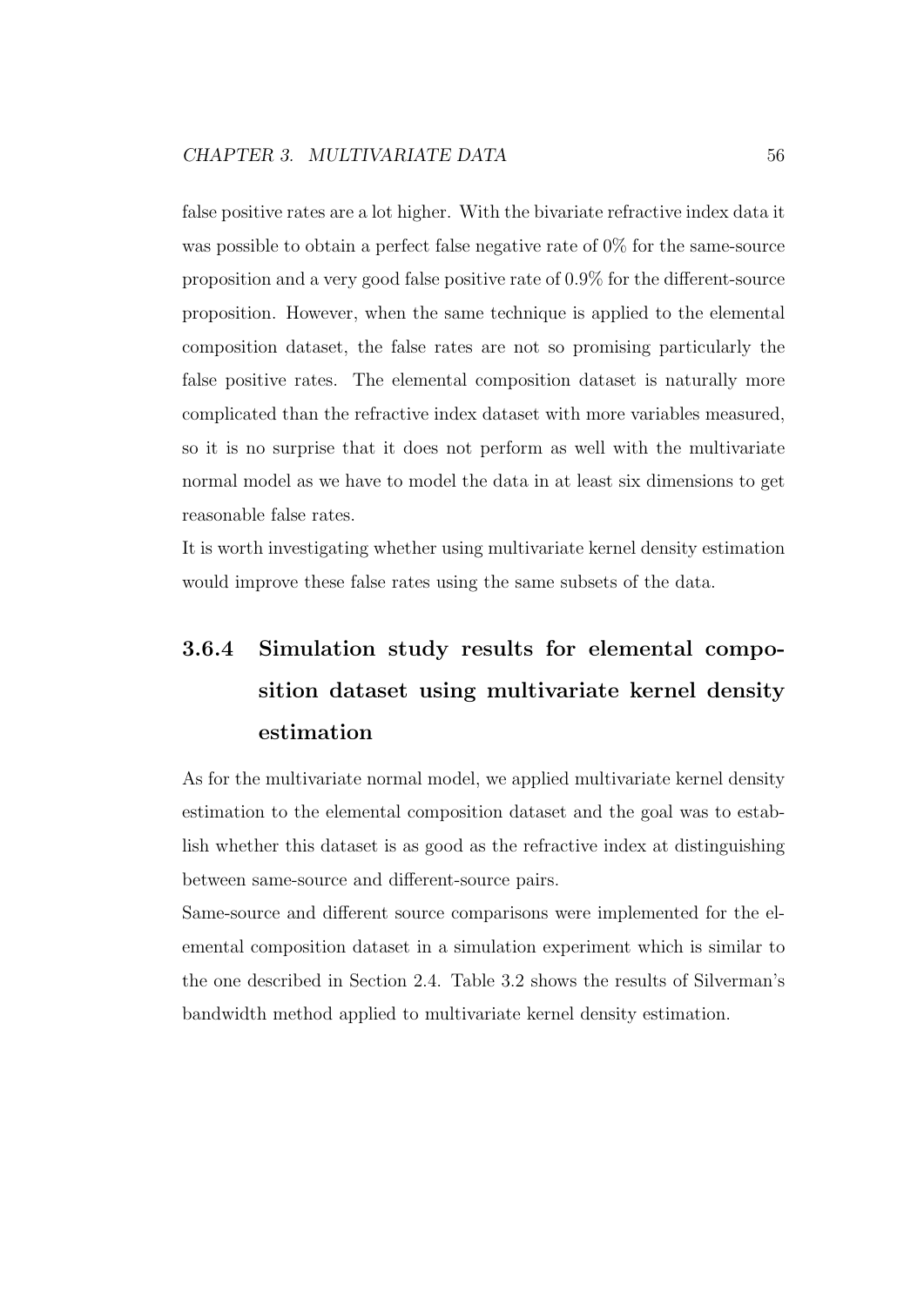false positive rates are a lot higher. With the bivariate refractive index data it was possible to obtain a perfect false negative rate of 0% for the same-source proposition and a very good false positive rate of 0.9% for the different-source proposition. However, when the same technique is applied to the elemental composition dataset, the false rates are not so promising particularly the false positive rates. The elemental composition dataset is naturally more complicated than the refractive index dataset with more variables measured, so it is no surprise that it does not perform as well with the multivariate normal model as we have to model the data in at least six dimensions to get reasonable false rates.

It is worth investigating whether using multivariate kernel density estimation would improve these false rates using the same subsets of the data.

### 3.6.4 Simulation study results for elemental composition dataset using multivariate kernel density estimation

As for the multivariate normal model, we applied multivariate kernel density estimation to the elemental composition dataset and the goal was to establish whether this dataset is as good as the refractive index at distinguishing between same-source and different-source pairs.

Same-source and different source comparisons were implemented for the elemental composition dataset in a simulation experiment which is similar to the one described in Section 2.4. Table 3.2 shows the results of Silverman's bandwidth method applied to multivariate kernel density estimation.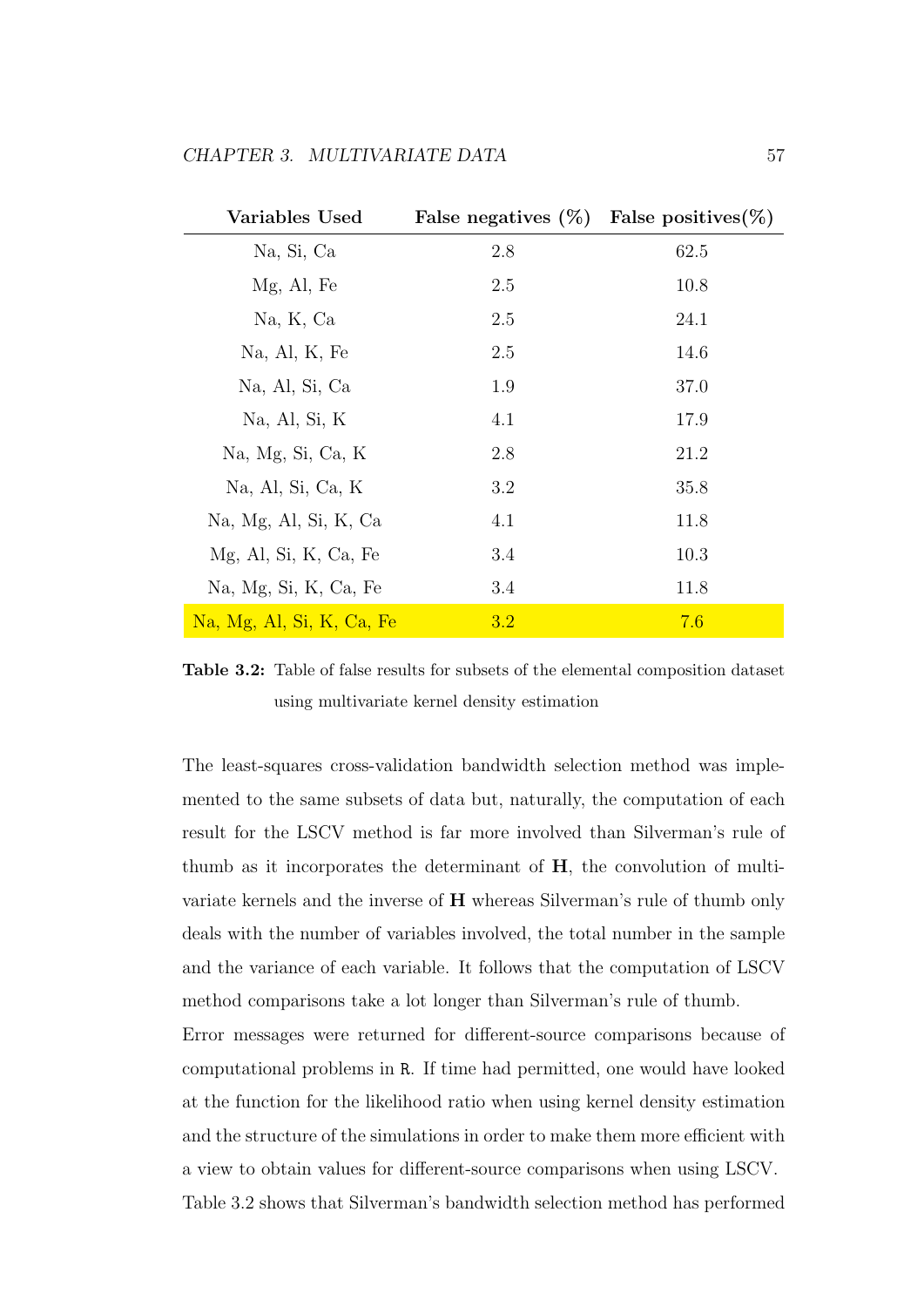| Variables Used | False negatives (%) | False positives(%) |
|---|---|---|
| Na, Si, Ca | 2.8 | 62.5 |
| Mg, Al, Fe | 2.5 | 10.8 |
| Na, K, Ca | 2.5 | 24.1 |
| Na, Al, K, Fe | 2.5 | 14.6 |
| Na, Al, Si, Ca | 1.9 | 37.0 |
| Na, Al, Si, K | 4.1 | 17.9 |
| Na, Mg, Si, Ca, K | 2.8 | 21.2 |
| Na, Al, Si, Ca, K | 3.2 | 35.8 |
| Na, Mg, Al, Si, K, Ca | 4.1 | 11.8 |
| Mg, Al, Si, K, Ca, Fe | 3.4 | 10.3 |
| Na, Mg, Si, K, Ca, Fe | 3.4 | 11.8 |
| Na, Mg, Al, Si, K, Ca, Fe | 3.2 | 7.6 |

**Table 3.2:** Table of false results for subsets of the elemental composition dataset using multivariate kernel density estimation

The least-squares cross-validation bandwidth selection method was implemented to the same subsets of data but, naturally, the computation of each result for the LSCV method is far more involved than Silverman's rule of thumb as it incorporates the determinant of $\mathbf{H}$, the convolution of multivariate kernels and the inverse of $\mathbf{H}$ whereas Silverman's rule of thumb only deals with the number of variables involved, the total number in the sample and the variance of each variable. It follows that the computation of LSCV method comparisons take a lot longer than Silverman's rule of thumb.

Error messages were returned for different-source comparisons because of computational problems in `R`. If time had permitted, one would have looked at the function for the likelihood ratio when using kernel density estimation and the structure of the simulations in order to make them more efficient with a view to obtain values for different-source comparisons when using LSCV.

Table 3.2 shows that Silverman's bandwidth selection method has performed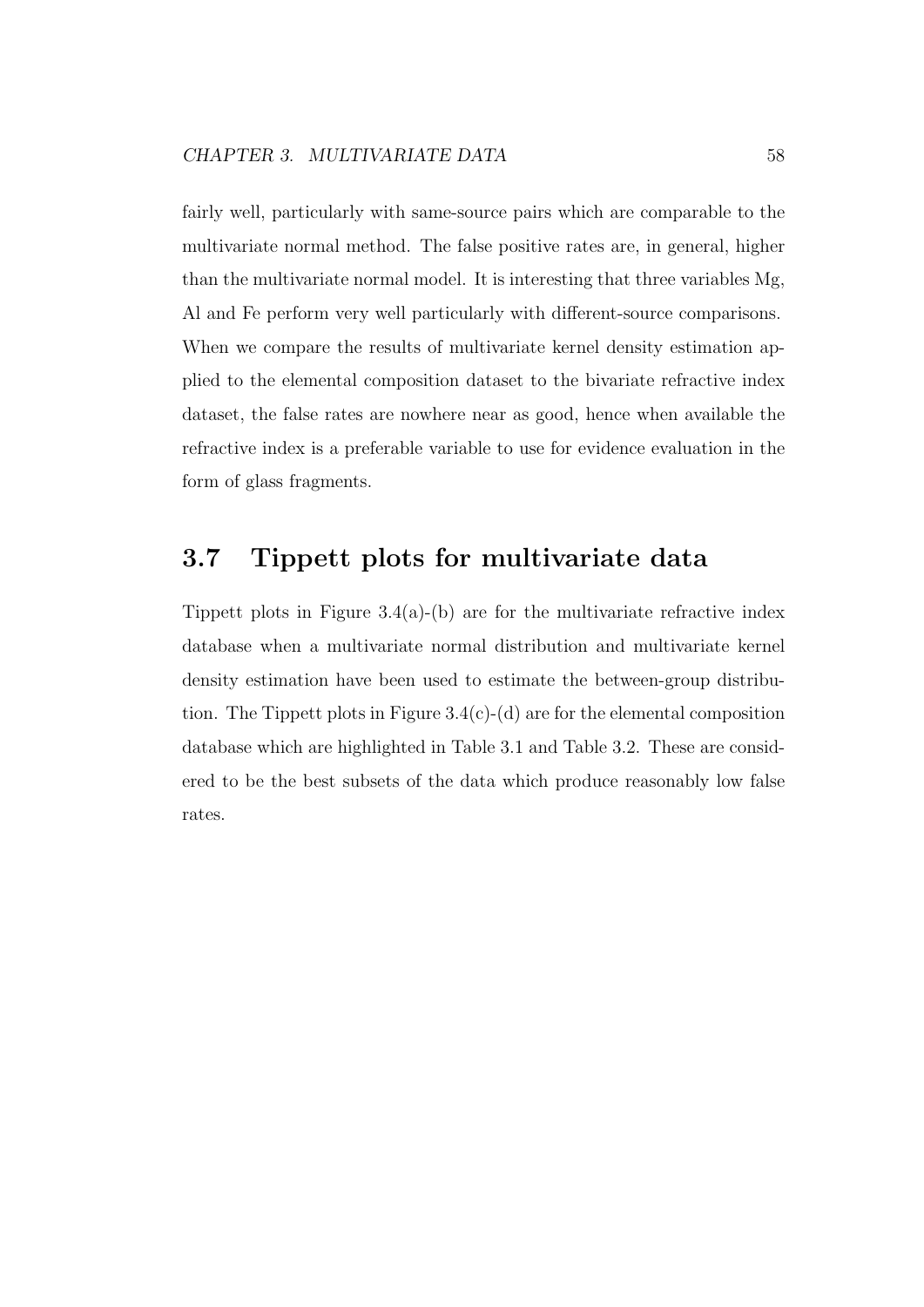fairly well, particularly with same-source pairs which are comparable to the multivariate normal method. The false positive rates are, in general, higher than the multivariate normal model. It is interesting that three variables Mg, Al and Fe perform very well particularly with different-source comparisons. When we compare the results of multivariate kernel density estimation applied to the elemental composition dataset to the bivariate refractive index dataset, the false rates are nowhere near as good, hence when available the refractive index is a preferable variable to use for evidence evaluation in the form of glass fragments.

## 3.7 Tippett plots for multivariate data

Tippett plots in Figure 3.4(a)-(b) are for the multivariate refractive index database when a multivariate normal distribution and multivariate kernel density estimation have been used to estimate the between-group distribution. The Tippett plots in Figure 3.4(c)-(d) are for the elemental composition database which are highlighted in Table 3.1 and Table 3.2. These are considered to be the best subsets of the data which produce reasonably low false rates.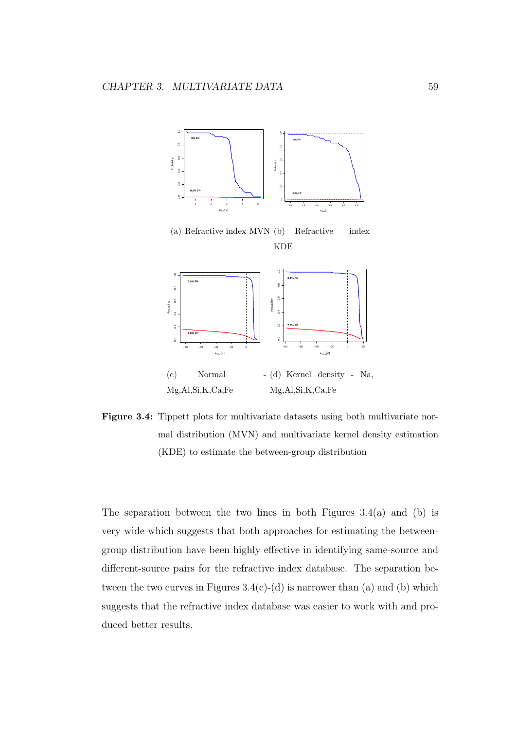(a) Refractive index MVN

(b) Refractive index KDE

(c) Normal - Na, Mg,Al,Si,K,Ca,Fe

(d) Kernel density - Na, Mg,Al,Si,K,Ca,Fe

**Figure 3.4:** Tippett plots for multivariate datasets using both multivariate normal distribution (MVN) and multivariate kernel density estimation (KDE) to estimate the between-group distribution

The separation between the two lines in both Figures 3.4(a) and (b) is very wide which suggests that both approaches for estimating the between-group distribution have been highly effective in identifying same-source and different-source pairs for the refractive index database. The separation between the two curves in Figures 3.4(c)-(d) is narrower than (a) and (b) which suggests that the refractive index database was easier to work with and produced better results.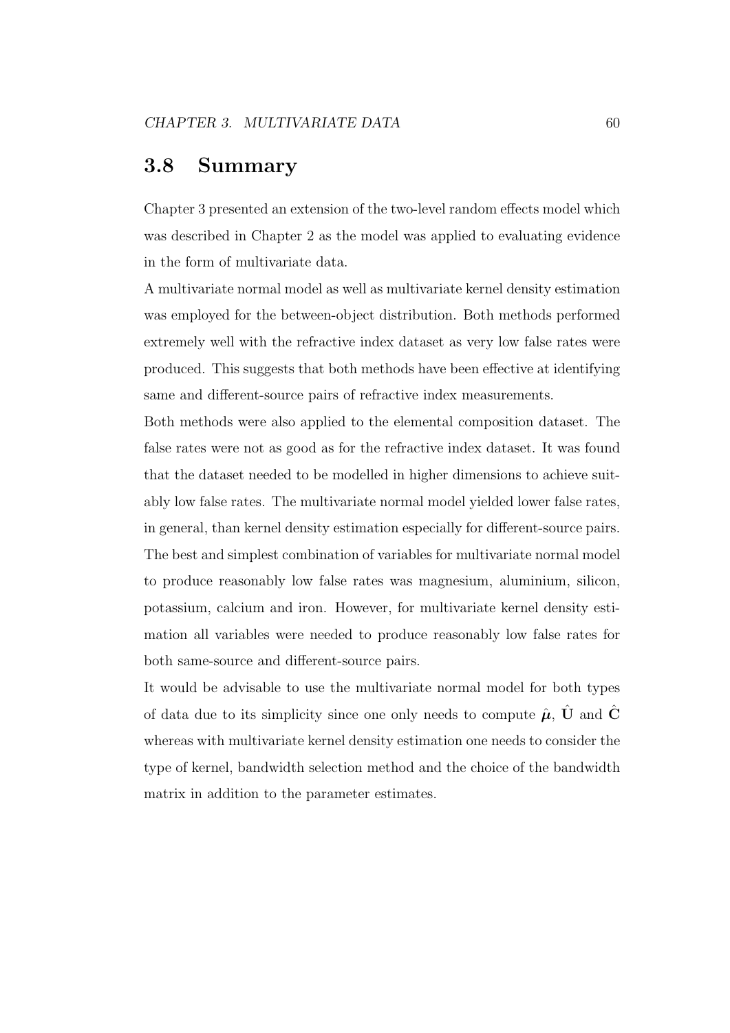## 3.8 Summary

Chapter 3 presented an extension of the two-level random effects model which was described in Chapter 2 as the model was applied to evaluating evidence in the form of multivariate data.

A multivariate normal model as well as multivariate kernel density estimation was employed for the between-object distribution. Both methods performed extremely well with the refractive index dataset as very low false rates were produced. This suggests that both methods have been effective at identifying same and different-source pairs of refractive index measurements.

Both methods were also applied to the elemental composition dataset. The false rates were not as good as for the refractive index dataset. It was found that the dataset needed to be modelled in higher dimensions to achieve suitably low false rates. The multivariate normal model yielded lower false rates, in general, than kernel density estimation especially for different-source pairs. The best and simplest combination of variables for multivariate normal model to produce reasonably low false rates was magnesium, aluminium, silicon, potassium, calcium and iron. However, for multivariate kernel density estimation all variables were needed to produce reasonably low false rates for both same-source and different-source pairs.

It would be advisable to use the multivariate normal model for both types of data due to its simplicity since one only needs to compute $\hat{\boldsymbol{\mu}}$, $\hat{\mathbf{U}}$ and $\hat{\mathbf{C}}$ whereas with multivariate kernel density estimation one needs to consider the type of kernel, bandwidth selection method and the choice of the bandwidth matrix in addition to the parameter estimates.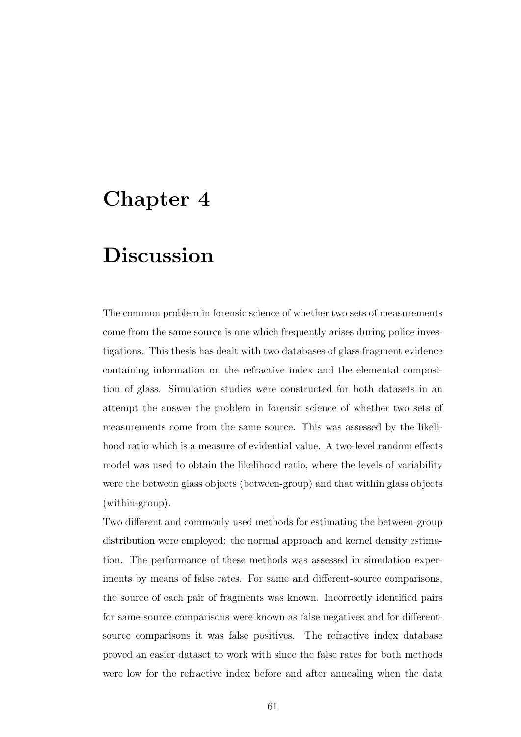# Chapter 4

# Discussion

The common problem in forensic science of whether two sets of measurements come from the same source is one which frequently arises during police investigations. This thesis has dealt with two databases of glass fragment evidence containing information on the refractive index and the elemental composition of glass. Simulation studies were constructed for both datasets in an attempt the answer the problem in forensic science of whether two sets of measurements come from the same source. This was assessed by the likelihood ratio which is a measure of evidential value. A two-level random effects model was used to obtain the likelihood ratio, where the levels of variability were the between glass objects (between-group) and that within glass objects (within-group).

Two different and commonly used methods for estimating the between-group distribution were employed: the normal approach and kernel density estimation. The performance of these methods was assessed in simulation experiments by means of false rates. For same and different-source comparisons, the source of each pair of fragments was known. Incorrectly identified pairs for same-source comparisons were known as false negatives and for different-source comparisons it was false positives. The refractive index database proved an easier dataset to work with since the false rates for both methods were low for the refractive index before and after annealing when the data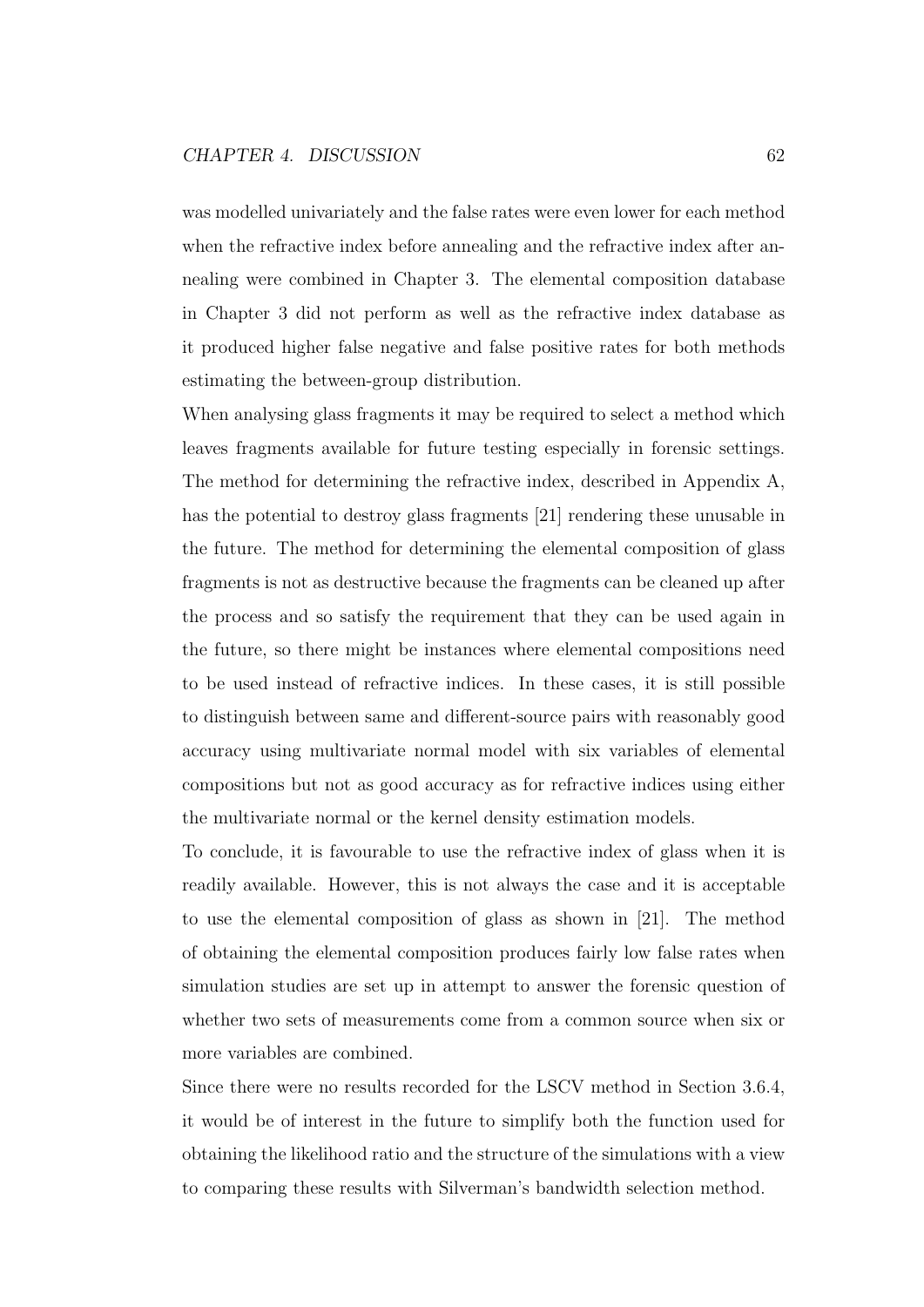was modelled univariately and the false rates were even lower for each method when the refractive index before annealing and the refractive index after annealing were combined in Chapter 3. The elemental composition database in Chapter 3 did not perform as well as the refractive index database as it produced higher false negative and false positive rates for both methods estimating the between-group distribution.

When analysing glass fragments it may be required to select a method which leaves fragments available for future testing especially in forensic settings. The method for determining the refractive index, described in Appendix A, has the potential to destroy glass fragments [21] rendering these unusable in the future. The method for determining the elemental composition of glass fragments is not as destructive because the fragments can be cleaned up after the process and so satisfy the requirement that they can be used again in the future, so there might be instances where elemental compositions need to be used instead of refractive indices. In these cases, it is still possible to distinguish between same and different-source pairs with reasonably good accuracy using multivariate normal model with six variables of elemental compositions but not as good accuracy as for refractive indices using either the multivariate normal or the kernel density estimation models.

To conclude, it is favourable to use the refractive index of glass when it is readily available. However, this is not always the case and it is acceptable to use the elemental composition of glass as shown in [21]. The method of obtaining the elemental composition produces fairly low false rates when simulation studies are set up in attempt to answer the forensic question of whether two sets of measurements come from a common source when six or more variables are combined.

Since there were no results recorded for the LSCV method in Section 3.6.4, it would be of interest in the future to simplify both the function used for obtaining the likelihood ratio and the structure of the simulations with a view to comparing these results with Silverman's bandwidth selection method.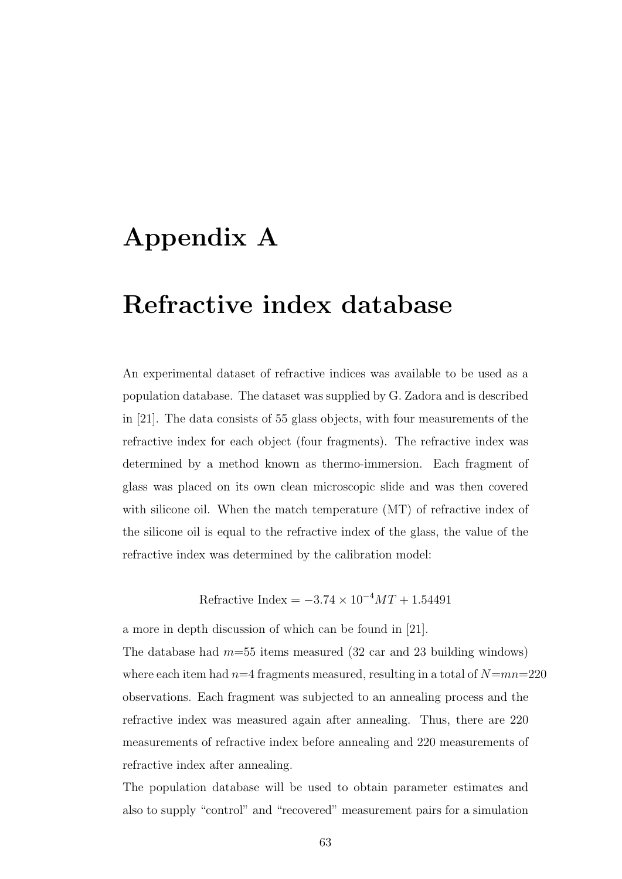# Appendix A

# Refractive index database

An experimental dataset of refractive indices was available to be used as a population database. The dataset was supplied by G. Zadora and is described in [21]. The data consists of 55 glass objects, with four measurements of the refractive index for each object (four fragments). The refractive index was determined by a method known as thermo-immersion. Each fragment of glass was placed on its own clean microscopic slide and was then covered with silicone oil. When the match temperature (MT) of refractive index of the silicone oil is equal to the refractive index of the glass, the value of the refractive index was determined by the calibration model:

$$\text{Refractive Index} = -3.74 \times 10^{-4} MT + 1.54491$$

a more in depth discussion of which can be found in [21].

The database had $m$=55 items measured (32 car and 23 building windows) where each item had $n$=4 fragments measured, resulting in a total of $N$=$mn$=220 observations. Each fragment was subjected to an annealing process and the refractive index was measured again after annealing. Thus, there are 220 measurements of refractive index before annealing and 220 measurements of refractive index after annealing.

The population database will be used to obtain parameter estimates and also to supply "control" and "recovered" measurement pairs for a simulation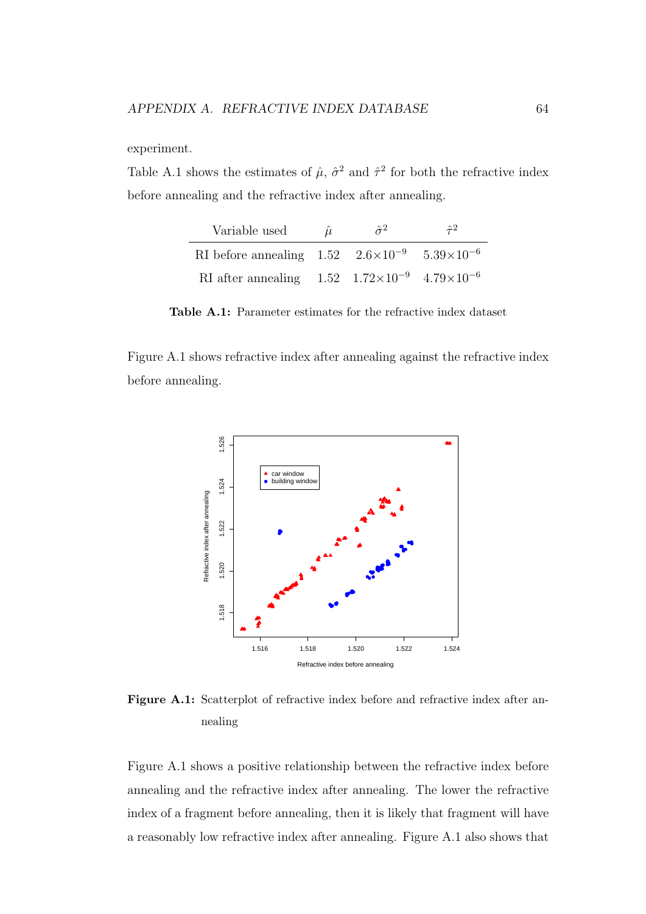experiment.

Table A.1 shows the estimates of $\hat{\mu}$, $\hat{\sigma}^2$ and $\hat{\tau}^2$ for both the refractive index before annealing and the refractive index after annealing.

| Variable used | $\hat{\mu}$ | $\hat{\sigma}^2$ | $\hat{\tau}^2$ |
|---|---|---|---|
| RI before annealing | 1.52 | $2.6\times10^{-9}$ | $5.39\times10^{-6}$ |
| RI after annealing | 1.52 | $1.72\times10^{-9}$ | $4.79\times10^{-6}$ |

**Table A.1:** Parameter estimates for the refractive index dataset

Figure A.1 shows refractive index after annealing against the refractive index before annealing.

**Figure A.1:** Scatterplot of refractive index before and refractive index after annealing

Figure A.1 shows a positive relationship between the refractive index before annealing and the refractive index after annealing. The lower the refractive index of a fragment before annealing, then it is likely that fragment will have a reasonably low refractive index after annealing. Figure A.1 also shows that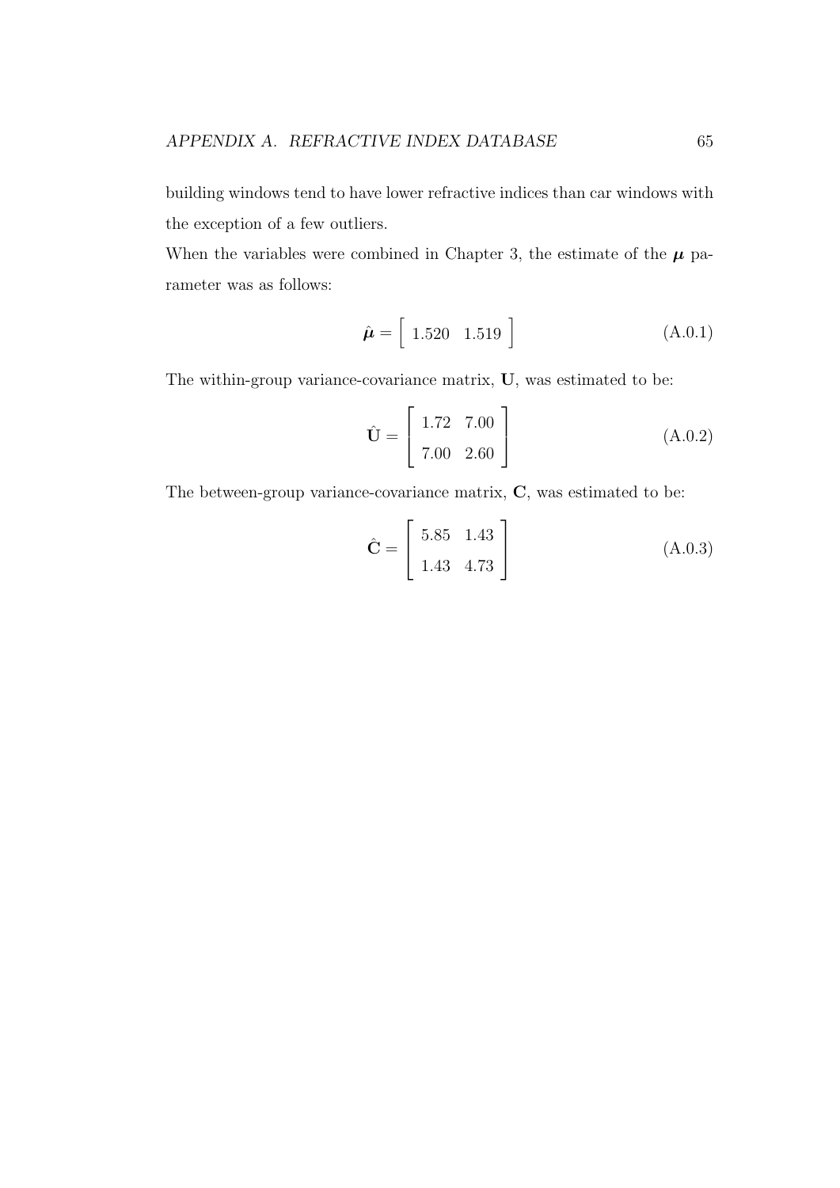building windows tend to have lower refractive indices than car windows with the exception of a few outliers.

When the variables were combined in Chapter 3, the estimate of the $\boldsymbol{\mu}$ parameter was as follows:

$$\hat{\boldsymbol{\mu}} = \begin{bmatrix} 1.520 & 1.519 \end{bmatrix} \tag{A.0.1}$$

The within-group variance-covariance matrix, $\mathbf{U}$, was estimated to be:

$$\hat{\mathbf{U}} = \begin{bmatrix} 1.72 & 7.00 \\ 7.00 & 2.60 \end{bmatrix} \tag{A.0.2}$$

The between-group variance-covariance matrix, $\mathbf{C}$, was estimated to be:

$$\hat{\mathbf{C}} = \begin{bmatrix} 5.85 & 1.43 \\ 1.43 & 4.73 \end{bmatrix} \tag{A.0.3}$$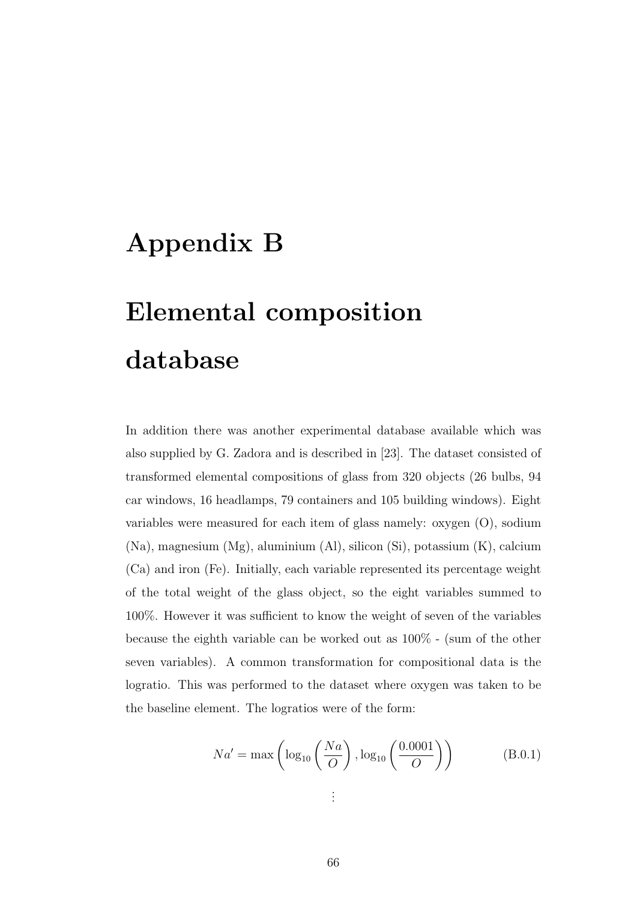# Appendix B

# Elemental composition database

In addition there was another experimental database available which was also supplied by G. Zadora and is described in [23]. The dataset consisted of transformed elemental compositions of glass from 320 objects (26 bulbs, 94 car windows, 16 headlamps, 79 containers and 105 building windows). Eight variables were measured for each item of glass namely: oxygen (O), sodium (Na), magnesium (Mg), aluminium (Al), silicon (Si), potassium (K), calcium (Ca) and iron (Fe). Initially, each variable represented its percentage weight of the total weight of the glass object, so the eight variables summed to 100%. However it was sufficient to know the weight of seven of the variables because the eighth variable can be worked out as 100% - (sum of the other seven variables). A common transformation for compositional data is the logratio. This was performed to the dataset where oxygen was taken to be the baseline element. The logratios were of the form:

$$Na' = \max\left(\log_{10}\left(\frac{Na}{O}\right), \log_{10}\left(\frac{0.0001}{O}\right)\right) \tag{B.0.1}$$

$$\vdots$$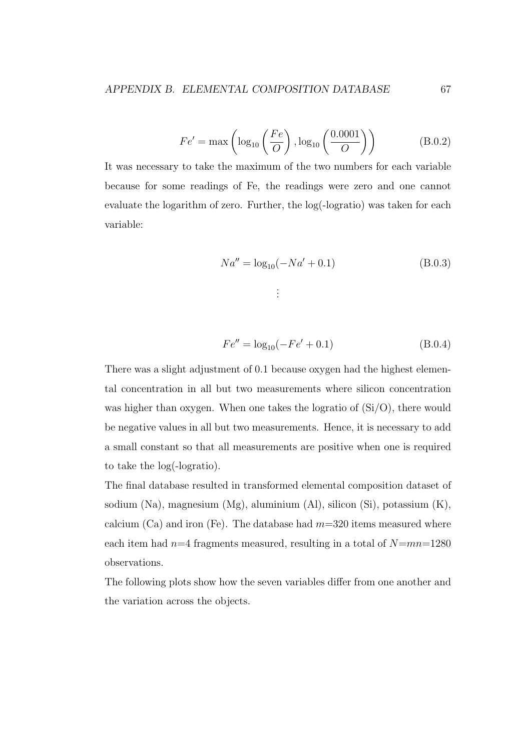$$Fe' = \max\left(\log_{10}\left(\frac{Fe}{O}\right), \log_{10}\left(\frac{0.0001}{O}\right)\right) \tag{B.0.2}$$

It was necessary to take the maximum of the two numbers for each variable because for some readings of Fe, the readings were zero and one cannot evaluate the logarithm of zero. Further, the log(-logratio) was taken for each variable:

$$Na'' = \log_{10}(-Na' + 0.1) \tag{B.0.3}$$

$$\vdots$$

$$Fe'' = \log_{10}(-Fe' + 0.1) \tag{B.0.4}$$

There was a slight adjustment of 0.1 because oxygen had the highest elemental concentration in all but two measurements where silicon concentration was higher than oxygen. When one takes the logratio of (Si/O), there would be negative values in all but two measurements. Hence, it is necessary to add a small constant so that all measurements are positive when one is required to take the log(-logratio).

The final database resulted in transformed elemental composition dataset of sodium (Na), magnesium (Mg), aluminium (Al), silicon (Si), potassium (K), calcium (Ca) and iron (Fe). The database had $m$=320 items measured where each item had $n$=4 fragments measured, resulting in a total of $N$=$mn$=1280 observations.

The following plots show how the seven variables differ from one another and the variation across the objects.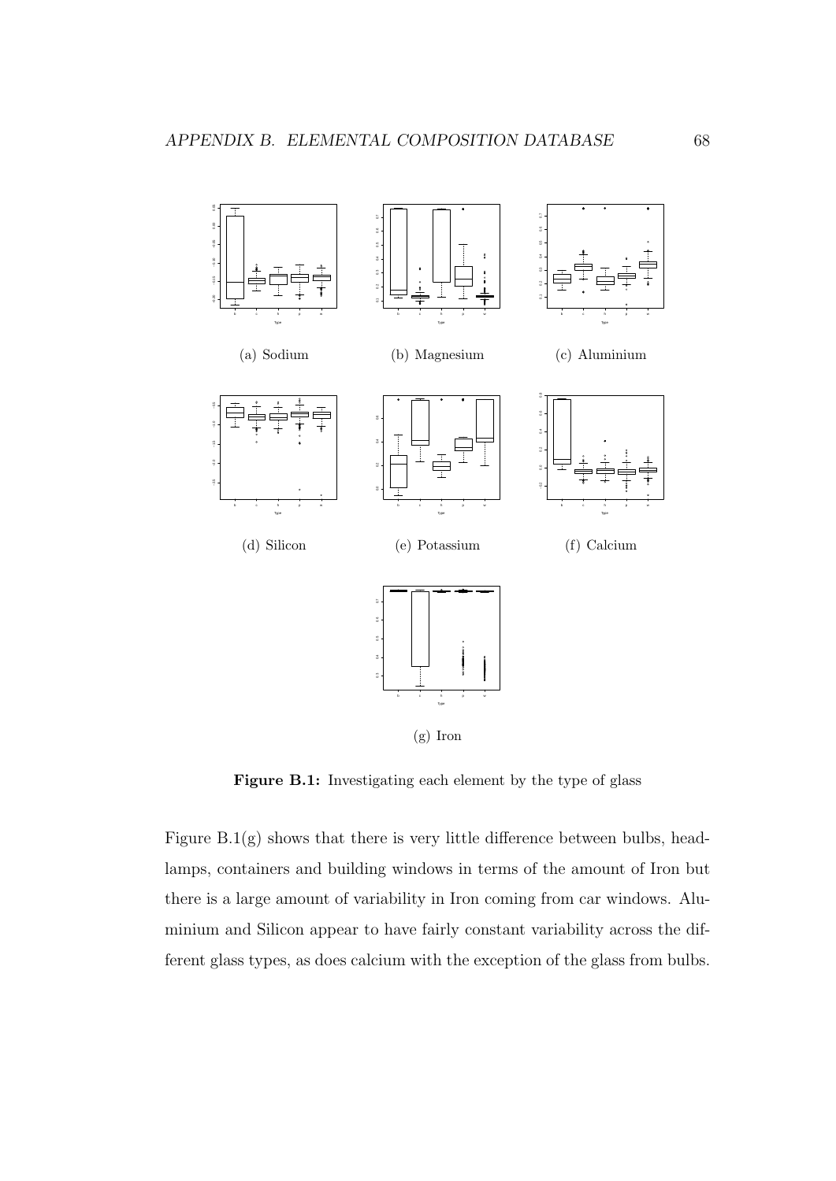(a) Sodium

(b) Magnesium

(c) Aluminium

(d) Silicon

(e) Potassium

(f) Calcium

(g) Iron

**Figure B.1:** Investigating each element by the type of glass

Figure B.1(g) shows that there is very little difference between bulbs, headlamps, containers and building windows in terms of the amount of Iron but there is a large amount of variability in Iron coming from car windows. Aluminium and Silicon appear to have fairly constant variability across the different glass types, as does calcium with the exception of the glass from bulbs.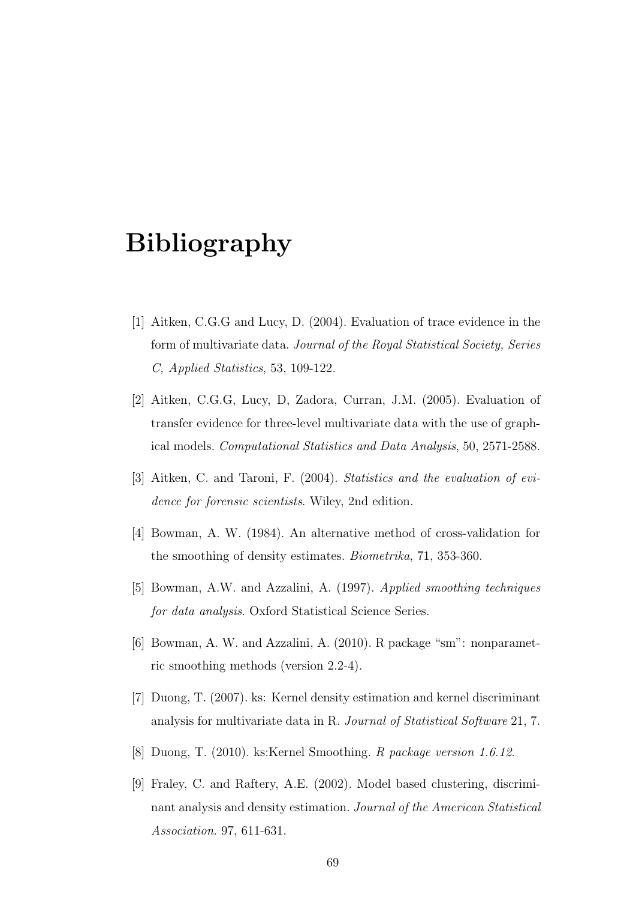# Bibliography

[1] Aitken, C.G.G and Lucy, D. (2004). Evaluation of trace evidence in the form of multivariate data. *Journal of the Royal Statistical Society, Series C, Applied Statistics*, 53, 109-122.

[2] Aitken, C.G.G, Lucy, D, Zadora, Curran, J.M. (2005). Evaluation of transfer evidence for three-level multivariate data with the use of graphical models. *Computational Statistics and Data Analysis*, 50, 2571-2588.

[3] Aitken, C. and Taroni, F. (2004). *Statistics and the evaluation of evidence for forensic scientists*. Wiley, 2nd edition.

[4] Bowman, A. W. (1984). An alternative method of cross-validation for the smoothing of density estimates. *Biometrika*, 71, 353-360.

[5] Bowman, A.W. and Azzalini, A. (1997). *Applied smoothing techniques for data analysis*. Oxford Statistical Science Series.

[6] Bowman, A. W. and Azzalini, A. (2010). R package "sm": nonparametric smoothing methods (version 2.2-4).

[7] Duong, T. (2007). ks: Kernel density estimation and kernel discriminant analysis for multivariate data in R. *Journal of Statistical Software* 21, 7.

[8] Duong, T. (2010). ks:Kernel Smoothing. *R package version 1.6.12*.

[9] Fraley, C. and Raftery, A.E. (2002). Model based clustering, discriminant analysis and density estimation. *Journal of the American Statistical Association*. 97, 611-631.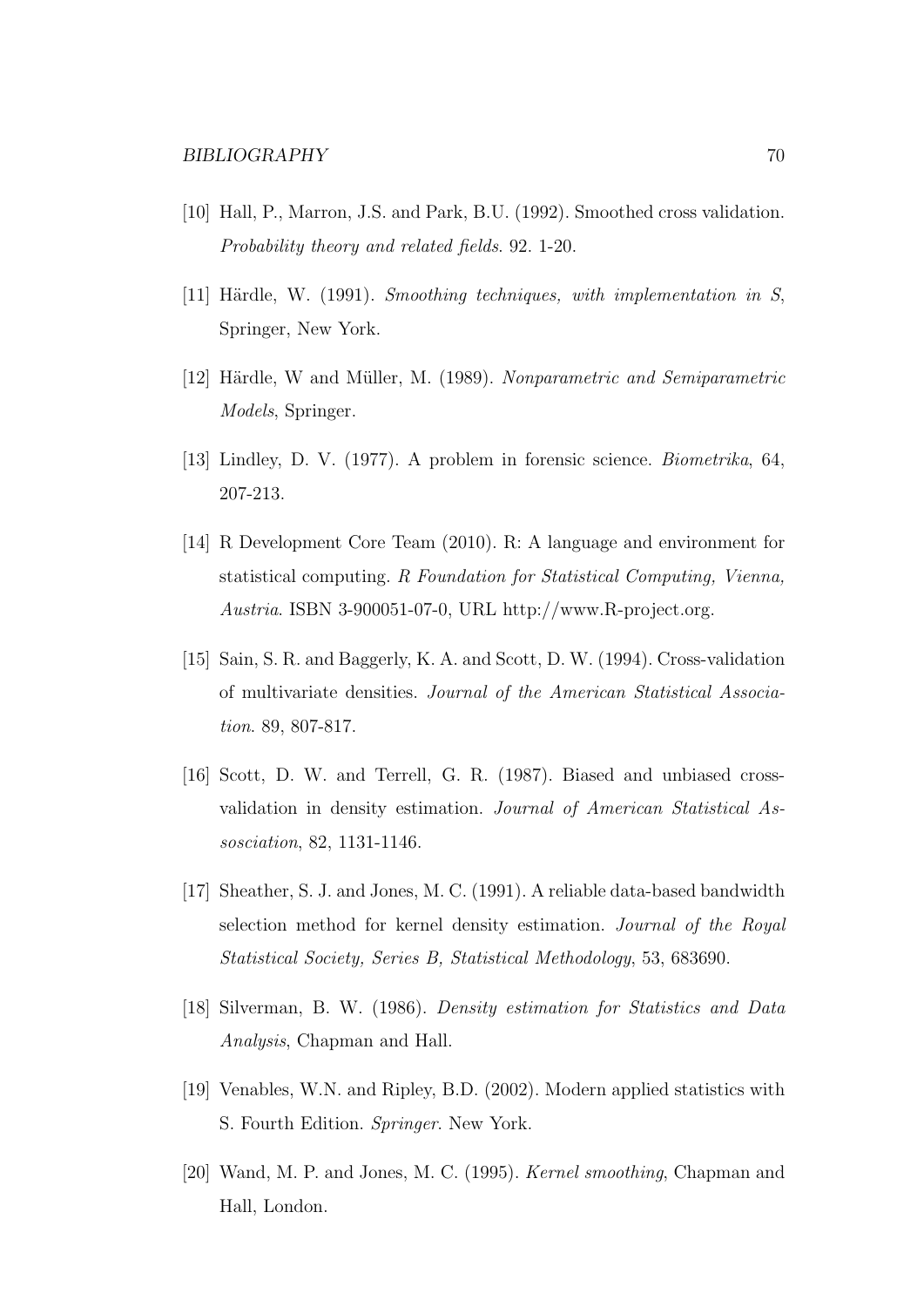[10] Hall, P., Marron, J.S. and Park, B.U. (1992). Smoothed cross validation. *Probability theory and related fields*. 92. 1-20.

[11] Härdle, W. (1991). *Smoothing techniques, with implementation in S*, Springer, New York.

[12] Härdle, W and Müller, M. (1989). *Nonparametric and Semiparametric Models*, Springer.

[13] Lindley, D. V. (1977). A problem in forensic science. *Biometrika*, 64, 207-213.

[14] R Development Core Team (2010). R: A language and environment for statistical computing. *R Foundation for Statistical Computing, Vienna, Austria*. ISBN 3-900051-07-0, URL http://www.R-project.org.

[15] Sain, S. R. and Baggerly, K. A. and Scott, D. W. (1994). Cross-validation of multivariate densities. *Journal of the American Statistical Association*. 89, 807-817.

[16] Scott, D. W. and Terrell, G. R. (1987). Biased and unbiased cross-validation in density estimation. *Journal of American Statistical Assosciation*, 82, 1131-1146.

[17] Sheather, S. J. and Jones, M. C. (1991). A reliable data-based bandwidth selection method for kernel density estimation. *Journal of the Royal Statistical Society, Series B, Statistical Methodology*, 53, 683690.

[18] Silverman, B. W. (1986). *Density estimation for Statistics and Data Analysis*, Chapman and Hall.

[19] Venables, W.N. and Ripley, B.D. (2002). Modern applied statistics with S. Fourth Edition. *Springer*. New York.

[20] Wand, M. P. and Jones, M. C. (1995). *Kernel smoothing*, Chapman and Hall, London.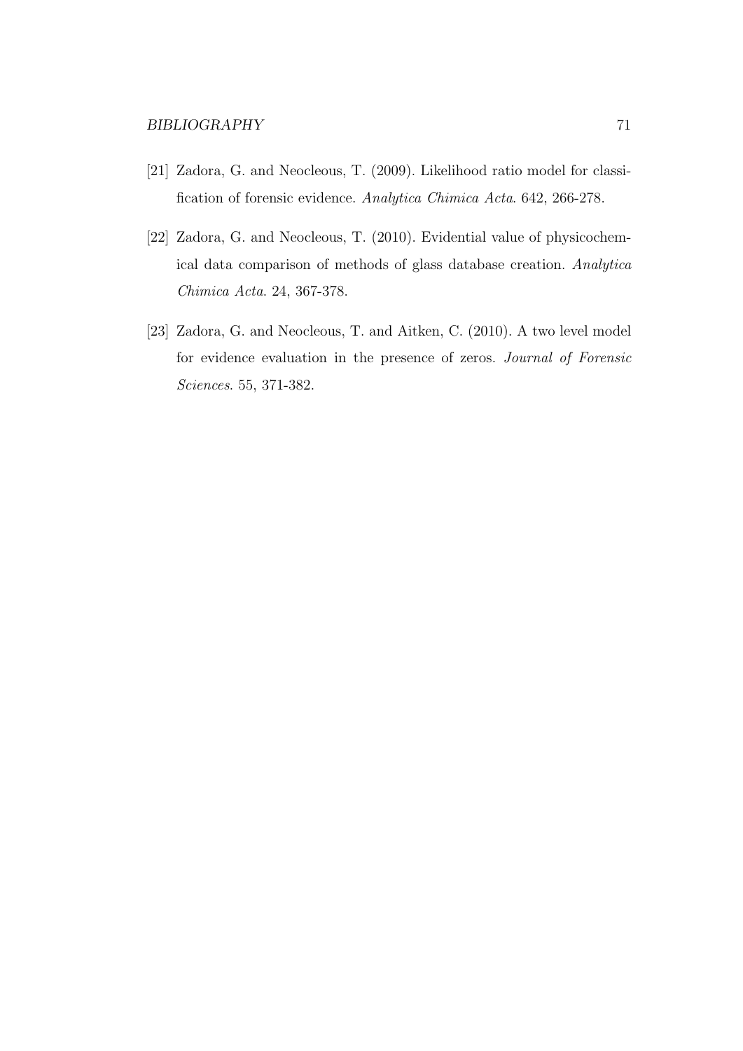[21] Zadora, G. and Neocleous, T. (2009). Likelihood ratio model for classification of forensic evidence. *Analytica Chimica Acta*. 642, 266-278.

[22] Zadora, G. and Neocleous, T. (2010). Evidential value of physicochemical data comparison of methods of glass database creation. *Analytica Chimica Acta*. 24, 367-378.

[23] Zadora, G. and Neocleous, T. and Aitken, C. (2010). A two level model for evidence evaluation in the presence of zeros. *Journal of Forensic Sciences*. 55, 371-382.